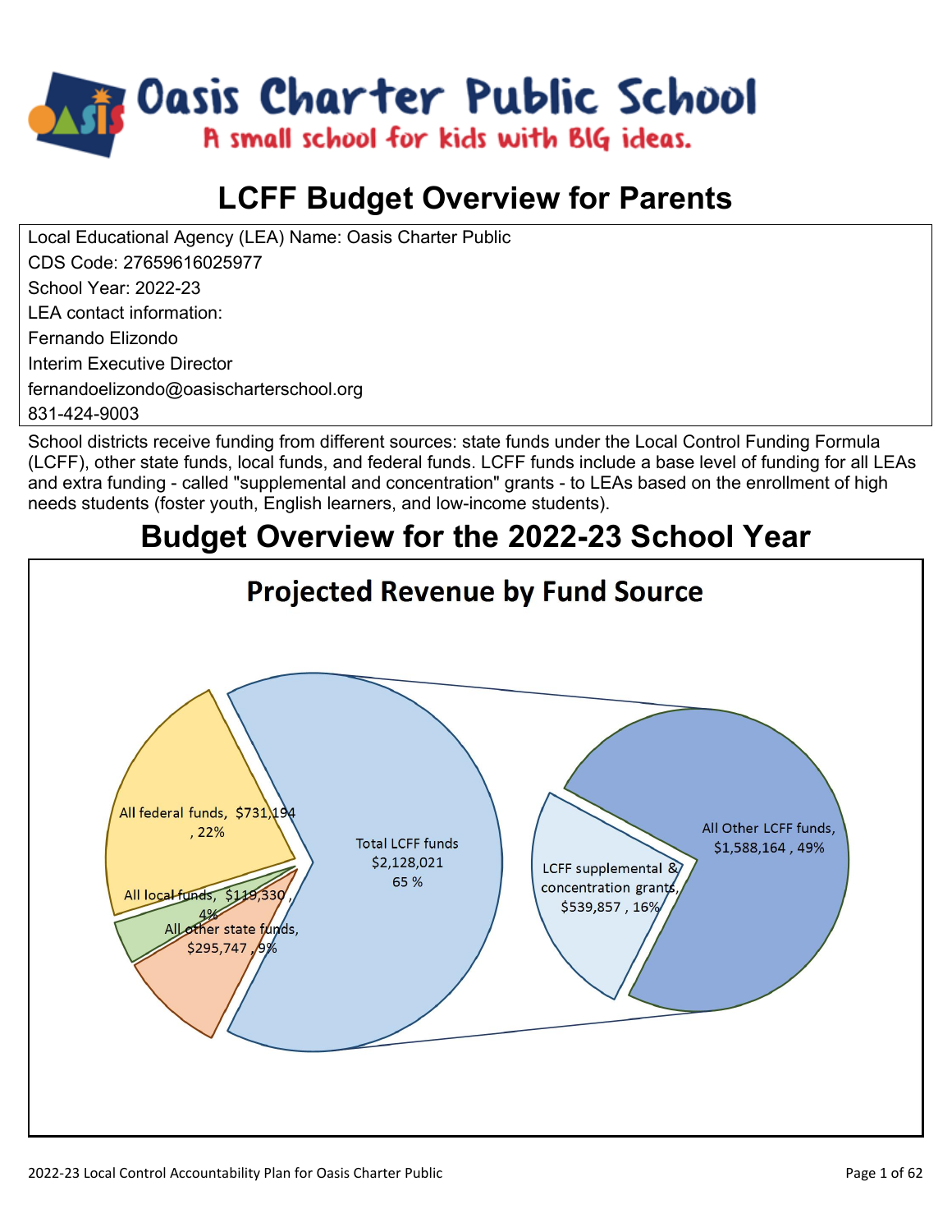# Oasis Charter Public School

A small school for kids with BIG ideas.

# LCFF Budget Overview for Parents

Local Educational Agency (LEA) Name: Oasis Charter Public
CDS Code: 27659616025977
School Year: 2022-23
LEA contact information:
Fernando Elizondo
Interim Executive Director
fernandoelizondo@oasischarterschool.org
831-424-9003

School districts receive funding from different sources: state funds under the Local Control Funding Formula (LCFF), other state funds, local funds, and federal funds. LCFF funds include a base level of funding for all LEAs and extra funding - called "supplemental and concentration" grants - to LEAs based on the enrollment of high needs students (foster youth, English learners, and low-income students).

## Budget Overview for the 2022-23 School Year

### Projected Revenue by Fund Source

- All federal funds, $731,194, 22%
- All local funds, $119,330, 4%
- All other state funds, $295,747, 9%
- Total LCFF funds $2,128,021 65%
  - LCFF supplemental & concentration grants, $539,857, 16%
  - All Other LCFF funds, $1,588,164, 49%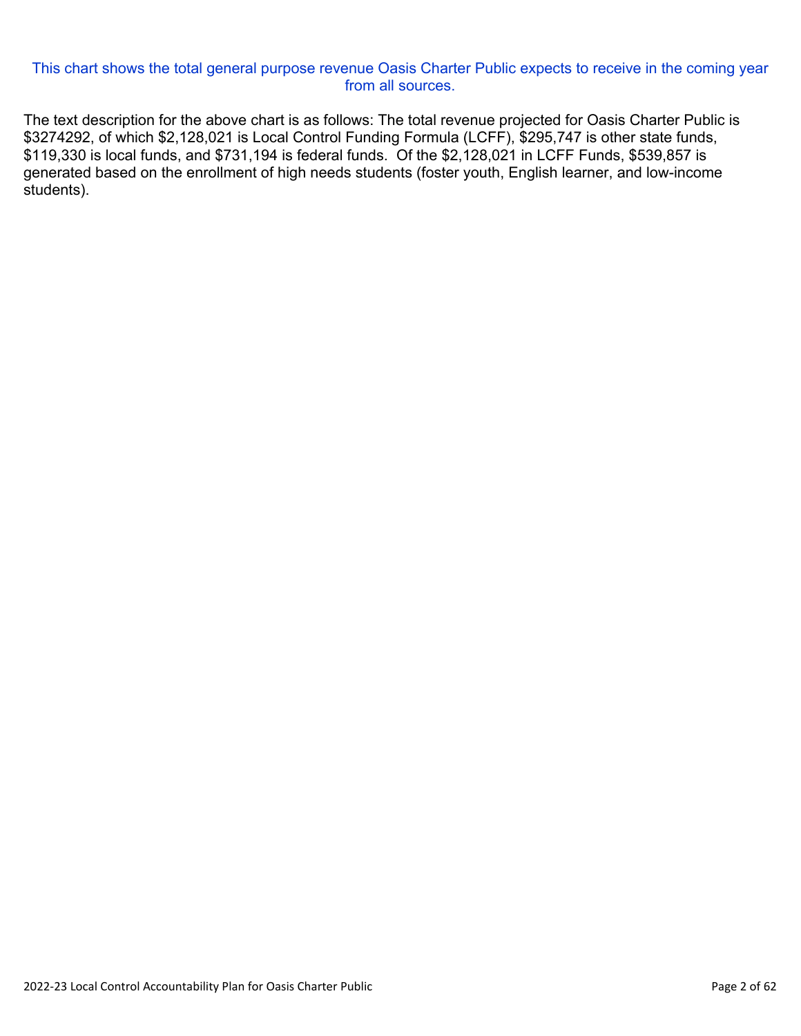This chart shows the total general purpose revenue Oasis Charter Public expects to receive in the coming year from all sources.

The text description for the above chart is as follows: The total revenue projected for Oasis Charter Public is $3274292, of which $2,128,021 is Local Control Funding Formula (LCFF), $295,747 is other state funds, $119,330 is local funds, and $731,194 is federal funds. Of the $2,128,021 in LCFF Funds, $539,857 is generated based on the enrollment of high needs students (foster youth, English learner, and low-income students).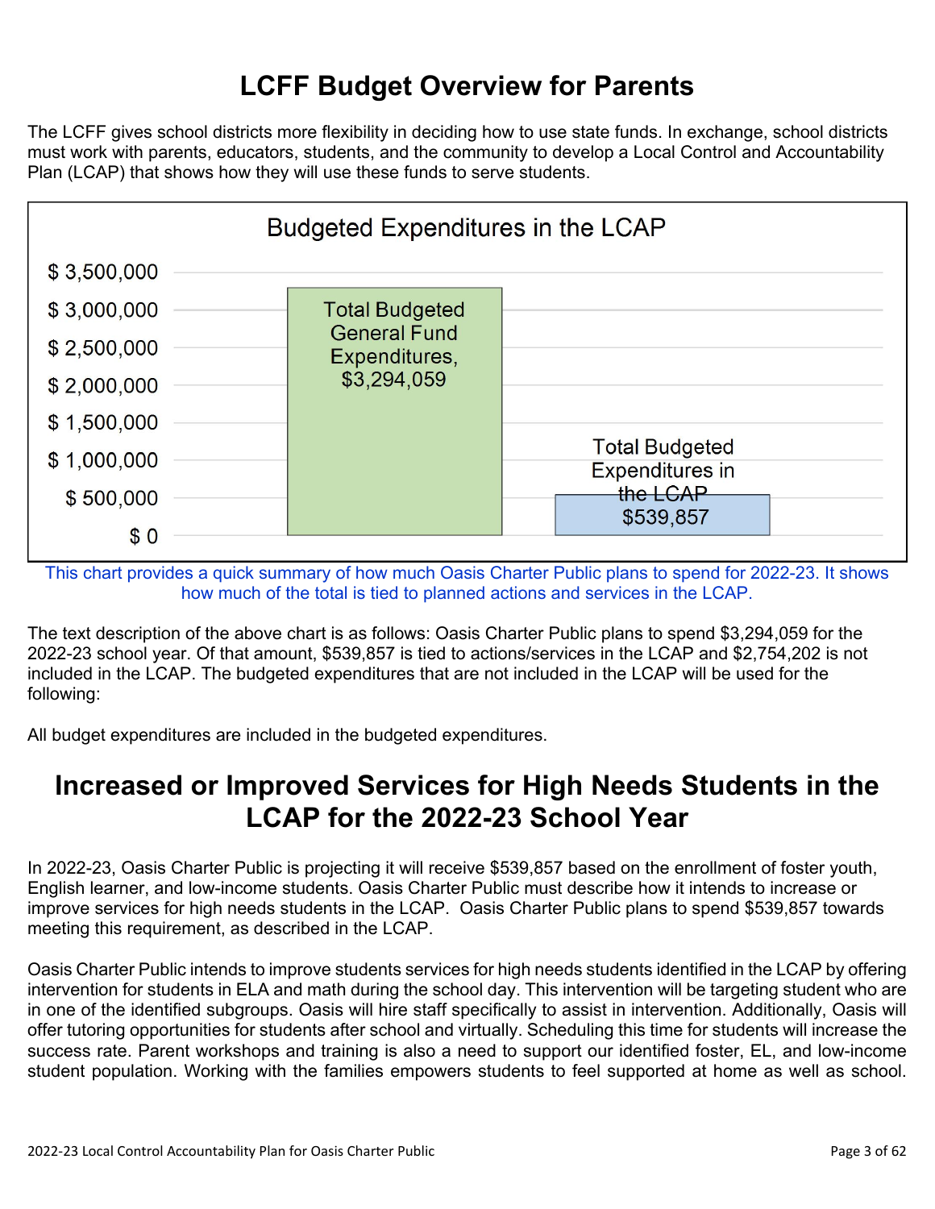# LCFF Budget Overview for Parents

The LCFF gives school districts more flexibility in deciding how to use state funds. In exchange, school districts must work with parents, educators, students, and the community to develop a Local Control and Accountability Plan (LCAP) that shows how they will use these funds to serve students.

**Budgeted Expenditures in the LCAP**

| Category | Amount |
|---|---|
| Total Budgeted General Fund Expenditures | $3,294,059 |
| Total Budgeted Expenditures in the LCAP | $539,857 |

This chart provides a quick summary of how much Oasis Charter Public plans to spend for 2022-23. It shows how much of the total is tied to planned actions and services in the LCAP.

The text description of the above chart is as follows: Oasis Charter Public plans to spend $3,294,059 for the 2022-23 school year. Of that amount, $539,857 is tied to actions/services in the LCAP and $2,754,202 is not included in the LCAP. The budgeted expenditures that are not included in the LCAP will be used for the following:

All budget expenditures are included in the budgeted expenditures.

# Increased or Improved Services for High Needs Students in the LCAP for the 2022-23 School Year

In 2022-23, Oasis Charter Public is projecting it will receive $539,857 based on the enrollment of foster youth, English learner, and low-income students. Oasis Charter Public must describe how it intends to increase or improve services for high needs students in the LCAP. Oasis Charter Public plans to spend $539,857 towards meeting this requirement, as described in the LCAP.

Oasis Charter Public intends to improve students services for high needs students identified in the LCAP by offering intervention for students in ELA and math during the school day. This intervention will be targeting student who are in one of the identified subgroups. Oasis will hire staff specifically to assist in intervention. Additionally, Oasis will offer tutoring opportunities for students after school and virtually. Scheduling this time for students will increase the success rate. Parent workshops and training is also a need to support our identified foster, EL, and low-income student population. Working with the families empowers students to feel supported at home as well as school.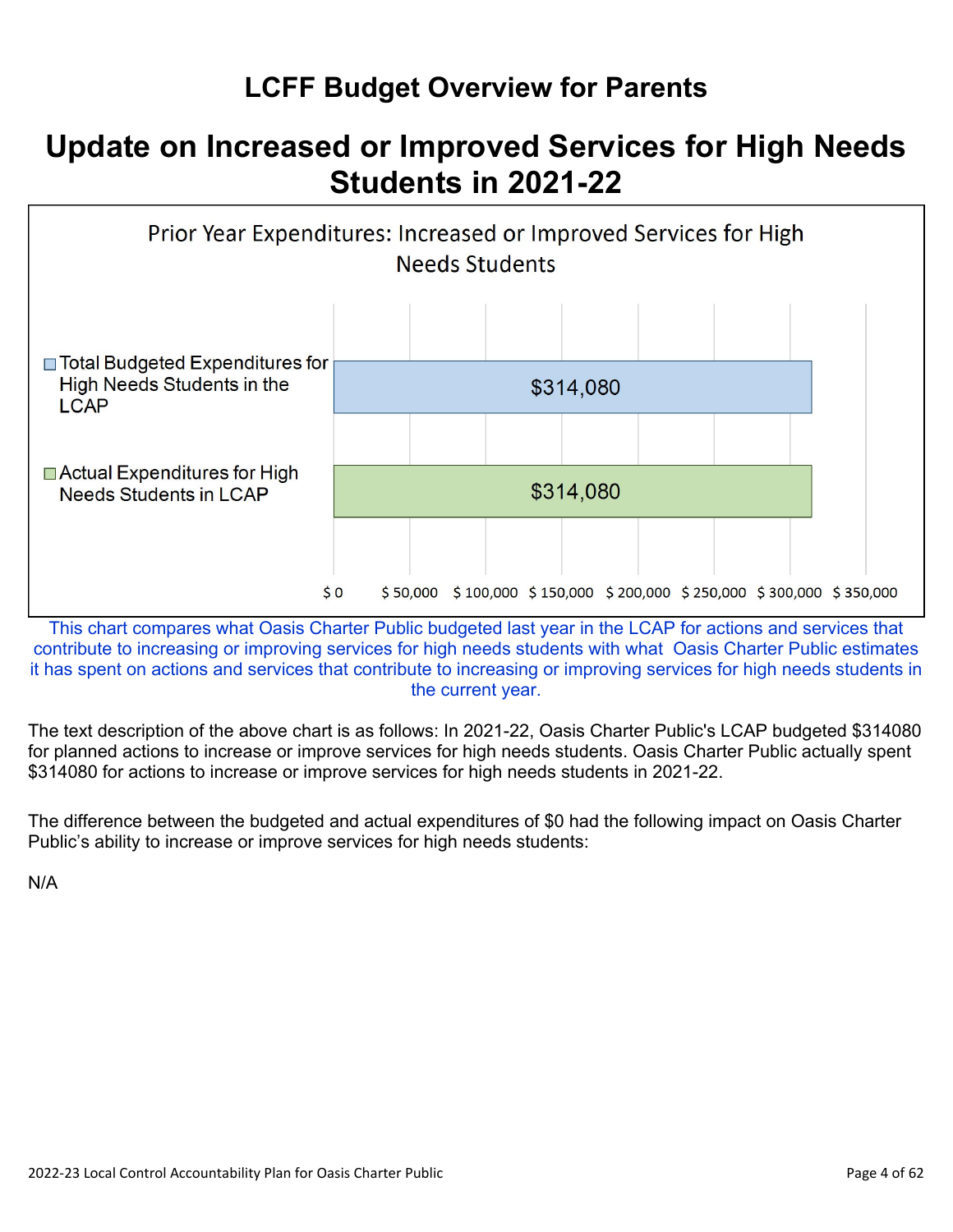# LCFF Budget Overview for Parents

## Update on Increased or Improved Services for High Needs Students in 2021-22

**Prior Year Expenditures: Increased or Improved Services for High Needs Students**

| Category | Amount |
| --- | --- |
| Total Budgeted Expenditures for High Needs Students in the LCAP | $314,080 |
| Actual Expenditures for High Needs Students in LCAP | $314,080 |

This chart compares what Oasis Charter Public budgeted last year in the LCAP for actions and services that contribute to increasing or improving services for high needs students with what Oasis Charter Public estimates it has spent on actions and services that contribute to increasing or improving services for high needs students in the current year.

The text description of the above chart is as follows: In 2021-22, Oasis Charter Public's LCAP budgeted $314080 for planned actions to increase or improve services for high needs students. Oasis Charter Public actually spent $314080 for actions to increase or improve services for high needs students in 2021-22.

The difference between the budgeted and actual expenditures of $0 had the following impact on Oasis Charter Public's ability to increase or improve services for high needs students:

N/A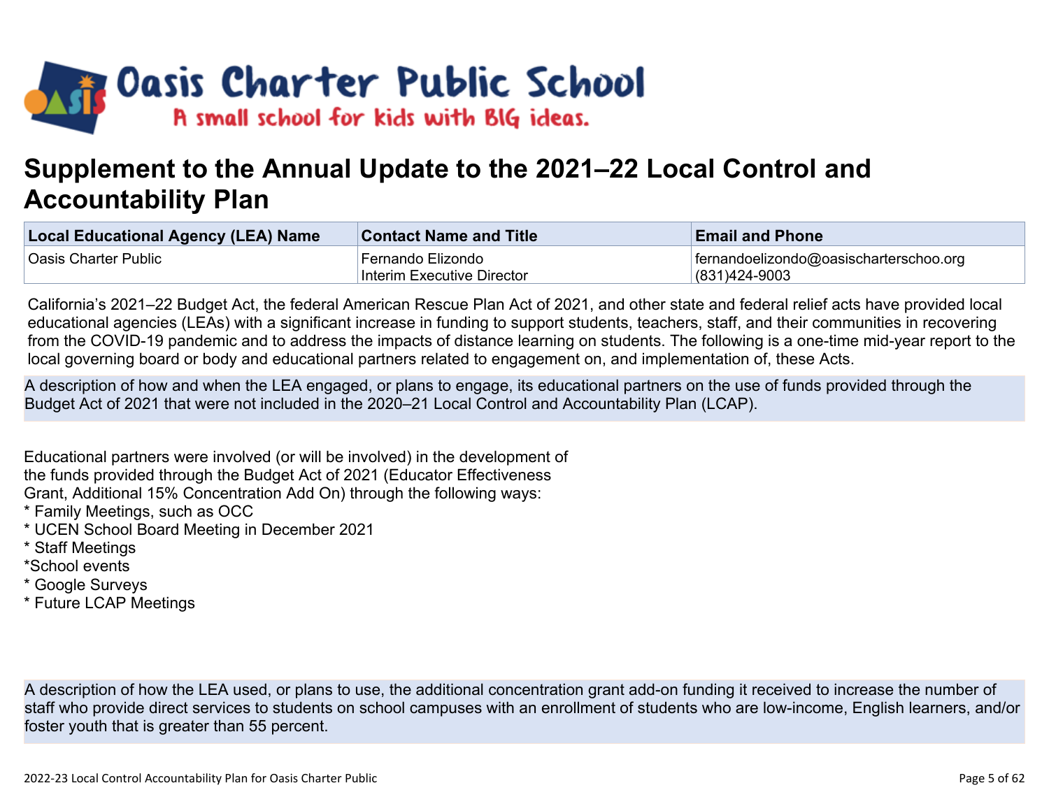Oasis Charter Public School

A small school for kids with BIG ideas.

# Supplement to the Annual Update to the 2021–22 Local Control and Accountability Plan

| Local Educational Agency (LEA) Name | Contact Name and Title | Email and Phone |
|---|---|---|
| Oasis Charter Public | Fernando Elizondo<br>Interim Executive Director | fernandoelizondo@oasischarterschoo.org<br>(831)424-9003 |

California's 2021–22 Budget Act, the federal American Rescue Plan Act of 2021, and other state and federal relief acts have provided local educational agencies (LEAs) with a significant increase in funding to support students, teachers, staff, and their communities in recovering from the COVID-19 pandemic and to address the impacts of distance learning on students. The following is a one-time mid-year report to the local governing board or body and educational partners related to engagement on, and implementation of, these Acts.

**A description of how and when the LEA engaged, or plans to engage, its educational partners on the use of funds provided through the Budget Act of 2021 that were not included in the 2020–21 Local Control and Accountability Plan (LCAP).**

Educational partners were involved (or will be involved) in the development of the funds provided through the Budget Act of 2021 (Educator Effectiveness Grant, Additional 15% Concentration Add On) through the following ways:
* Family Meetings, such as OCC
* UCEN School Board Meeting in December 2021
* Staff Meetings
*School events
* Google Surveys
* Future LCAP Meetings

**A description of how the LEA used, or plans to use, the additional concentration grant add-on funding it received to increase the number of staff who provide direct services to students on school campuses with an enrollment of students who are low-income, English learners, and/or foster youth that is greater than 55 percent.**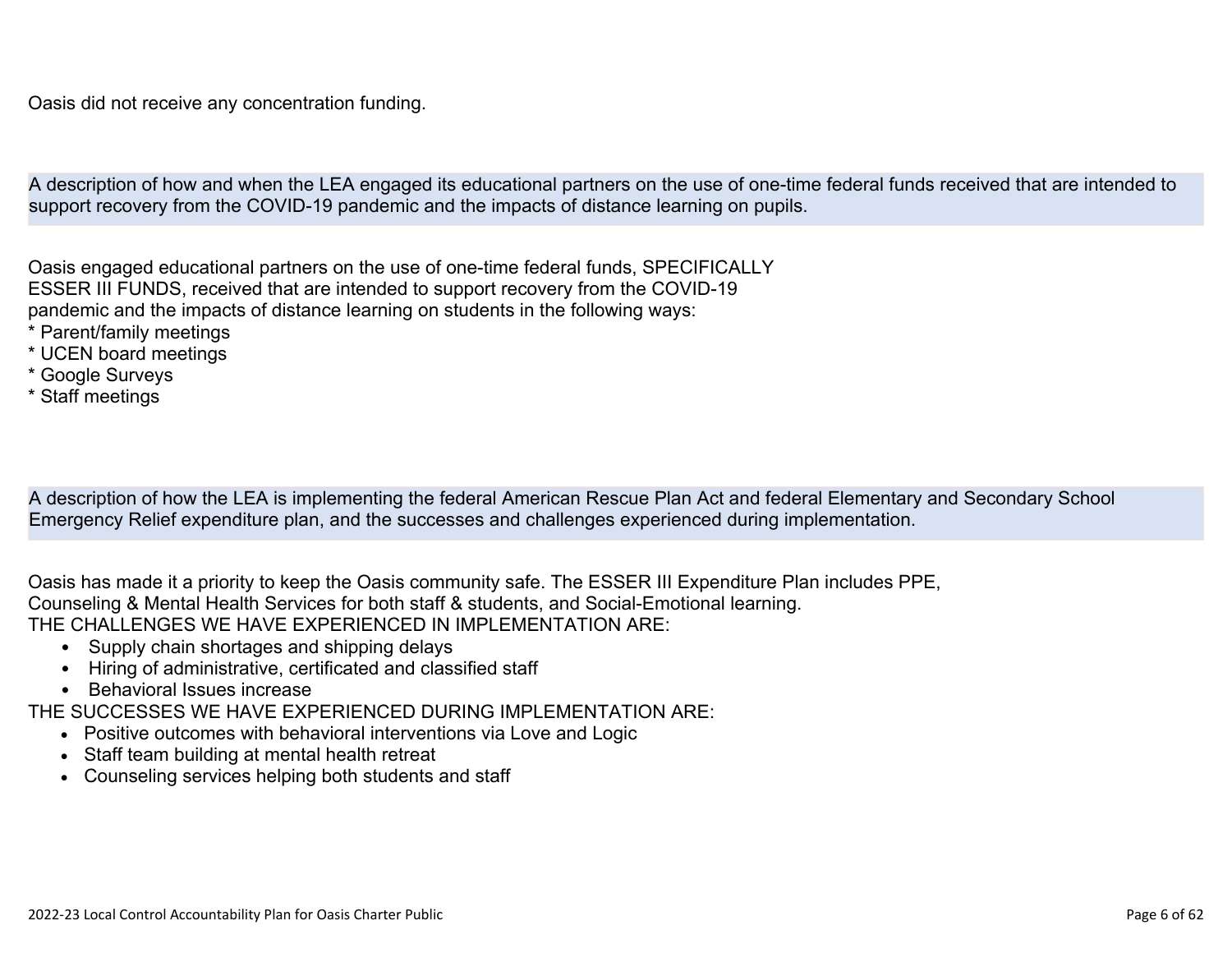Oasis did not receive any concentration funding.

A description of how and when the LEA engaged its educational partners on the use of one-time federal funds received that are intended to support recovery from the COVID-19 pandemic and the impacts of distance learning on pupils.

Oasis engaged educational partners on the use of one-time federal funds, SPECIFICALLY ESSER III FUNDS, received that are intended to support recovery from the COVID-19 pandemic and the impacts of distance learning on students in the following ways:
* Parent/family meetings
* UCEN board meetings
* Google Surveys
* Staff meetings

A description of how the LEA is implementing the federal American Rescue Plan Act and federal Elementary and Secondary School Emergency Relief expenditure plan, and the successes and challenges experienced during implementation.

Oasis has made it a priority to keep the Oasis community safe. The ESSER III Expenditure Plan includes PPE, Counseling & Mental Health Services for both staff & students, and Social-Emotional learning.
THE CHALLENGES WE HAVE EXPERIENCED IN IMPLEMENTATION ARE:

- Supply chain shortages and shipping delays
- Hiring of administrative, certificated and classified staff
- Behavioral Issues increase

THE SUCCESSES WE HAVE EXPERIENCED DURING IMPLEMENTATION ARE:

- Positive outcomes with behavioral interventions via Love and Logic
- Staff team building at mental health retreat
- Counseling services helping both students and staff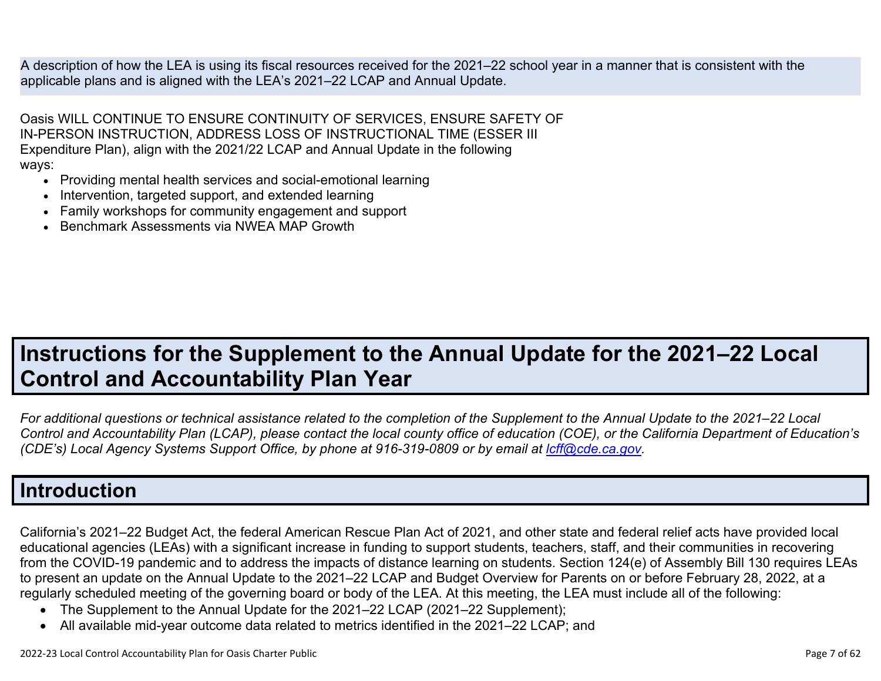A description of how the LEA is using its fiscal resources received for the 2021–22 school year in a manner that is consistent with the applicable plans and is aligned with the LEA's 2021–22 LCAP and Annual Update.

Oasis WILL CONTINUE TO ENSURE CONTINUITY OF SERVICES, ENSURE SAFETY OF IN-PERSON INSTRUCTION, ADDRESS LOSS OF INSTRUCTIONAL TIME (ESSER III Expenditure Plan), align with the 2021/22 LCAP and Annual Update in the following ways:

- Providing mental health services and social-emotional learning
- Intervention, targeted support, and extended learning
- Family workshops for community engagement and support
- Benchmark Assessments via NWEA MAP Growth

# Instructions for the Supplement to the Annual Update for the 2021–22 Local Control and Accountability Plan Year

*For additional questions or technical assistance related to the completion of the Supplement to the Annual Update to the 2021–22 Local Control and Accountability Plan (LCAP), please contact the local county office of education (COE), or the California Department of Education's (CDE's) Local Agency Systems Support Office, by phone at 916-319-0809 or by email at [lcff@cde.ca.gov](mailto:lcff@cde.ca.gov).*

## Introduction

California's 2021–22 Budget Act, the federal American Rescue Plan Act of 2021, and other state and federal relief acts have provided local educational agencies (LEAs) with a significant increase in funding to support students, teachers, staff, and their communities in recovering from the COVID-19 pandemic and to address the impacts of distance learning on students. Section 124(e) of Assembly Bill 130 requires LEAs to present an update on the Annual Update to the 2021–22 LCAP and Budget Overview for Parents on or before February 28, 2022, at a regularly scheduled meeting of the governing board or body of the LEA. At this meeting, the LEA must include all of the following:

- The Supplement to the Annual Update for the 2021–22 LCAP (2021–22 Supplement);
- All available mid-year outcome data related to metrics identified in the 2021–22 LCAP; and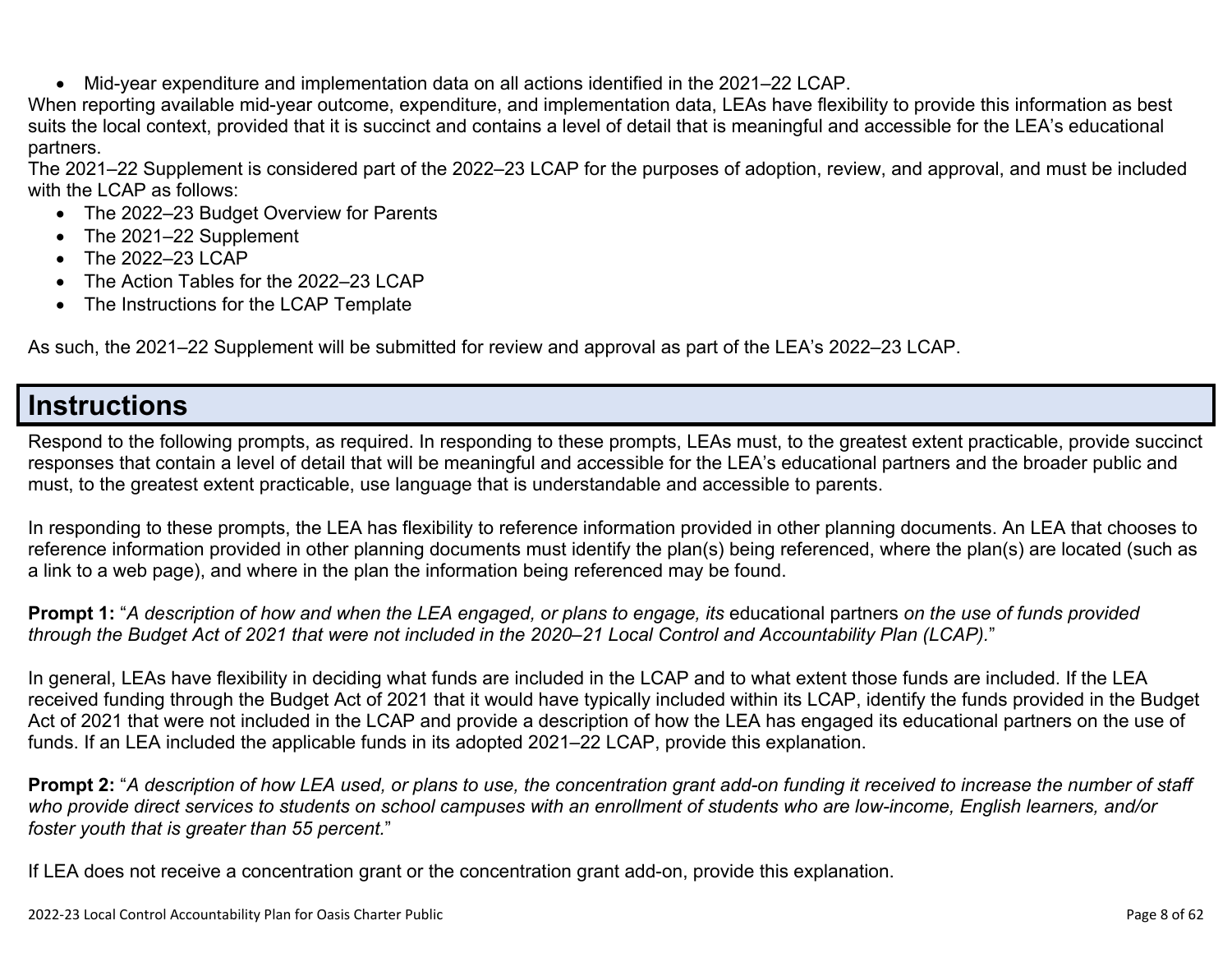- Mid-year expenditure and implementation data on all actions identified in the 2021–22 LCAP.

When reporting available mid-year outcome, expenditure, and implementation data, LEAs have flexibility to provide this information as best suits the local context, provided that it is succinct and contains a level of detail that is meaningful and accessible for the LEA's educational partners.

The 2021–22 Supplement is considered part of the 2022–23 LCAP for the purposes of adoption, review, and approval, and must be included with the LCAP as follows:

- The 2022–23 Budget Overview for Parents
- The 2021–22 Supplement
- The 2022–23 LCAP
- The Action Tables for the 2022–23 LCAP
- The Instructions for the LCAP Template

As such, the 2021–22 Supplement will be submitted for review and approval as part of the LEA's 2022–23 LCAP.

# Instructions

Respond to the following prompts, as required. In responding to these prompts, LEAs must, to the greatest extent practicable, provide succinct responses that contain a level of detail that will be meaningful and accessible for the LEA's educational partners and the broader public and must, to the greatest extent practicable, use language that is understandable and accessible to parents.

In responding to these prompts, the LEA has flexibility to reference information provided in other planning documents. An LEA that chooses to reference information provided in other planning documents must identify the plan(s) being referenced, where the plan(s) are located (such as a link to a web page), and where in the plan the information being referenced may be found.

**Prompt 1:** "*A description of how and when the LEA engaged, or plans to engage, its* educational partners *on the use of funds provided through the Budget Act of 2021 that were not included in the 2020–21 Local Control and Accountability Plan (LCAP).*"

In general, LEAs have flexibility in deciding what funds are included in the LCAP and to what extent those funds are included. If the LEA received funding through the Budget Act of 2021 that it would have typically included within its LCAP, identify the funds provided in the Budget Act of 2021 that were not included in the LCAP and provide a description of how the LEA has engaged its educational partners on the use of funds. If an LEA included the applicable funds in its adopted 2021–22 LCAP, provide this explanation.

**Prompt 2:** "*A description of how LEA used, or plans to use, the concentration grant add-on funding it received to increase the number of staff who provide direct services to students on school campuses with an enrollment of students who are low-income, English learners, and/or foster youth that is greater than 55 percent.*"

If LEA does not receive a concentration grant or the concentration grant add-on, provide this explanation.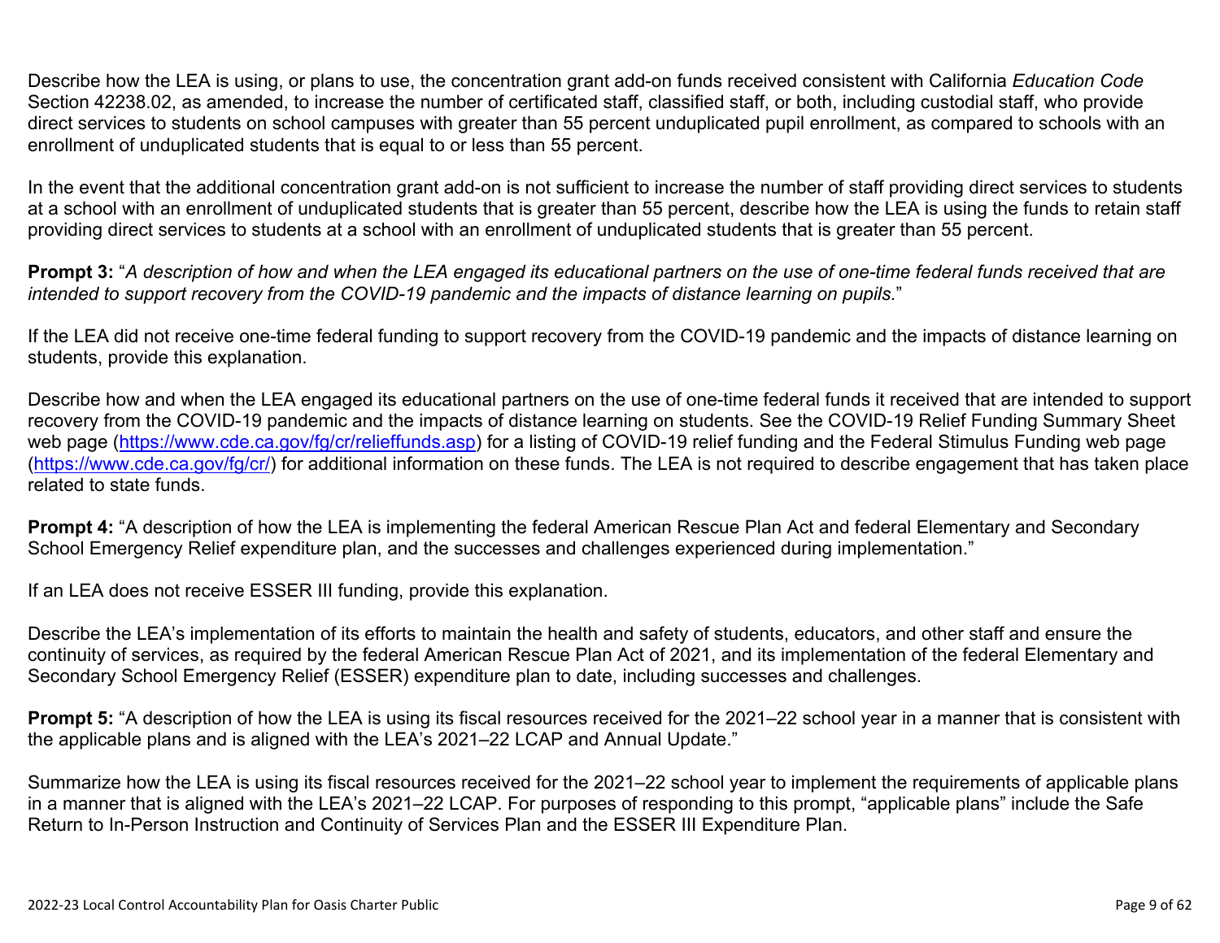Describe how the LEA is using, or plans to use, the concentration grant add-on funds received consistent with California *Education Code* Section 42238.02, as amended, to increase the number of certificated staff, classified staff, or both, including custodial staff, who provide direct services to students on school campuses with greater than 55 percent unduplicated pupil enrollment, as compared to schools with an enrollment of unduplicated students that is equal to or less than 55 percent.

In the event that the additional concentration grant add-on is not sufficient to increase the number of staff providing direct services to students at a school with an enrollment of unduplicated students that is greater than 55 percent, describe how the LEA is using the funds to retain staff providing direct services to students at a school with an enrollment of unduplicated students that is greater than 55 percent.

**Prompt 3:** "*A description of how and when the LEA engaged its educational partners on the use of one-time federal funds received that are intended to support recovery from the COVID-19 pandemic and the impacts of distance learning on pupils.*"

If the LEA did not receive one-time federal funding to support recovery from the COVID-19 pandemic and the impacts of distance learning on students, provide this explanation.

Describe how and when the LEA engaged its educational partners on the use of one-time federal funds it received that are intended to support recovery from the COVID-19 pandemic and the impacts of distance learning on students. See the COVID-19 Relief Funding Summary Sheet web page (https://www.cde.ca.gov/fg/cr/relieffunds.asp) for a listing of COVID-19 relief funding and the Federal Stimulus Funding web page (https://www.cde.ca.gov/fg/cr/) for additional information on these funds. The LEA is not required to describe engagement that has taken place related to state funds.

**Prompt 4:** "A description of how the LEA is implementing the federal American Rescue Plan Act and federal Elementary and Secondary School Emergency Relief expenditure plan, and the successes and challenges experienced during implementation."

If an LEA does not receive ESSER III funding, provide this explanation.

Describe the LEA's implementation of its efforts to maintain the health and safety of students, educators, and other staff and ensure the continuity of services, as required by the federal American Rescue Plan Act of 2021, and its implementation of the federal Elementary and Secondary School Emergency Relief (ESSER) expenditure plan to date, including successes and challenges.

**Prompt 5:** "A description of how the LEA is using its fiscal resources received for the 2021–22 school year in a manner that is consistent with the applicable plans and is aligned with the LEA's 2021–22 LCAP and Annual Update."

Summarize how the LEA is using its fiscal resources received for the 2021–22 school year to implement the requirements of applicable plans in a manner that is aligned with the LEA's 2021–22 LCAP. For purposes of responding to this prompt, "applicable plans" include the Safe Return to In-Person Instruction and Continuity of Services Plan and the ESSER III Expenditure Plan.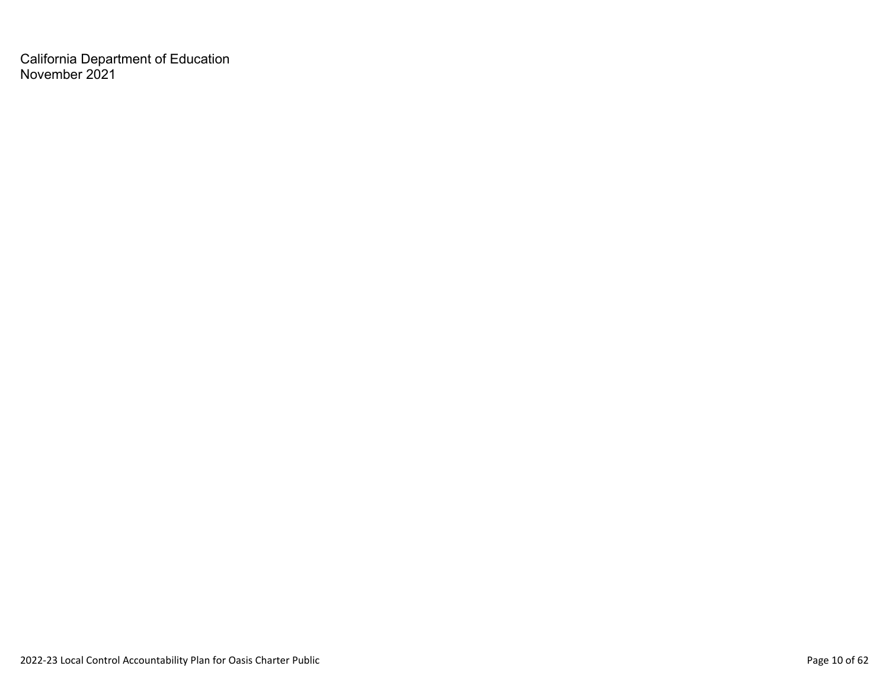California Department of Education
November 2021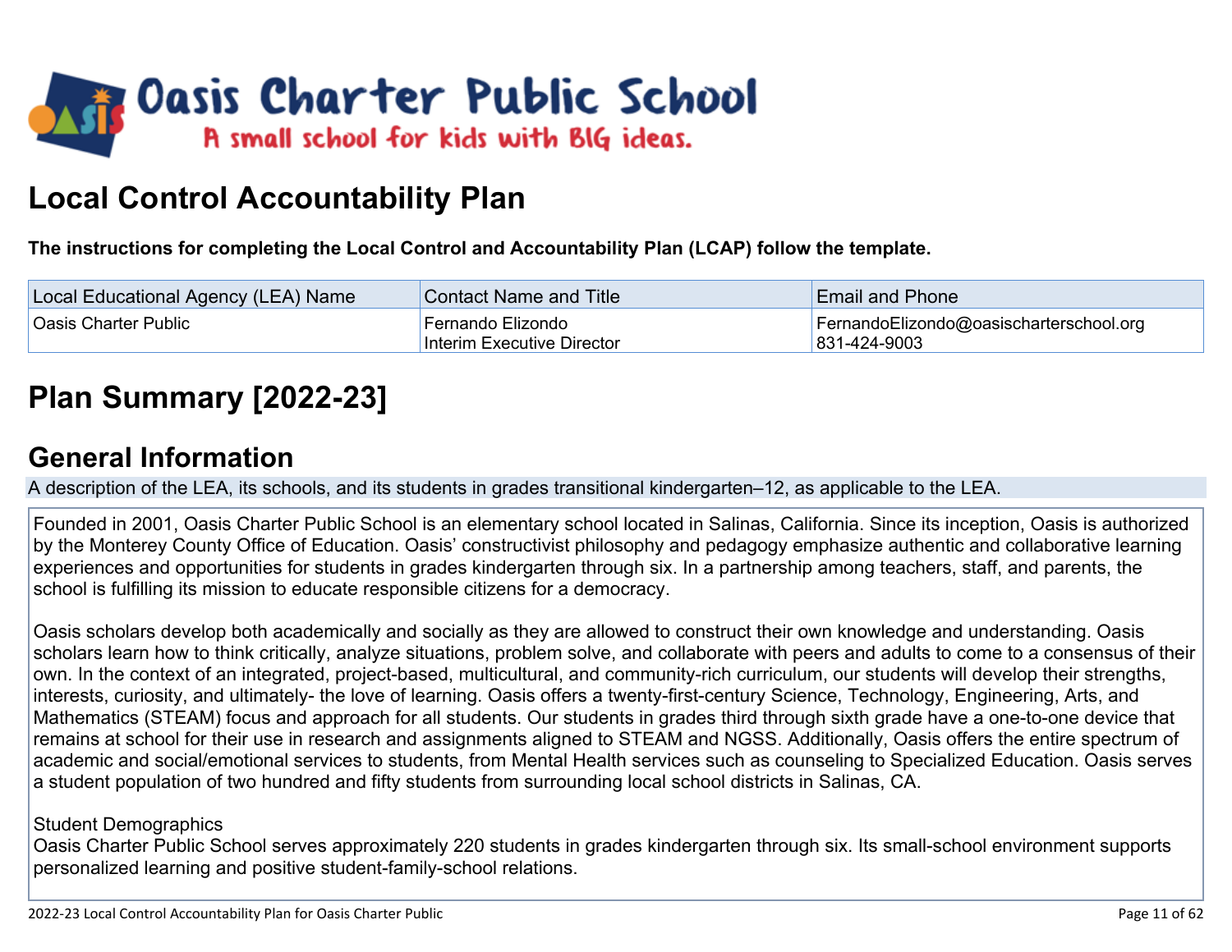Oasis Charter Public School

A small school for kids with BIG ideas.

# Local Control Accountability Plan

**The instructions for completing the Local Control and Accountability Plan (LCAP) follow the template.**

| Local Educational Agency (LEA) Name | Contact Name and Title | Email and Phone |
|---|---|---|
| Oasis Charter Public | Fernando Elizondo<br>Interim Executive Director | FernandoElizondo@oasischarterschool.org<br>831-424-9003 |

# Plan Summary [2022-23]

## General Information

A description of the LEA, its schools, and its students in grades transitional kindergarten–12, as applicable to the LEA.

Founded in 2001, Oasis Charter Public School is an elementary school located in Salinas, California. Since its inception, Oasis is authorized by the Monterey County Office of Education. Oasis' constructivist philosophy and pedagogy emphasize authentic and collaborative learning experiences and opportunities for students in grades kindergarten through six. In a partnership among teachers, staff, and parents, the school is fulfilling its mission to educate responsible citizens for a democracy.

Oasis scholars develop both academically and socially as they are allowed to construct their own knowledge and understanding. Oasis scholars learn how to think critically, analyze situations, problem solve, and collaborate with peers and adults to come to a consensus of their own. In the context of an integrated, project-based, multicultural, and community-rich curriculum, our students will develop their strengths, interests, curiosity, and ultimately- the love of learning. Oasis offers a twenty-first-century Science, Technology, Engineering, Arts, and Mathematics (STEAM) focus and approach for all students. Our students in grades third through sixth grade have a one-to-one device that remains at school for their use in research and assignments aligned to STEAM and NGSS. Additionally, Oasis offers the entire spectrum of academic and social/emotional services to students, from Mental Health services such as counseling to Specialized Education. Oasis serves a student population of two hundred and fifty students from surrounding local school districts in Salinas, CA.

Student Demographics
Oasis Charter Public School serves approximately 220 students in grades kindergarten through six. Its small-school environment supports personalized learning and positive student-family-school relations.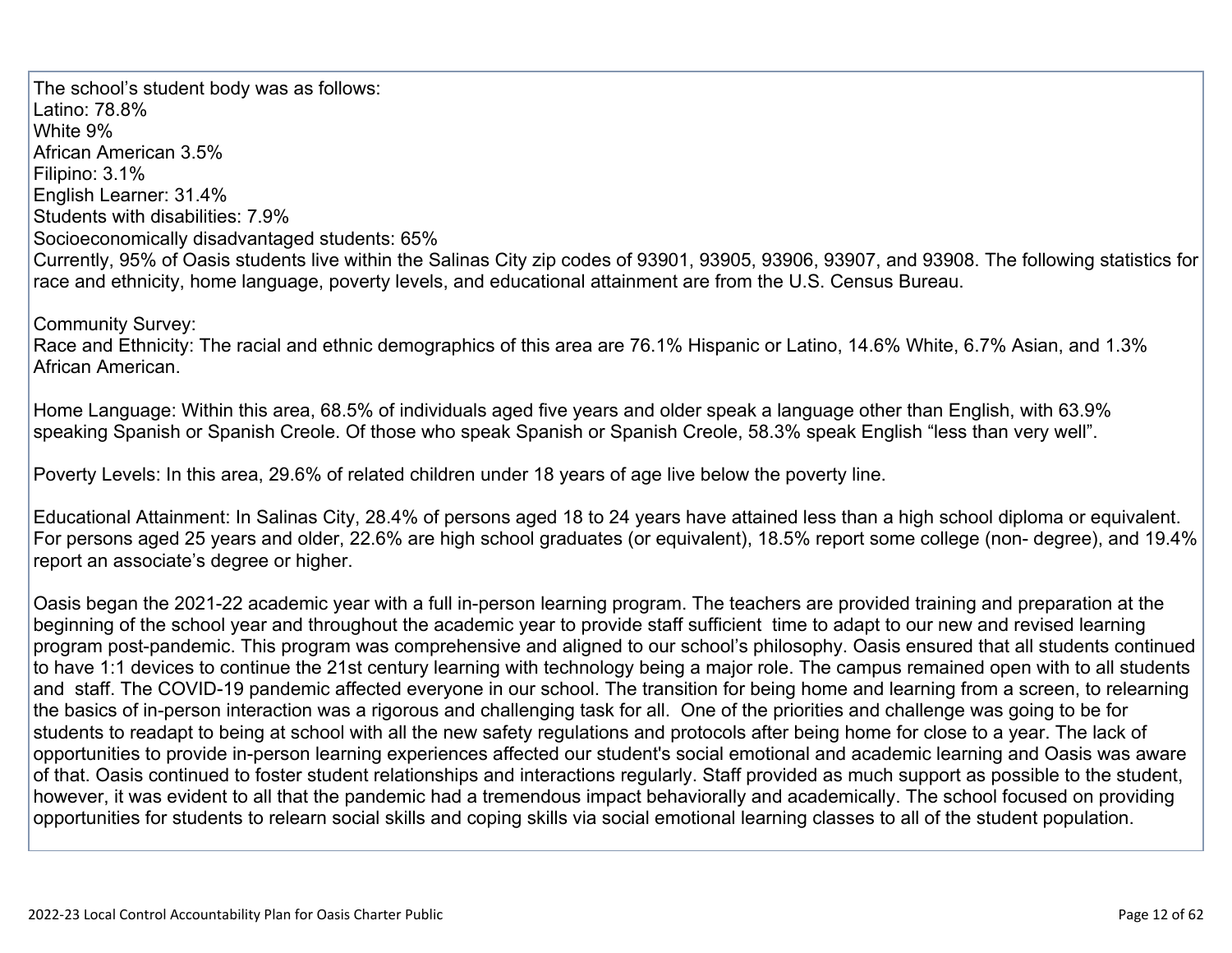The school's student body was as follows:
Latino: 78.8%
White 9%
African American 3.5%
Filipino: 3.1%
English Learner: 31.4%
Students with disabilities: 7.9%
Socioeconomically disadvantaged students: 65%
Currently, 95% of Oasis students live within the Salinas City zip codes of 93901, 93905, 93906, 93907, and 93908. The following statistics for race and ethnicity, home language, poverty levels, and educational attainment are from the U.S. Census Bureau.

Community Survey:
Race and Ethnicity: The racial and ethnic demographics of this area are 76.1% Hispanic or Latino, 14.6% White, 6.7% Asian, and 1.3% African American.

Home Language: Within this area, 68.5% of individuals aged five years and older speak a language other than English, with 63.9% speaking Spanish or Spanish Creole. Of those who speak Spanish or Spanish Creole, 58.3% speak English "less than very well".

Poverty Levels: In this area, 29.6% of related children under 18 years of age live below the poverty line.

Educational Attainment: In Salinas City, 28.4% of persons aged 18 to 24 years have attained less than a high school diploma or equivalent. For persons aged 25 years and older, 22.6% are high school graduates (or equivalent), 18.5% report some college (non- degree), and 19.4% report an associate's degree or higher.

Oasis began the 2021-22 academic year with a full in-person learning program. The teachers are provided training and preparation at the beginning of the school year and throughout the academic year to provide staff sufficient time to adapt to our new and revised learning program post-pandemic. This program was comprehensive and aligned to our school's philosophy. Oasis ensured that all students continued to have 1:1 devices to continue the 21st century learning with technology being a major role. The campus remained open with to all students and staff. The COVID-19 pandemic affected everyone in our school. The transition for being home and learning from a screen, to relearning the basics of in-person interaction was a rigorous and challenging task for all. One of the priorities and challenge was going to be for students to readapt to being at school with all the new safety regulations and protocols after being home for close to a year. The lack of opportunities to provide in-person learning experiences affected our student's social emotional and academic learning and Oasis was aware of that. Oasis continued to foster student relationships and interactions regularly. Staff provided as much support as possible to the student, however, it was evident to all that the pandemic had a tremendous impact behaviorally and academically. The school focused on providing opportunities for students to relearn social skills and coping skills via social emotional learning classes to all of the student population.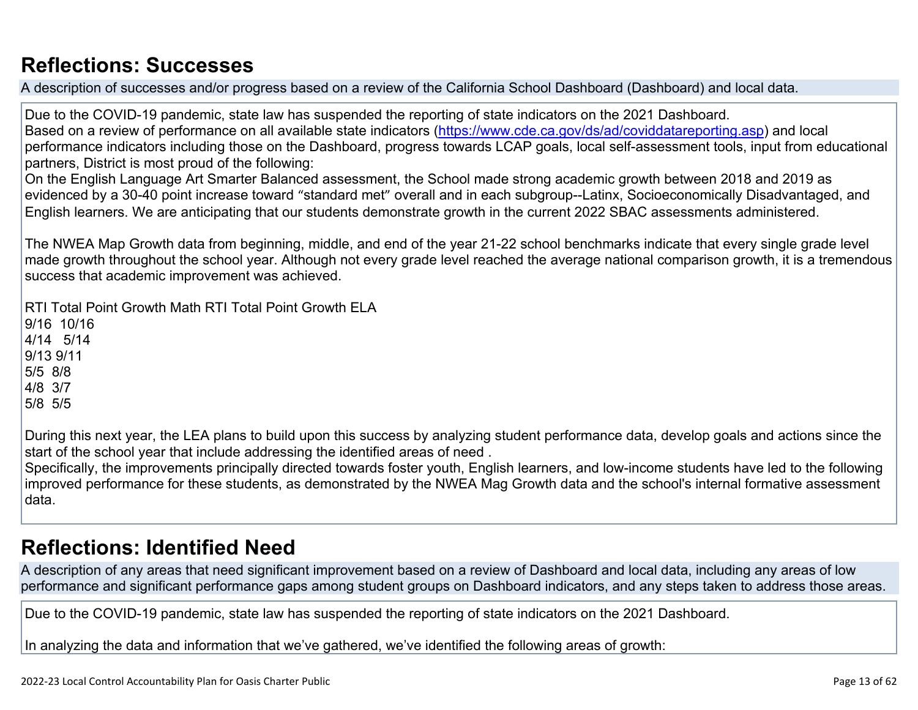## Reflections: Successes

A description of successes and/or progress based on a review of the California School Dashboard (Dashboard) and local data.

Due to the COVID-19 pandemic, state law has suspended the reporting of state indicators on the 2021 Dashboard.
Based on a review of performance on all available state indicators (https://www.cde.ca.gov/ds/ad/coviddatareporting.asp) and local performance indicators including those on the Dashboard, progress towards LCAP goals, local self-assessment tools, input from educational partners, District is most proud of the following:
On the English Language Art Smarter Balanced assessment, the School made strong academic growth between 2018 and 2019 as evidenced by a 30-40 point increase toward "standard met" overall and in each subgroup--Latinx, Socioeconomically Disadvantaged, and English learners. We are anticipating that our students demonstrate growth in the current 2022 SBAC assessments administered.

The NWEA Map Growth data from beginning, middle, and end of the year 21-22 school benchmarks indicate that every single grade level made growth throughout the school year. Although not every grade level reached the average national comparison growth, it is a tremendous success that academic improvement was achieved.

RTI Total Point Growth Math RTI Total Point Growth ELA
9/16 10/16
4/14 5/14
9/13 9/11
5/5 8/8
4/8 3/7
5/8 5/5

During this next year, the LEA plans to build upon this success by analyzing student performance data, develop goals and actions since the start of the school year that include addressing the identified areas of need .
Specifically, the improvements principally directed towards foster youth, English learners, and low-income students have led to the following improved performance for these students, as demonstrated by the NWEA Mag Growth data and the school's internal formative assessment data.

## Reflections: Identified Need

A description of any areas that need significant improvement based on a review of Dashboard and local data, including any areas of low performance and significant performance gaps among student groups on Dashboard indicators, and any steps taken to address those areas.

Due to the COVID-19 pandemic, state law has suspended the reporting of state indicators on the 2021 Dashboard.

In analyzing the data and information that we've gathered, we've identified the following areas of growth: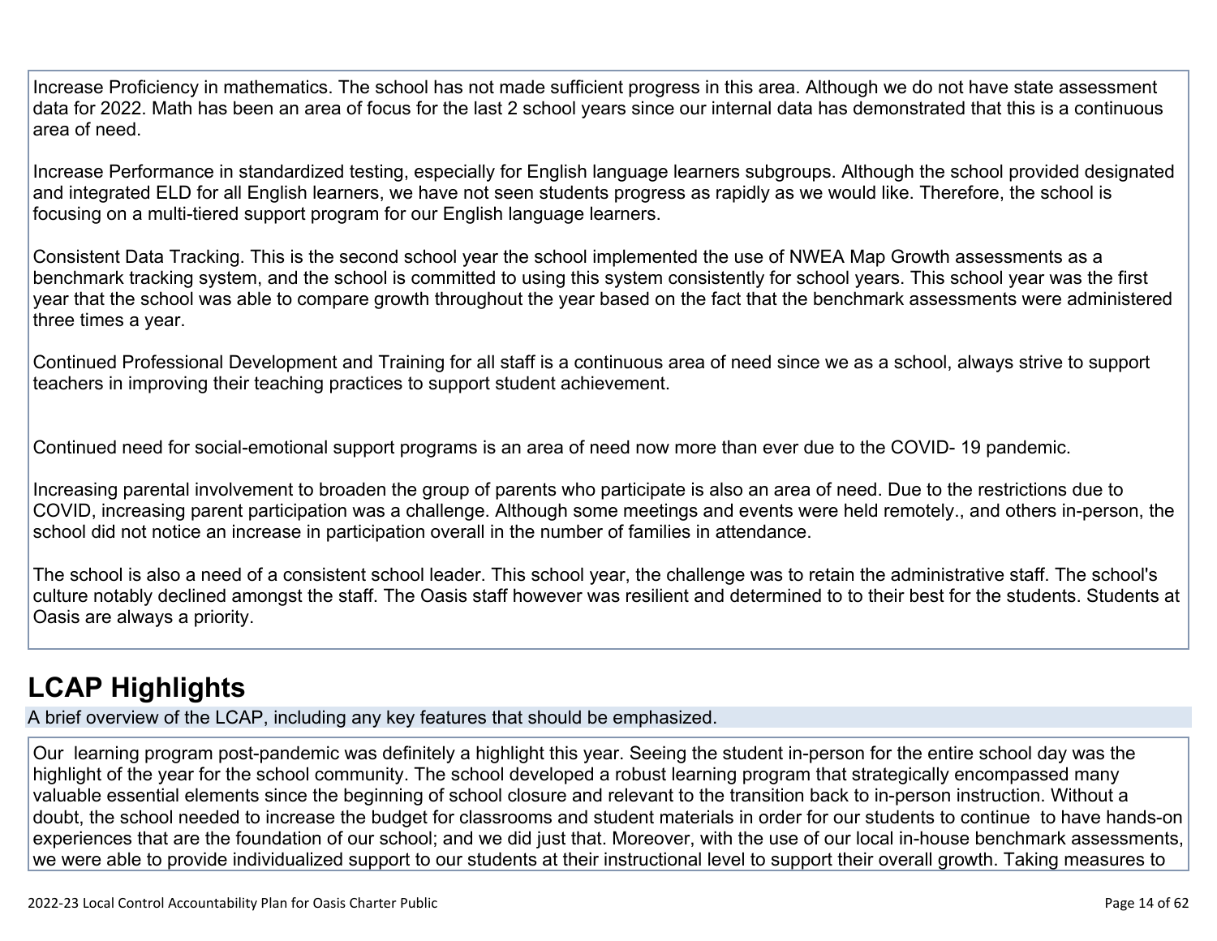Increase Proficiency in mathematics. The school has not made sufficient progress in this area. Although we do not have state assessment data for 2022. Math has been an area of focus for the last 2 school years since our internal data has demonstrated that this is a continuous area of need.

Increase Performance in standardized testing, especially for English language learners subgroups. Although the school provided designated and integrated ELD for all English learners, we have not seen students progress as rapidly as we would like. Therefore, the school is focusing on a multi-tiered support program for our English language learners.

Consistent Data Tracking. This is the second school year the school implemented the use of NWEA Map Growth assessments as a benchmark tracking system, and the school is committed to using this system consistently for school years. This school year was the first year that the school was able to compare growth throughout the year based on the fact that the benchmark assessments were administered three times a year.

Continued Professional Development and Training for all staff is a continuous area of need since we as a school, always strive to support teachers in improving their teaching practices to support student achievement.

Continued need for social-emotional support programs is an area of need now more than ever due to the COVID- 19 pandemic.

Increasing parental involvement to broaden the group of parents who participate is also an area of need. Due to the restrictions due to COVID, increasing parent participation was a challenge. Although some meetings and events were held remotely., and others in-person, the school did not notice an increase in participation overall in the number of families in attendance.

The school is also a need of a consistent school leader. This school year, the challenge was to retain the administrative staff. The school's culture notably declined amongst the staff. The Oasis staff however was resilient and determined to to their best for the students. Students at Oasis are always a priority.

## LCAP Highlights

A brief overview of the LCAP, including any key features that should be emphasized.

Our learning program post-pandemic was definitely a highlight this year. Seeing the student in-person for the entire school day was the highlight of the year for the school community. The school developed a robust learning program that strategically encompassed many valuable essential elements since the beginning of school closure and relevant to the transition back to in-person instruction. Without a doubt, the school needed to increase the budget for classrooms and student materials in order for our students to continue to have hands-on experiences that are the foundation of our school; and we did just that. Moreover, with the use of our local in-house benchmark assessments, we were able to provide individualized support to our students at their instructional level to support their overall growth. Taking measures to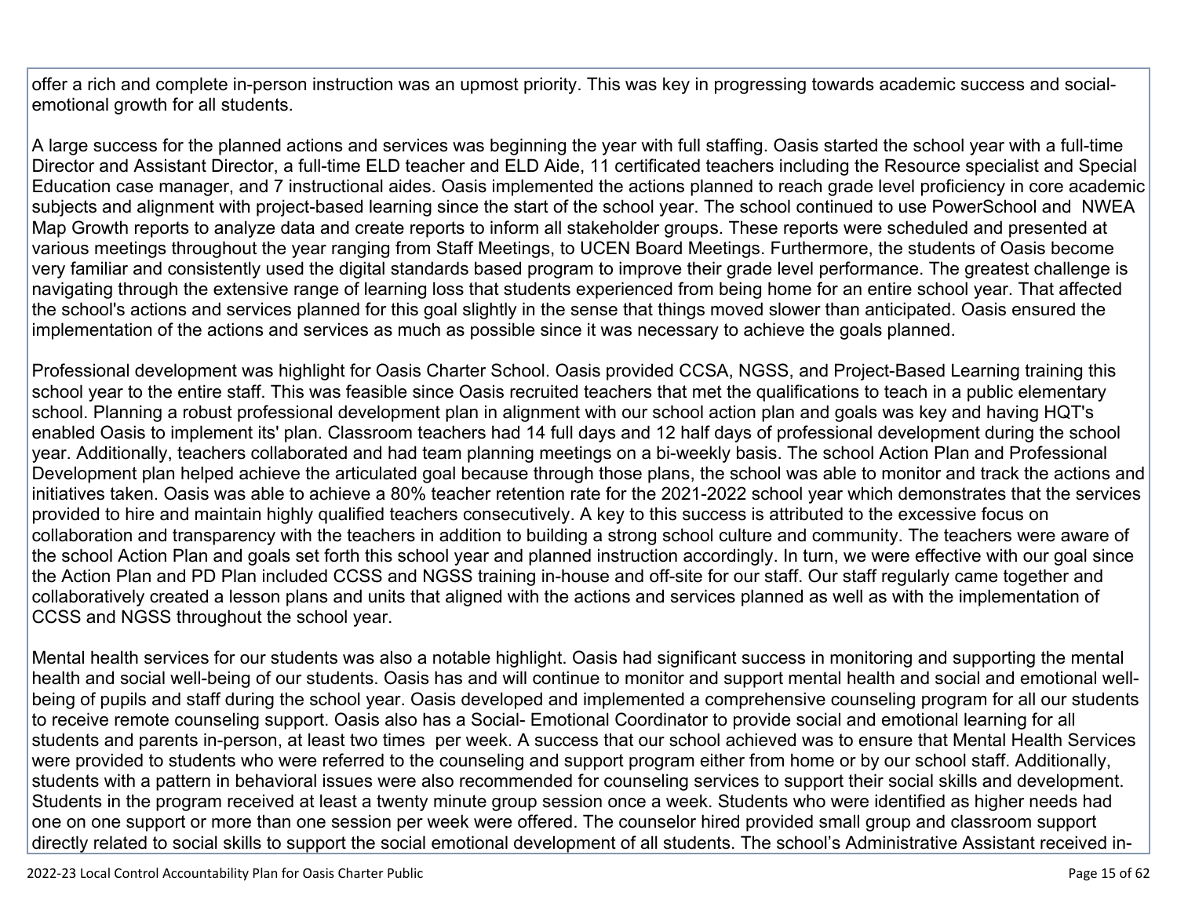offer a rich and complete in-person instruction was an upmost priority. This was key in progressing towards academic success and social-emotional growth for all students.

A large success for the planned actions and services was beginning the year with full staffing. Oasis started the school year with a full-time Director and Assistant Director, a full-time ELD teacher and ELD Aide, 11 certificated teachers including the Resource specialist and Special Education case manager, and 7 instructional aides. Oasis implemented the actions planned to reach grade level proficiency in core academic subjects and alignment with project-based learning since the start of the school year. The school continued to use PowerSchool and NWEA Map Growth reports to analyze data and create reports to inform all stakeholder groups. These reports were scheduled and presented at various meetings throughout the year ranging from Staff Meetings, to UCEN Board Meetings. Furthermore, the students of Oasis become very familiar and consistently used the digital standards based program to improve their grade level performance. The greatest challenge is navigating through the extensive range of learning loss that students experienced from being home for an entire school year. That affected the school's actions and services planned for this goal slightly in the sense that things moved slower than anticipated. Oasis ensured the implementation of the actions and services as much as possible since it was necessary to achieve the goals planned.

Professional development was highlight for Oasis Charter School. Oasis provided CCSA, NGSS, and Project-Based Learning training this school year to the entire staff. This was feasible since Oasis recruited teachers that met the qualifications to teach in a public elementary school. Planning a robust professional development plan in alignment with our school action plan and goals was key and having HQT's enabled Oasis to implement its' plan. Classroom teachers had 14 full days and 12 half days of professional development during the school year. Additionally, teachers collaborated and had team planning meetings on a bi-weekly basis. The school Action Plan and Professional Development plan helped achieve the articulated goal because through those plans, the school was able to monitor and track the actions and initiatives taken. Oasis was able to achieve a 80% teacher retention rate for the 2021-2022 school year which demonstrates that the services provided to hire and maintain highly qualified teachers consecutively. A key to this success is attributed to the excessive focus on collaboration and transparency with the teachers in addition to building a strong school culture and community. The teachers were aware of the school Action Plan and goals set forth this school year and planned instruction accordingly. In turn, we were effective with our goal since the Action Plan and PD Plan included CCSS and NGSS training in-house and off-site for our staff. Our staff regularly came together and collaboratively created a lesson plans and units that aligned with the actions and services planned as well as with the implementation of CCSS and NGSS throughout the school year.

Mental health services for our students was also a notable highlight. Oasis had significant success in monitoring and supporting the mental health and social well-being of our students. Oasis has and will continue to monitor and support mental health and social and emotional well-being of pupils and staff during the school year. Oasis developed and implemented a comprehensive counseling program for all our students to receive remote counseling support. Oasis also has a Social- Emotional Coordinator to provide social and emotional learning for all students and parents in-person, at least two times per week. A success that our school achieved was to ensure that Mental Health Services were provided to students who were referred to the counseling and support program either from home or by our school staff. Additionally, students with a pattern in behavioral issues were also recommended for counseling services to support their social skills and development. Students in the program received at least a twenty minute group session once a week. Students who were identified as higher needs had one on one support or more than one session per week were offered. The counselor hired provided small group and classroom support directly related to social skills to support the social emotional development of all students. The school's Administrative Assistant received in-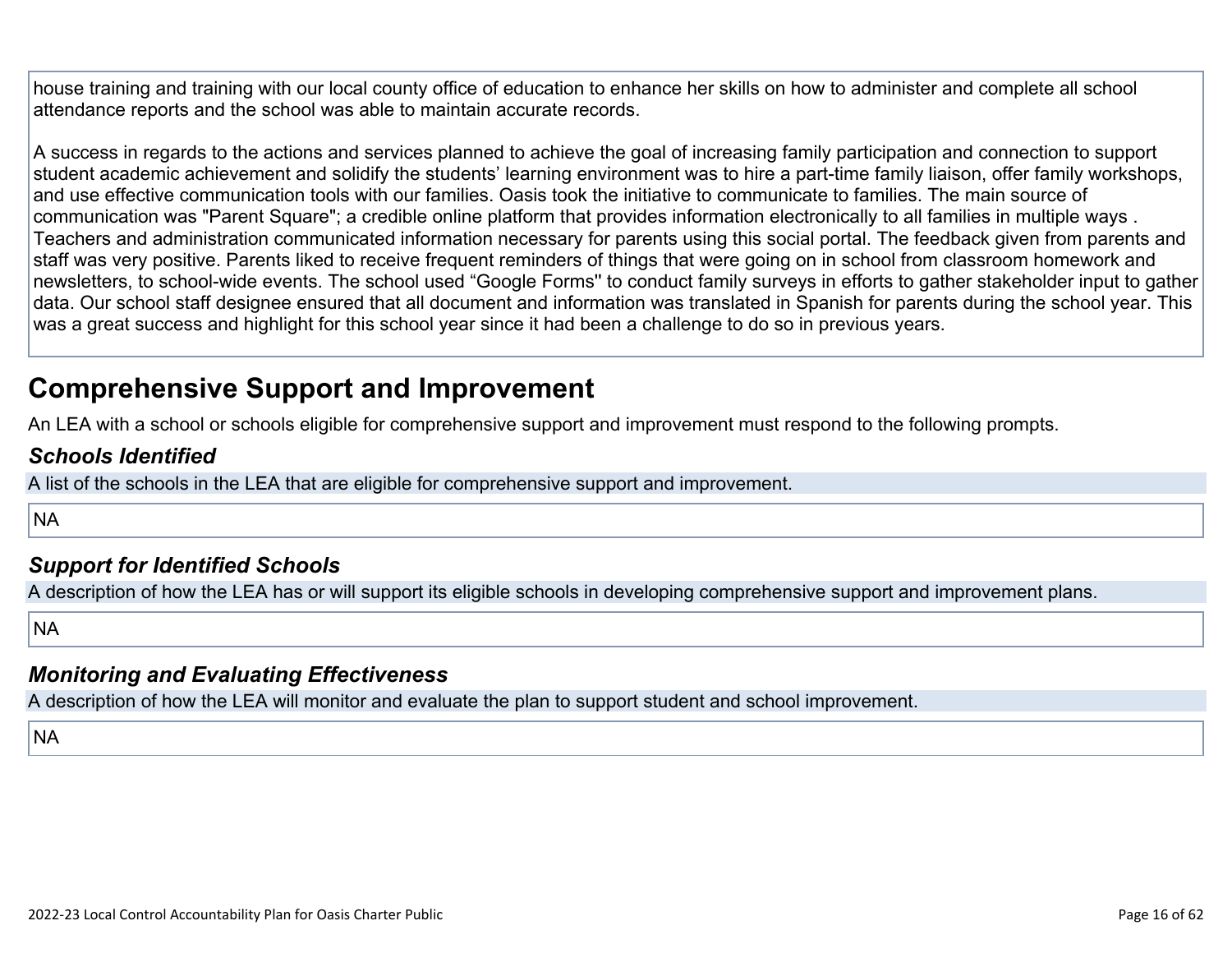house training and training with our local county office of education to enhance her skills on how to administer and complete all school attendance reports and the school was able to maintain accurate records.

A success in regards to the actions and services planned to achieve the goal of increasing family participation and connection to support student academic achievement and solidify the students' learning environment was to hire a part-time family liaison, offer family workshops, and use effective communication tools with our families. Oasis took the initiative to communicate to families. The main source of communication was "Parent Square"; a credible online platform that provides information electronically to all families in multiple ways . Teachers and administration communicated information necessary for parents using this social portal. The feedback given from parents and staff was very positive. Parents liked to receive frequent reminders of things that were going on in school from classroom homework and newsletters, to school-wide events. The school used "Google Forms" to conduct family surveys in efforts to gather stakeholder input to gather data. Our school staff designee ensured that all document and information was translated in Spanish for parents during the school year. This was a great success and highlight for this school year since it had been a challenge to do so in previous years.

# Comprehensive Support and Improvement

An LEA with a school or schools eligible for comprehensive support and improvement must respond to the following prompts.

### *Schools Identified*

A list of the schools in the LEA that are eligible for comprehensive support and improvement.

NA

### *Support for Identified Schools*

A description of how the LEA has or will support its eligible schools in developing comprehensive support and improvement plans.

NA

### *Monitoring and Evaluating Effectiveness*

A description of how the LEA will monitor and evaluate the plan to support student and school improvement.

NA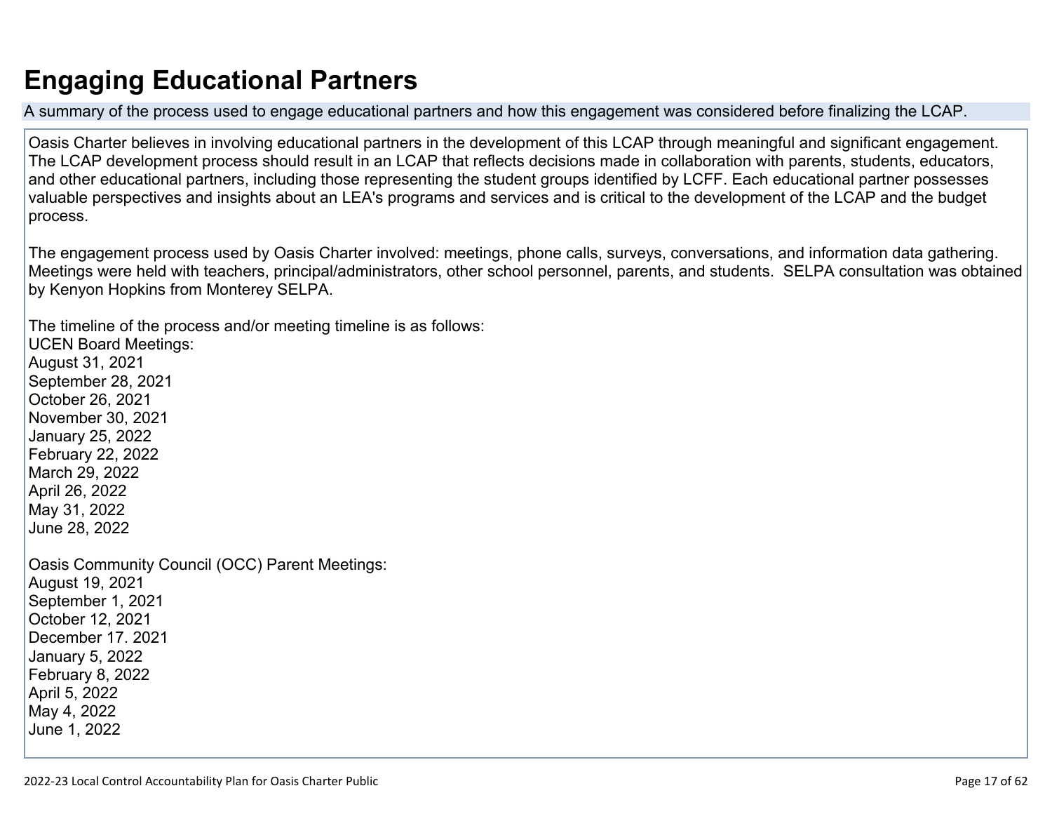# Engaging Educational Partners

A summary of the process used to engage educational partners and how this engagement was considered before finalizing the LCAP.

Oasis Charter believes in involving educational partners in the development of this LCAP through meaningful and significant engagement. The LCAP development process should result in an LCAP that reflects decisions made in collaboration with parents, students, educators, and other educational partners, including those representing the student groups identified by LCFF. Each educational partner possesses valuable perspectives and insights about an LEA's programs and services and is critical to the development of the LCAP and the budget process.

The engagement process used by Oasis Charter involved: meetings, phone calls, surveys, conversations, and information data gathering. Meetings were held with teachers, principal/administrators, other school personnel, parents, and students. SELPA consultation was obtained by Kenyon Hopkins from Monterey SELPA.

The timeline of the process and/or meeting timeline is as follows:
UCEN Board Meetings:
August 31, 2021
September 28, 2021
October 26, 2021
November 30, 2021
January 25, 2022
February 22, 2022
March 29, 2022
April 26, 2022
May 31, 2022
June 28, 2022

Oasis Community Council (OCC) Parent Meetings:
August 19, 2021
September 1, 2021
October 12, 2021
December 17. 2021
January 5, 2022
February 8, 2022
April 5, 2022
May 4, 2022
June 1, 2022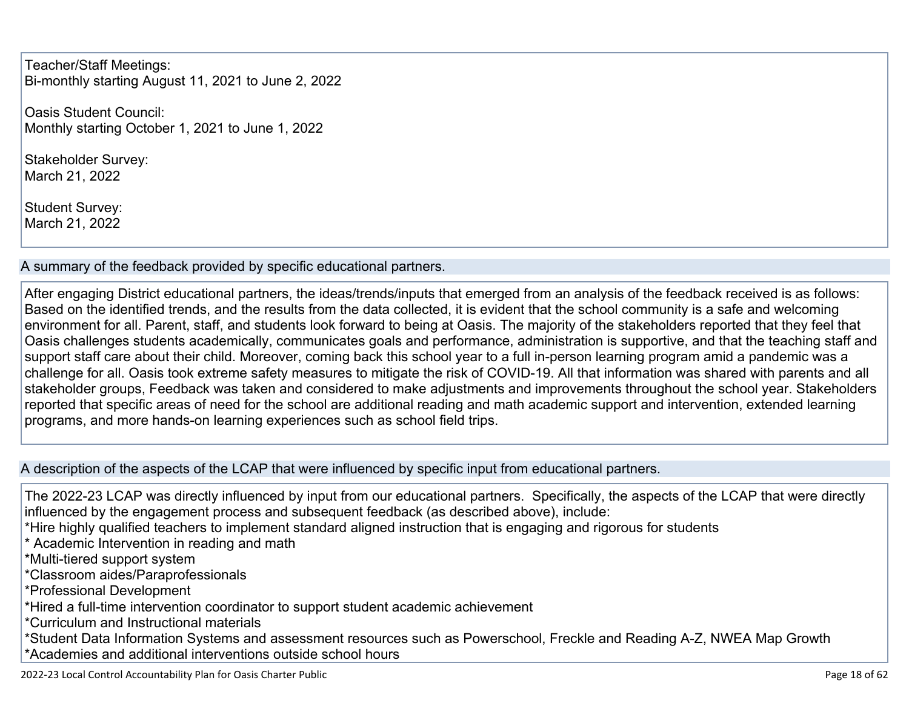Teacher/Staff Meetings:
Bi-monthly starting August 11, 2021 to June 2, 2022

Oasis Student Council:
Monthly starting October 1, 2021 to June 1, 2022

Stakeholder Survey:
March 21, 2022

Student Survey:
March 21, 2022

## A summary of the feedback provided by specific educational partners.

After engaging District educational partners, the ideas/trends/inputs that emerged from an analysis of the feedback received is as follows: Based on the identified trends, and the results from the data collected, it is evident that the school community is a safe and welcoming environment for all. Parent, staff, and students look forward to being at Oasis. The majority of the stakeholders reported that they feel that Oasis challenges students academically, communicates goals and performance, administration is supportive, and that the teaching staff and support staff care about their child. Moreover, coming back this school year to a full in-person learning program amid a pandemic was a challenge for all. Oasis took extreme safety measures to mitigate the risk of COVID-19. All that information was shared with parents and all stakeholder groups, Feedback was taken and considered to make adjustments and improvements throughout the school year. Stakeholders reported that specific areas of need for the school are additional reading and math academic support and intervention, extended learning programs, and more hands-on learning experiences such as school field trips.

## A description of the aspects of the LCAP that were influenced by specific input from educational partners.

The 2022-23 LCAP was directly influenced by input from our educational partners. Specifically, the aspects of the LCAP that were directly influenced by the engagement process and subsequent feedback (as described above), include:
*Hire highly qualified teachers to implement standard aligned instruction that is engaging and rigorous for students
* Academic Intervention in reading and math
*Multi-tiered support system
*Classroom aides/Paraprofessionals
*Professional Development
*Hired a full-time intervention coordinator to support student academic achievement
*Curriculum and Instructional materials
*Student Data Information Systems and assessment resources such as Powerschool, Freckle and Reading A-Z, NWEA Map Growth
*Academies and additional interventions outside school hours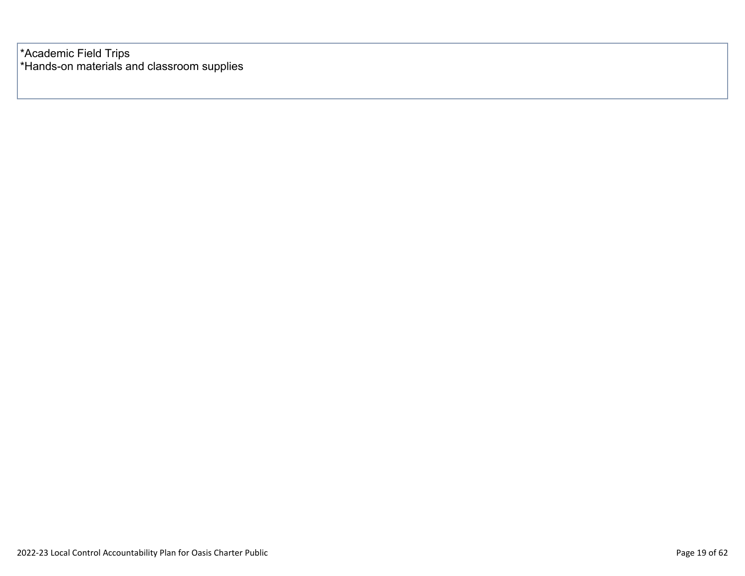*Academic Field Trips
*Hands-on materials and classroom supplies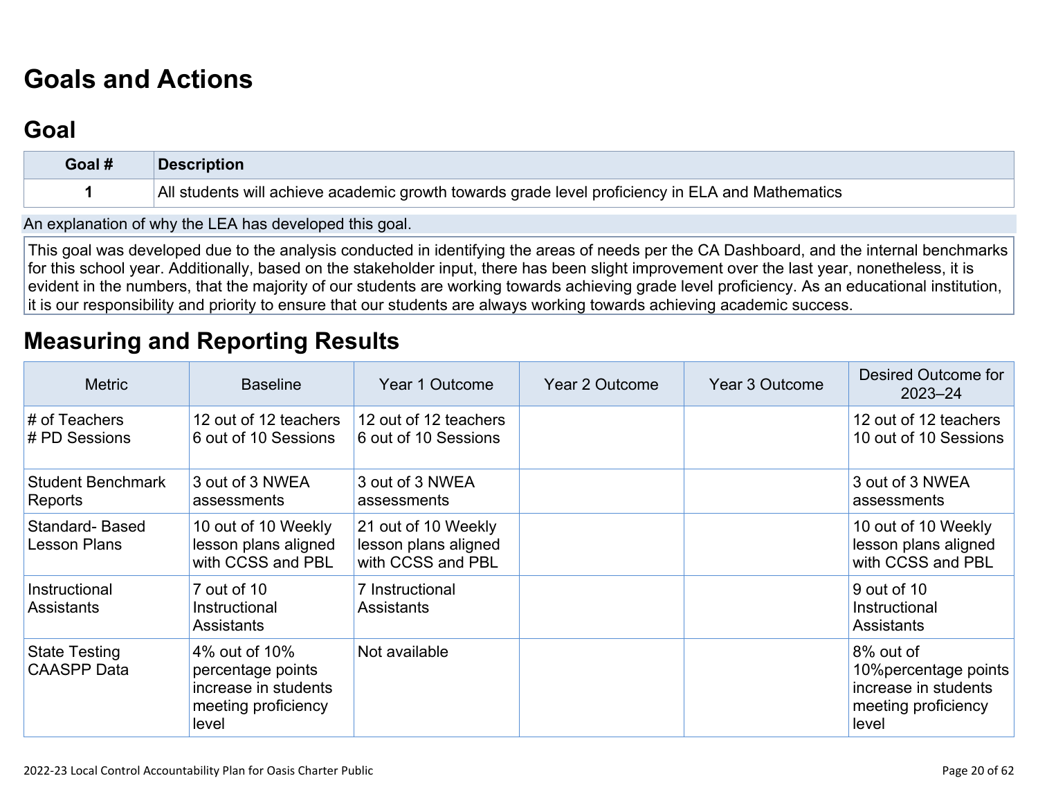# Goals and Actions

## Goal

| Goal # | Description |
|---|---|
| 1 | All students will achieve academic growth towards grade level proficiency in ELA and Mathematics |

An explanation of why the LEA has developed this goal.

This goal was developed due to the analysis conducted in identifying the areas of needs per the CA Dashboard, and the internal benchmarks for this school year. Additionally, based on the stakeholder input, there has been slight improvement over the last year, nonetheless, it is evident in the numbers, that the majority of our students are working towards achieving grade level proficiency. As an educational institution, it is our responsibility and priority to ensure that our students are always working towards achieving academic success.

## Measuring and Reporting Results

| Metric | Baseline | Year 1 Outcome | Year 2 Outcome | Year 3 Outcome | Desired Outcome for 2023–24 |
|---|---|---|---|---|---|
| # of Teachers<br># PD Sessions | 12 out of 12 teachers<br>6 out of 10 Sessions | 12 out of 12 teachers<br>6 out of 10 Sessions | | | 12 out of 12 teachers<br>10 out of 10 Sessions |
| Student Benchmark Reports | 3 out of 3 NWEA assessments | 3 out of 3 NWEA assessments | | | 3 out of 3 NWEA assessments |
| Standard- Based Lesson Plans | 10 out of 10 Weekly lesson plans aligned with CCSS and PBL | 21 out of 10 Weekly lesson plans aligned with CCSS and PBL | | | 10 out of 10 Weekly lesson plans aligned with CCSS and PBL |
| Instructional Assistants | 7 out of 10 Instructional Assistants | 7 Instructional Assistants | | | 9 out of 10 Instructional Assistants |
| State Testing CAASPP Data | 4% out of 10% percentage points increase in students meeting proficiency level | Not available | | | 8% out of 10%percentage points increase in students meeting proficiency level |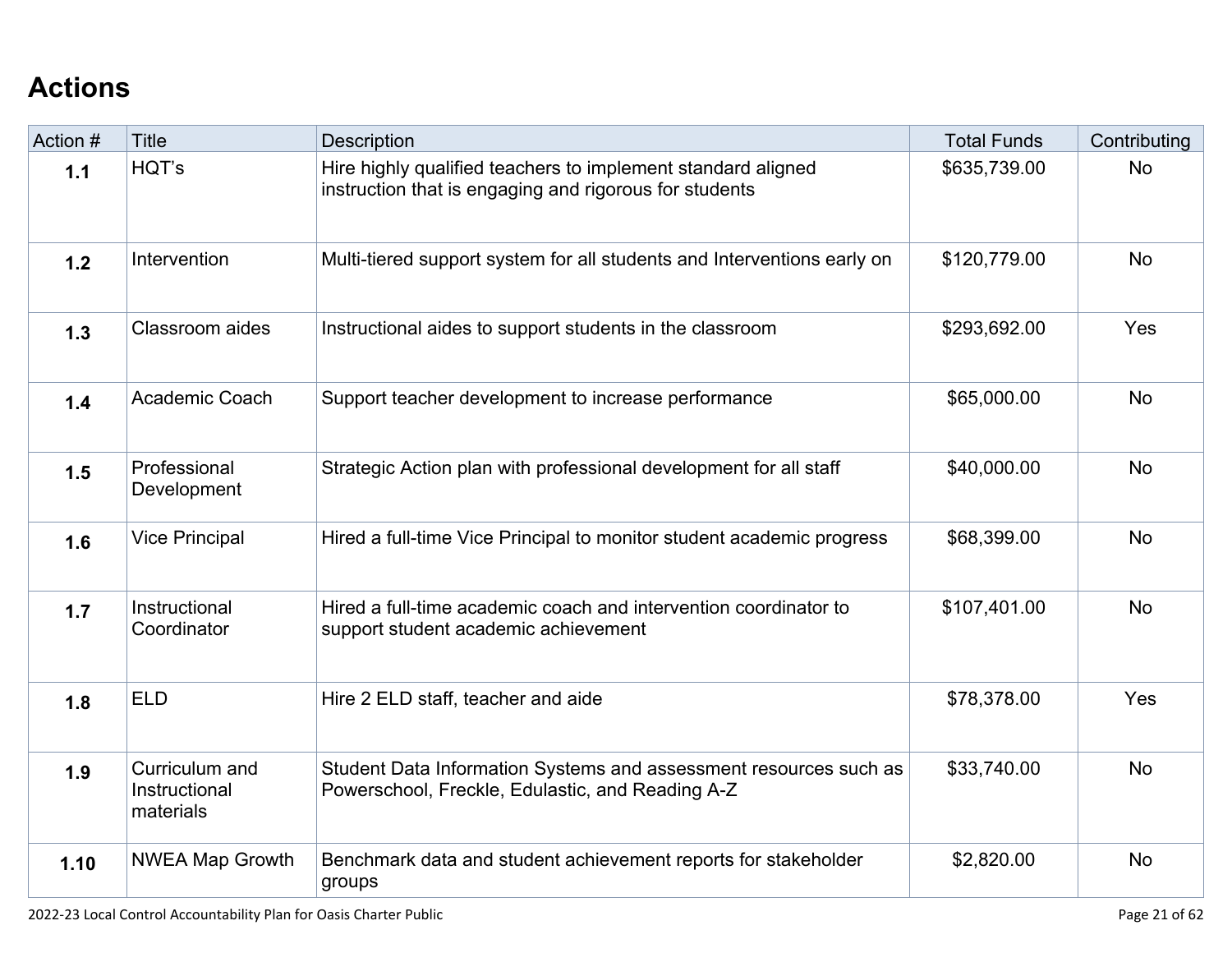## Actions

| Action # | Title | Description | Total Funds | Contributing |
|---|---|---|---|---|
| **1.1** | HQT's | Hire highly qualified teachers to implement standard aligned instruction that is engaging and rigorous for students | $635,739.00 | No |
| **1.2** | Intervention | Multi-tiered support system for all students and Interventions early on | $120,779.00 | No |
| **1.3** | Classroom aides | Instructional aides to support students in the classroom | $293,692.00 | Yes |
| **1.4** | Academic Coach | Support teacher development to increase performance | $65,000.00 | No |
| **1.5** | Professional Development | Strategic Action plan with professional development for all staff | $40,000.00 | No |
| **1.6** | Vice Principal | Hired a full-time Vice Principal to monitor student academic progress | $68,399.00 | No |
| **1.7** | Instructional Coordinator | Hired a full-time academic coach and intervention coordinator to support student academic achievement | $107,401.00 | No |
| **1.8** | ELD | Hire 2 ELD staff, teacher and aide | $78,378.00 | Yes |
| **1.9** | Curriculum and Instructional materials | Student Data Information Systems and assessment resources such as Powerschool, Freckle, Edulastic, and Reading A-Z | $33,740.00 | No |
| **1.10** | NWEA Map Growth | Benchmark data and student achievement reports for stakeholder groups | $2,820.00 | No |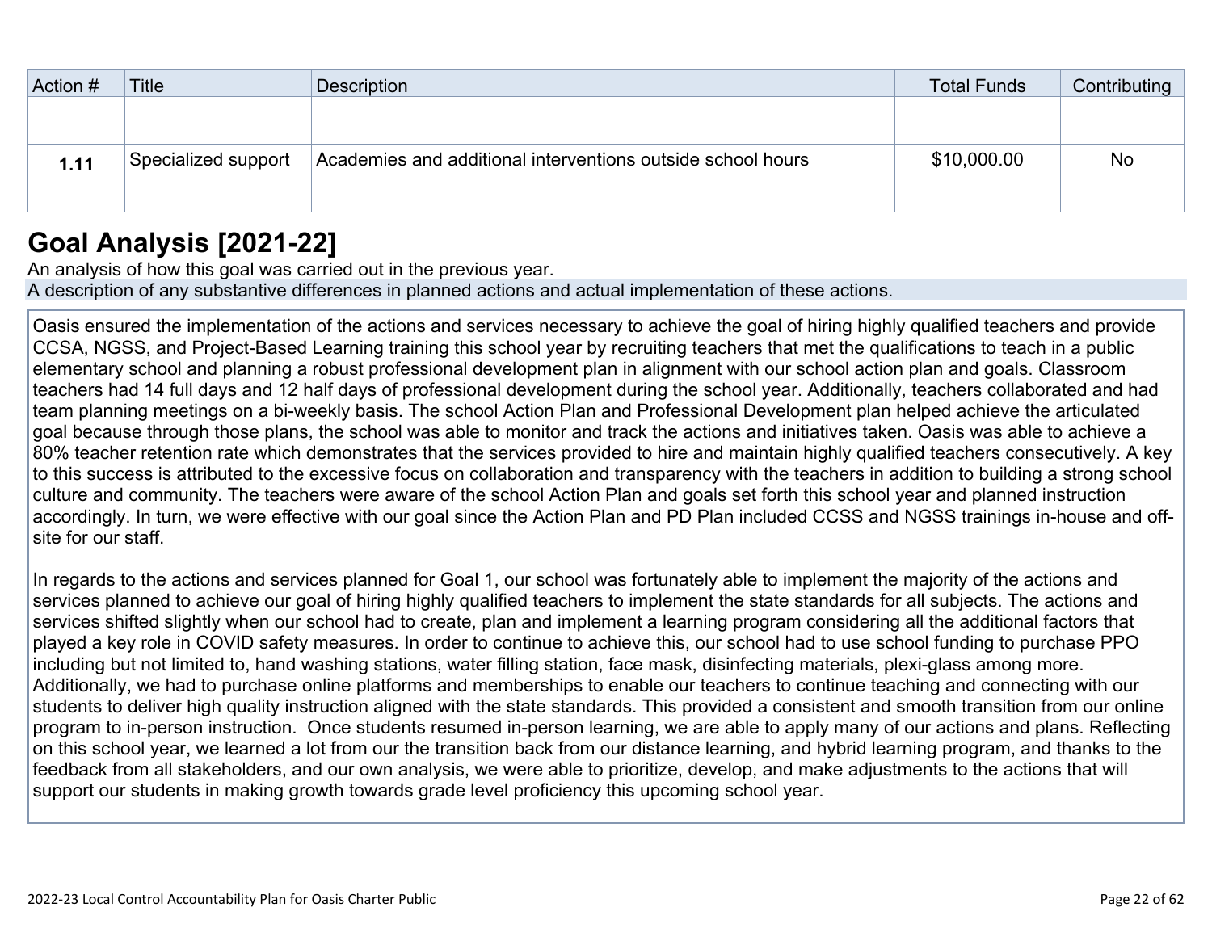| Action # | Title | Description | Total Funds | Contributing |
|---|---|---|---|---|
| | | | | |
| **1.11** | Specialized support | Academies and additional interventions outside school hours | $10,000.00 | No |

## Goal Analysis [2021-22]

An analysis of how this goal was carried out in the previous year.

A description of any substantive differences in planned actions and actual implementation of these actions.

Oasis ensured the implementation of the actions and services necessary to achieve the goal of hiring highly qualified teachers and provide CCSA, NGSS, and Project-Based Learning training this school year by recruiting teachers that met the qualifications to teach in a public elementary school and planning a robust professional development plan in alignment with our school action plan and goals. Classroom teachers had 14 full days and 12 half days of professional development during the school year. Additionally, teachers collaborated and had team planning meetings on a bi-weekly basis. The school Action Plan and Professional Development plan helped achieve the articulated goal because through those plans, the school was able to monitor and track the actions and initiatives taken. Oasis was able to achieve a 80% teacher retention rate which demonstrates that the services provided to hire and maintain highly qualified teachers consecutively. A key to this success is attributed to the excessive focus on collaboration and transparency with the teachers in addition to building a strong school culture and community. The teachers were aware of the school Action Plan and goals set forth this school year and planned instruction accordingly. In turn, we were effective with our goal since the Action Plan and PD Plan included CCSS and NGSS trainings in-house and off-site for our staff.

In regards to the actions and services planned for Goal 1, our school was fortunately able to implement the majority of the actions and services planned to achieve our goal of hiring highly qualified teachers to implement the state standards for all subjects. The actions and services shifted slightly when our school had to create, plan and implement a learning program considering all the additional factors that played a key role in COVID safety measures. In order to continue to achieve this, our school had to use school funding to purchase PPO including but not limited to, hand washing stations, water filling station, face mask, disinfecting materials, plexi-glass among more. Additionally, we had to purchase online platforms and memberships to enable our teachers to continue teaching and connecting with our students to deliver high quality instruction aligned with the state standards. This provided a consistent and smooth transition from our online program to in-person instruction. Once students resumed in-person learning, we are able to apply many of our actions and plans. Reflecting on this school year, we learned a lot from our the transition back from our distance learning, and hybrid learning program, and thanks to the feedback from all stakeholders, and our own analysis, we were able to prioritize, develop, and make adjustments to the actions that will support our students in making growth towards grade level proficiency this upcoming school year.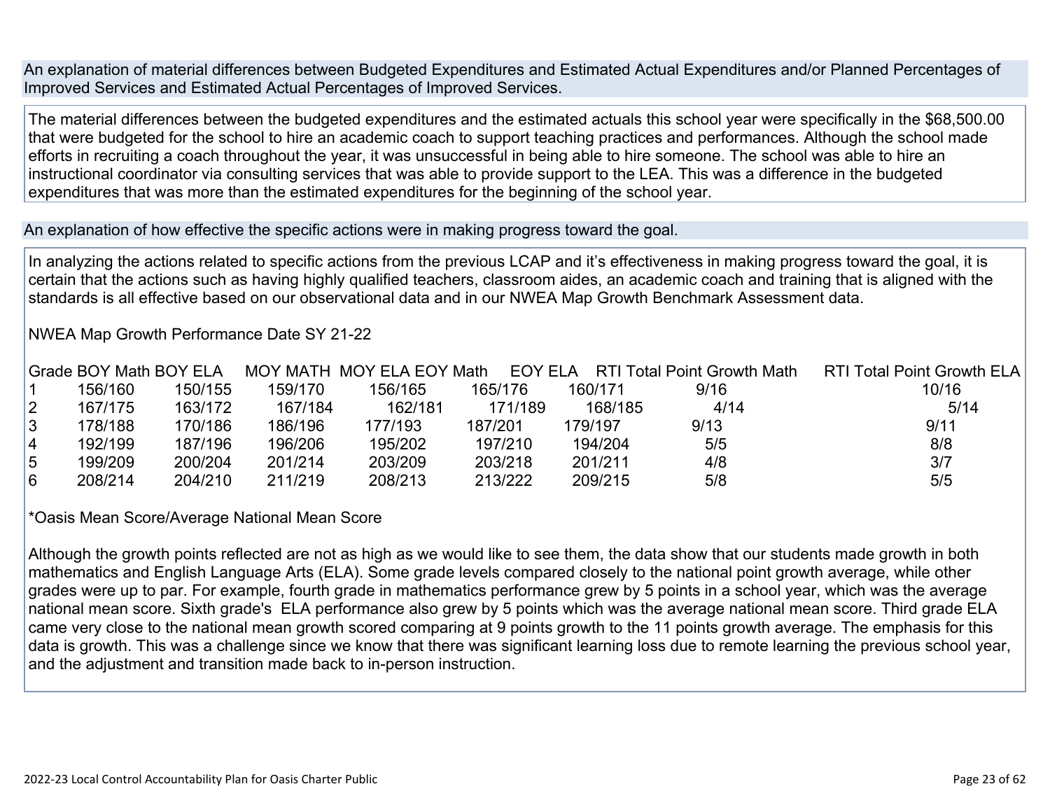An explanation of material differences between Budgeted Expenditures and Estimated Actual Expenditures and/or Planned Percentages of Improved Services and Estimated Actual Percentages of Improved Services.

The material differences between the budgeted expenditures and the estimated actuals this school year were specifically in the $68,500.00 that were budgeted for the school to hire an academic coach to support teaching practices and performances. Although the school made efforts in recruiting a coach throughout the year, it was unsuccessful in being able to hire someone. The school was able to hire an instructional coordinator via consulting services that was able to provide support to the LEA. This was a difference in the budgeted expenditures that was more than the estimated expenditures for the beginning of the school year.

An explanation of how effective the specific actions were in making progress toward the goal.

In analyzing the actions related to specific actions from the previous LCAP and it's effectiveness in making progress toward the goal, it is certain that the actions such as having highly qualified teachers, classroom aides, an academic coach and training that is aligned with the standards is all effective based on our observational data and in our NWEA Map Growth Benchmark Assessment data.

NWEA Map Growth Performance Date SY 21-22

| Grade | BOY Math | BOY ELA | MOY MATH | MOY ELA | EOY Math | EOY ELA | RTI Total Point Growth Math | RTI Total Point Growth ELA |
|---|---|---|---|---|---|---|---|---|
| 1 | 156/160 | 150/155 | 159/170 | 156/165 | 165/176 | 160/171 | 9/16 | 10/16 |
| 2 | 167/175 | 163/172 | 167/184 | 162/181 | 171/189 | 168/185 | 4/14 | 5/14 |
| 3 | 178/188 | 170/186 | 186/196 | 177/193 | 187/201 | 179/197 | 9/13 | 9/11 |
| 4 | 192/199 | 187/196 | 196/206 | 195/202 | 197/210 | 194/204 | 5/5 | 8/8 |
| 5 | 199/209 | 200/204 | 201/214 | 203/209 | 203/218 | 201/211 | 4/8 | 3/7 |
| 6 | 208/214 | 204/210 | 211/219 | 208/213 | 213/222 | 209/215 | 5/8 | 5/5 |

*Oasis Mean Score/Average National Mean Score

Although the growth points reflected are not as high as we would like to see them, the data show that our students made growth in both mathematics and English Language Arts (ELA). Some grade levels compared closely to the national point growth average, while other grades were up to par. For example, fourth grade in mathematics performance grew by 5 points in a school year, which was the average national mean score. Sixth grade's ELA performance also grew by 5 points which was the average national mean score. Third grade ELA came very close to the national mean growth scored comparing at 9 points growth to the 11 points growth average. The emphasis for this data is growth. This was a challenge since we know that there was significant learning loss due to remote learning the previous school year, and the adjustment and transition made back to in-person instruction.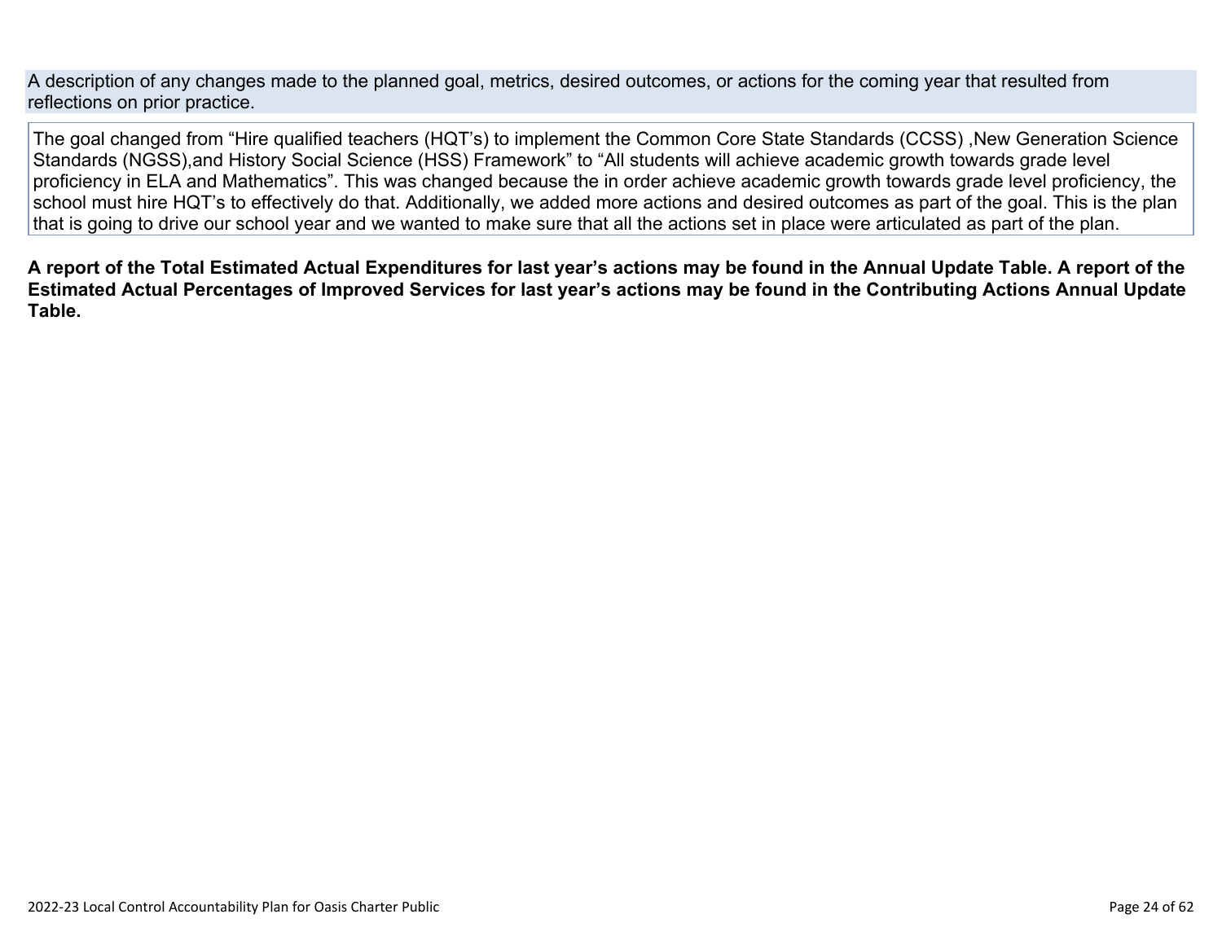A description of any changes made to the planned goal, metrics, desired outcomes, or actions for the coming year that resulted from reflections on prior practice.

The goal changed from "Hire qualified teachers (HQT's) to implement the Common Core State Standards (CCSS) ,New Generation Science Standards (NGSS),and History Social Science (HSS) Framework" to "All students will achieve academic growth towards grade level proficiency in ELA and Mathematics". This was changed because the in order achieve academic growth towards grade level proficiency, the school must hire HQT's to effectively do that. Additionally, we added more actions and desired outcomes as part of the goal. This is the plan that is going to drive our school year and we wanted to make sure that all the actions set in place were articulated as part of the plan.

**A report of the Total Estimated Actual Expenditures for last year's actions may be found in the Annual Update Table. A report of the Estimated Actual Percentages of Improved Services for last year's actions may be found in the Contributing Actions Annual Update Table.**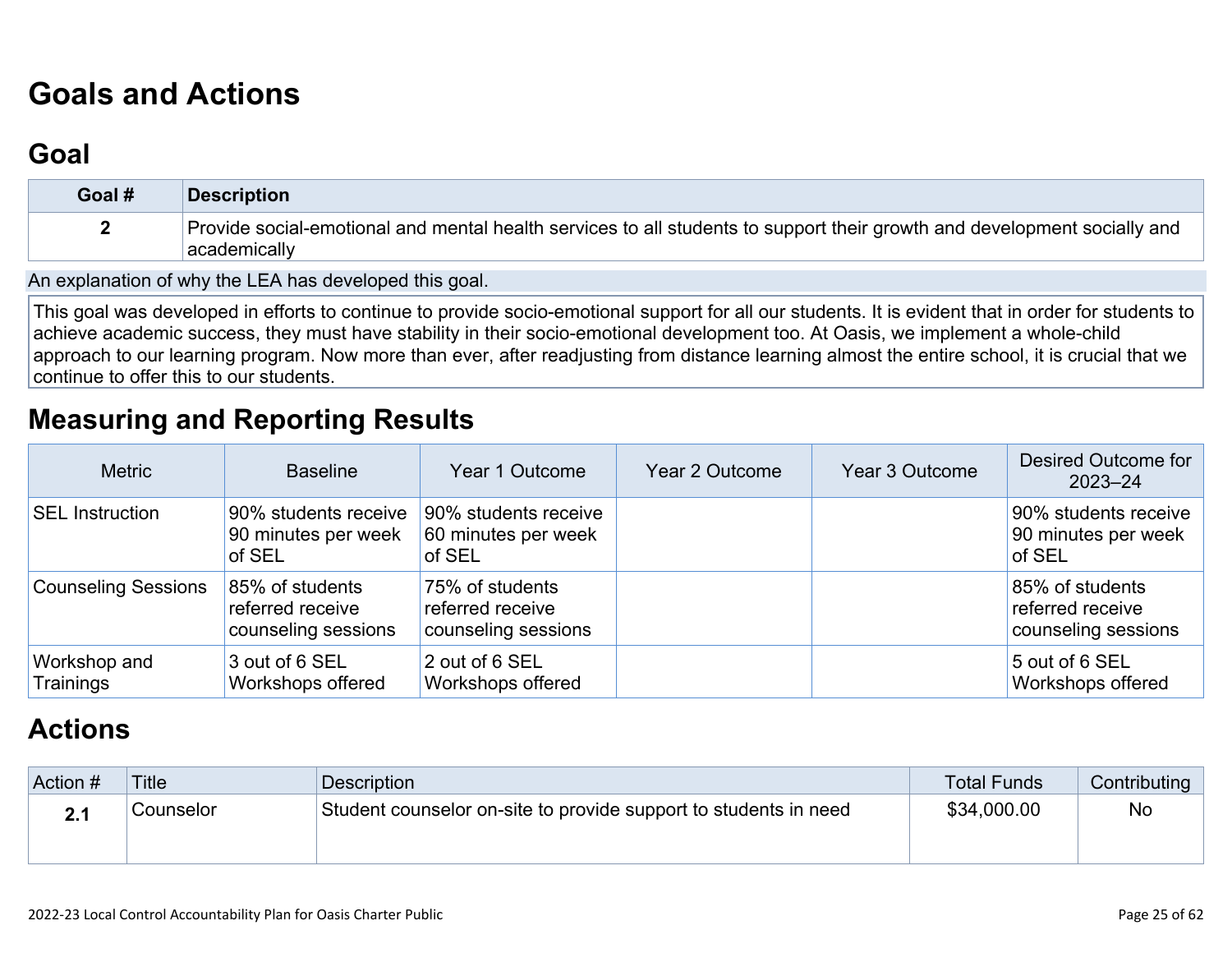# Goals and Actions

## Goal

| Goal # | Description |
|---|---|
| 2 | Provide social-emotional and mental health services to all students to support their growth and development socially and academically |

An explanation of why the LEA has developed this goal.

This goal was developed in efforts to continue to provide socio-emotional support for all our students. It is evident that in order for students to achieve academic success, they must have stability in their socio-emotional development too. At Oasis, we implement a whole-child approach to our learning program. Now more than ever, after readjusting from distance learning almost the entire school, it is crucial that we continue to offer this to our students.

## Measuring and Reporting Results

| Metric | Baseline | Year 1 Outcome | Year 2 Outcome | Year 3 Outcome | Desired Outcome for 2023–24 |
|---|---|---|---|---|---|
| SEL Instruction | 90% students receive 90 minutes per week of SEL | 90% students receive 60 minutes per week of SEL | | | 90% students receive 90 minutes per week of SEL |
| Counseling Sessions | 85% of students referred receive counseling sessions | 75% of students referred receive counseling sessions | | | 85% of students referred receive counseling sessions |
| Workshop and Trainings | 3 out of 6 SEL Workshops offered | 2 out of 6 SEL Workshops offered | | | 5 out of 6 SEL Workshops offered |

## Actions

| Action # | Title | Description | Total Funds | Contributing |
|---|---|---|---|---|
| 2.1 | Counselor | Student counselor on-site to provide support to students in need | $34,000.00 | No |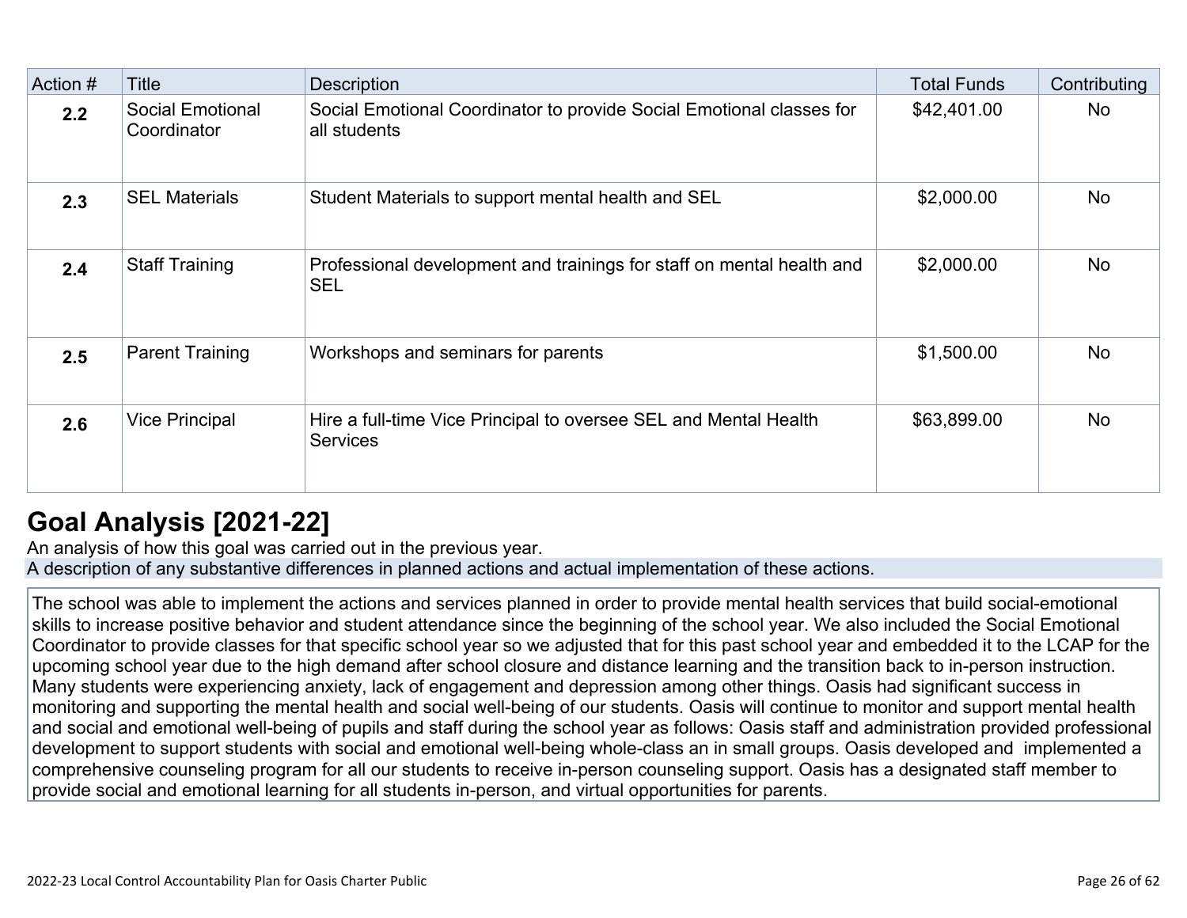| Action # | Title | Description | Total Funds | Contributing |
|---|---|---|---|---|
| **2.2** | Social Emotional Coordinator | Social Emotional Coordinator to provide Social Emotional classes for all students | $42,401.00 | No |
| **2.3** | SEL Materials | Student Materials to support mental health and SEL | $2,000.00 | No |
| **2.4** | Staff Training | Professional development and trainings for staff on mental health and SEL | $2,000.00 | No |
| **2.5** | Parent Training | Workshops and seminars for parents | $1,500.00 | No |
| **2.6** | Vice Principal | Hire a full-time Vice Principal to oversee SEL and Mental Health Services | $63,899.00 | No |

## Goal Analysis [2021-22]

An analysis of how this goal was carried out in the previous year.

A description of any substantive differences in planned actions and actual implementation of these actions.

The school was able to implement the actions and services planned in order to provide mental health services that build social-emotional skills to increase positive behavior and student attendance since the beginning of the school year. We also included the Social Emotional Coordinator to provide classes for that specific school year so we adjusted that for this past school year and embedded it to the LCAP for the upcoming school year due to the high demand after school closure and distance learning and the transition back to in-person instruction. Many students were experiencing anxiety, lack of engagement and depression among other things. Oasis had significant success in monitoring and supporting the mental health and social well-being of our students. Oasis will continue to monitor and support mental health and social and emotional well-being of pupils and staff during the school year as follows: Oasis staff and administration provided professional development to support students with social and emotional well-being whole-class an in small groups. Oasis developed and implemented a comprehensive counseling program for all our students to receive in-person counseling support. Oasis has a designated staff member to provide social and emotional learning for all students in-person, and virtual opportunities for parents.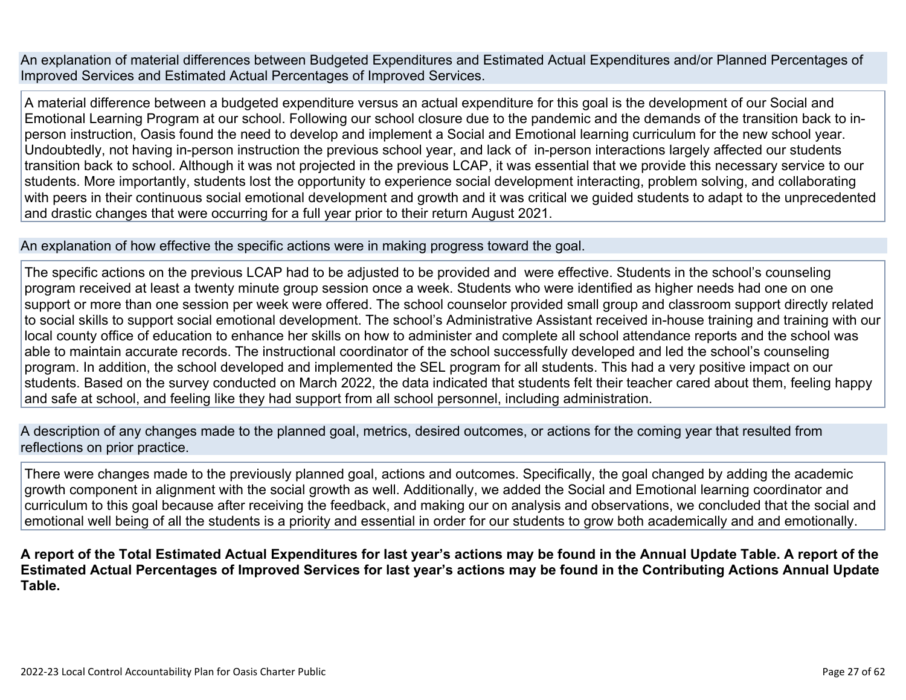An explanation of material differences between Budgeted Expenditures and Estimated Actual Expenditures and/or Planned Percentages of Improved Services and Estimated Actual Percentages of Improved Services.

A material difference between a budgeted expenditure versus an actual expenditure for this goal is the development of our Social and Emotional Learning Program at our school. Following our school closure due to the pandemic and the demands of the transition back to in-person instruction, Oasis found the need to develop and implement a Social and Emotional learning curriculum for the new school year. Undoubtedly, not having in-person instruction the previous school year, and lack of in-person interactions largely affected our students transition back to school. Although it was not projected in the previous LCAP, it was essential that we provide this necessary service to our students. More importantly, students lost the opportunity to experience social development interacting, problem solving, and collaborating with peers in their continuous social emotional development and growth and it was critical we guided students to adapt to the unprecedented and drastic changes that were occurring for a full year prior to their return August 2021.

An explanation of how effective the specific actions were in making progress toward the goal.

The specific actions on the previous LCAP had to be adjusted to be provided and were effective. Students in the school's counseling program received at least a twenty minute group session once a week. Students who were identified as higher needs had one on one support or more than one session per week were offered. The school counselor provided small group and classroom support directly related to social skills to support social emotional development. The school's Administrative Assistant received in-house training and training with our local county office of education to enhance her skills on how to administer and complete all school attendance reports and the school was able to maintain accurate records. The instructional coordinator of the school successfully developed and led the school's counseling program. In addition, the school developed and implemented the SEL program for all students. This had a very positive impact on our students. Based on the survey conducted on March 2022, the data indicated that students felt their teacher cared about them, feeling happy and safe at school, and feeling like they had support from all school personnel, including administration.

A description of any changes made to the planned goal, metrics, desired outcomes, or actions for the coming year that resulted from reflections on prior practice.

There were changes made to the previously planned goal, actions and outcomes. Specifically, the goal changed by adding the academic growth component in alignment with the social growth as well. Additionally, we added the Social and Emotional learning coordinator and curriculum to this goal because after receiving the feedback, and making our on analysis and observations, we concluded that the social and emotional well being of all the students is a priority and essential in order for our students to grow both academically and and emotionally.

**A report of the Total Estimated Actual Expenditures for last year's actions may be found in the Annual Update Table. A report of the Estimated Actual Percentages of Improved Services for last year's actions may be found in the Contributing Actions Annual Update Table.**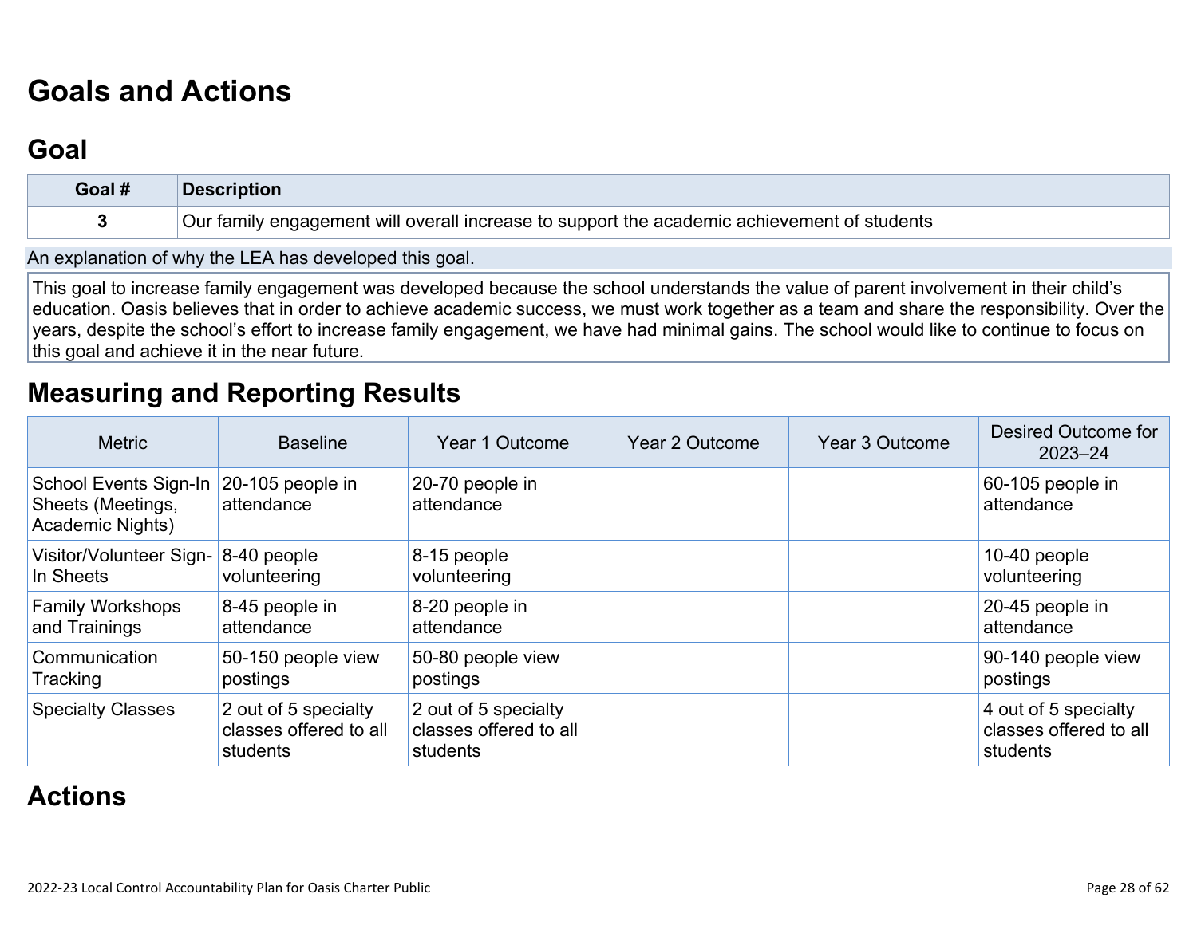# Goals and Actions

## Goal

| Goal # | Description |
|---|---|
| 3 | Our family engagement will overall increase to support the academic achievement of students |

An explanation of why the LEA has developed this goal.

This goal to increase family engagement was developed because the school understands the value of parent involvement in their child's education. Oasis believes that in order to achieve academic success, we must work together as a team and share the responsibility. Over the years, despite the school's effort to increase family engagement, we have had minimal gains. The school would like to continue to focus on this goal and achieve it in the near future.

## Measuring and Reporting Results

| Metric | Baseline | Year 1 Outcome | Year 2 Outcome | Year 3 Outcome | Desired Outcome for 2023–24 |
|---|---|---|---|---|---|
| School Events Sign-In Sheets (Meetings, Academic Nights) | 20-105 people in attendance | 20-70 people in attendance | | | 60-105 people in attendance |
| Visitor/Volunteer Sign-In Sheets | 8-40 people volunteering | 8-15 people volunteering | | | 10-40 people volunteering |
| Family Workshops and Trainings | 8-45 people in attendance | 8-20 people in attendance | | | 20-45 people in attendance |
| Communication Tracking | 50-150 people view postings | 50-80 people view postings | | | 90-140 people view postings |
| Specialty Classes | 2 out of 5 specialty classes offered to all students | 2 out of 5 specialty classes offered to all students | | | 4 out of 5 specialty classes offered to all students |

# Actions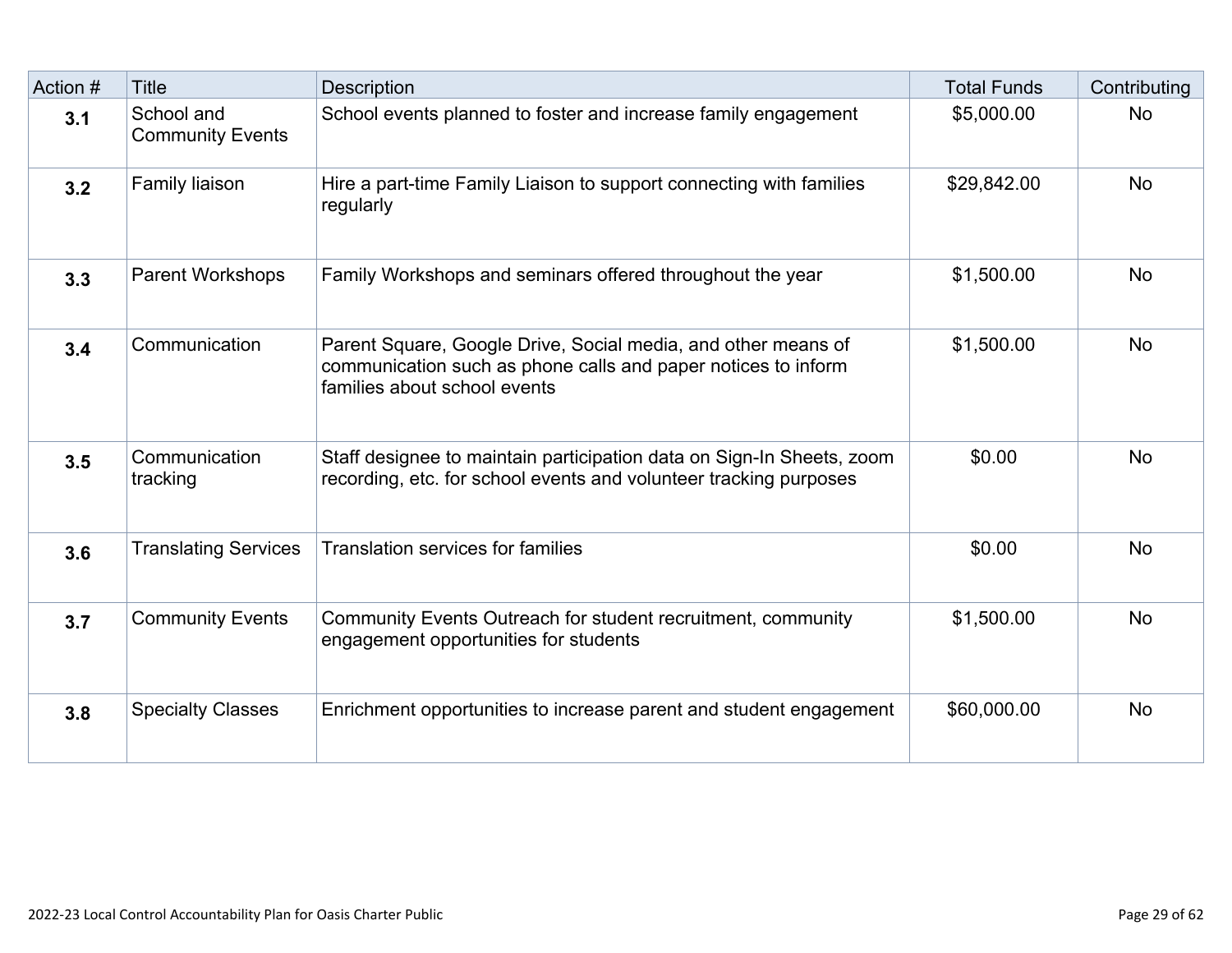| Action # | Title | Description | Total Funds | Contributing |
|---|---|---|---|---|
| **3.1** | School and Community Events | School events planned to foster and increase family engagement | $5,000.00 | No |
| **3.2** | Family liaison | Hire a part-time Family Liaison to support connecting with families regularly | $29,842.00 | No |
| **3.3** | Parent Workshops | Family Workshops and seminars offered throughout the year | $1,500.00 | No |
| **3.4** | Communication | Parent Square, Google Drive, Social media, and other means of communication such as phone calls and paper notices to inform families about school events | $1,500.00 | No |
| **3.5** | Communication tracking | Staff designee to maintain participation data on Sign-In Sheets, zoom recording, etc. for school events and volunteer tracking purposes | $0.00 | No |
| **3.6** | Translating Services | Translation services for families | $0.00 | No |
| **3.7** | Community Events | Community Events Outreach for student recruitment, community engagement opportunities for students | $1,500.00 | No |
| **3.8** | Specialty Classes | Enrichment opportunities to increase parent and student engagement | $60,000.00 | No |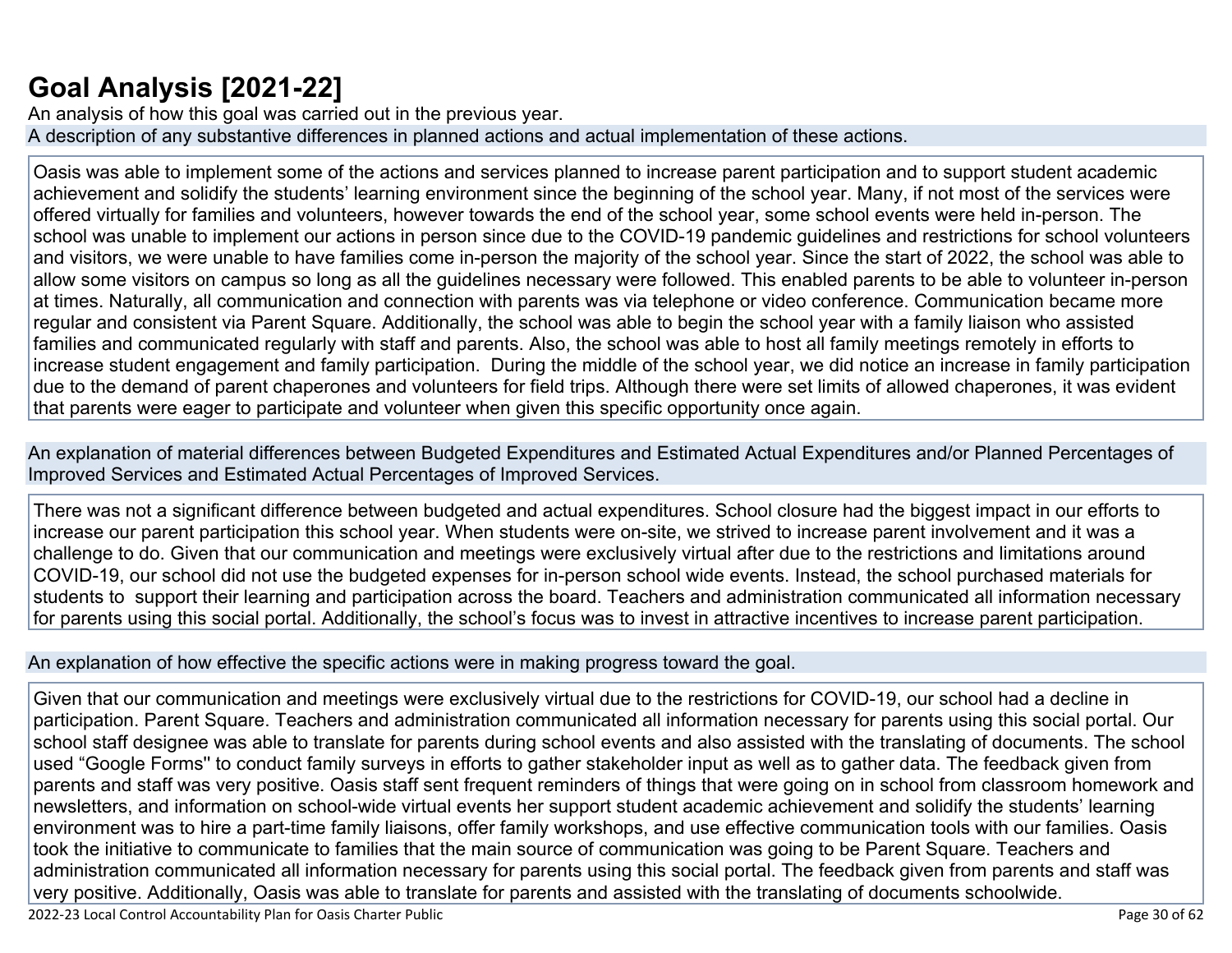# Goal Analysis [2021-22]

An analysis of how this goal was carried out in the previous year.

A description of any substantive differences in planned actions and actual implementation of these actions.

Oasis was able to implement some of the actions and services planned to increase parent participation and to support student academic achievement and solidify the students' learning environment since the beginning of the school year. Many, if not most of the services were offered virtually for families and volunteers, however towards the end of the school year, some school events were held in-person. The school was unable to implement our actions in person since due to the COVID-19 pandemic guidelines and restrictions for school volunteers and visitors, we were unable to have families come in-person the majority of the school year. Since the start of 2022, the school was able to allow some visitors on campus so long as all the guidelines necessary were followed. This enabled parents to be able to volunteer in-person at times. Naturally, all communication and connection with parents was via telephone or video conference. Communication became more regular and consistent via Parent Square. Additionally, the school was able to begin the school year with a family liaison who assisted families and communicated regularly with staff and parents. Also, the school was able to host all family meetings remotely in efforts to increase student engagement and family participation. During the middle of the school year, we did notice an increase in family participation due to the demand of parent chaperones and volunteers for field trips. Although there were set limits of allowed chaperones, it was evident that parents were eager to participate and volunteer when given this specific opportunity once again.

An explanation of material differences between Budgeted Expenditures and Estimated Actual Expenditures and/or Planned Percentages of Improved Services and Estimated Actual Percentages of Improved Services.

There was not a significant difference between budgeted and actual expenditures. School closure had the biggest impact in our efforts to increase our parent participation this school year. When students were on-site, we strived to increase parent involvement and it was a challenge to do. Given that our communication and meetings were exclusively virtual after due to the restrictions and limitations around COVID-19, our school did not use the budgeted expenses for in-person school wide events. Instead, the school purchased materials for students to support their learning and participation across the board. Teachers and administration communicated all information necessary for parents using this social portal. Additionally, the school's focus was to invest in attractive incentives to increase parent participation.

An explanation of how effective the specific actions were in making progress toward the goal.

Given that our communication and meetings were exclusively virtual due to the restrictions for COVID-19, our school had a decline in participation. Parent Square. Teachers and administration communicated all information necessary for parents using this social portal. Our school staff designee was able to translate for parents during school events and also assisted with the translating of documents. The school used "Google Forms" to conduct family surveys in efforts to gather stakeholder input as well as to gather data. The feedback given from parents and staff was very positive. Oasis staff sent frequent reminders of things that were going on in school from classroom homework and newsletters, and information on school-wide virtual events her support student academic achievement and solidify the students' learning environment was to hire a part-time family liaisons, offer family workshops, and use effective communication tools with our families. Oasis took the initiative to communicate to families that the main source of communication was going to be Parent Square. Teachers and administration communicated all information necessary for parents using this social portal. The feedback given from parents and staff was very positive. Additionally, Oasis was able to translate for parents and assisted with the translating of documents schoolwide.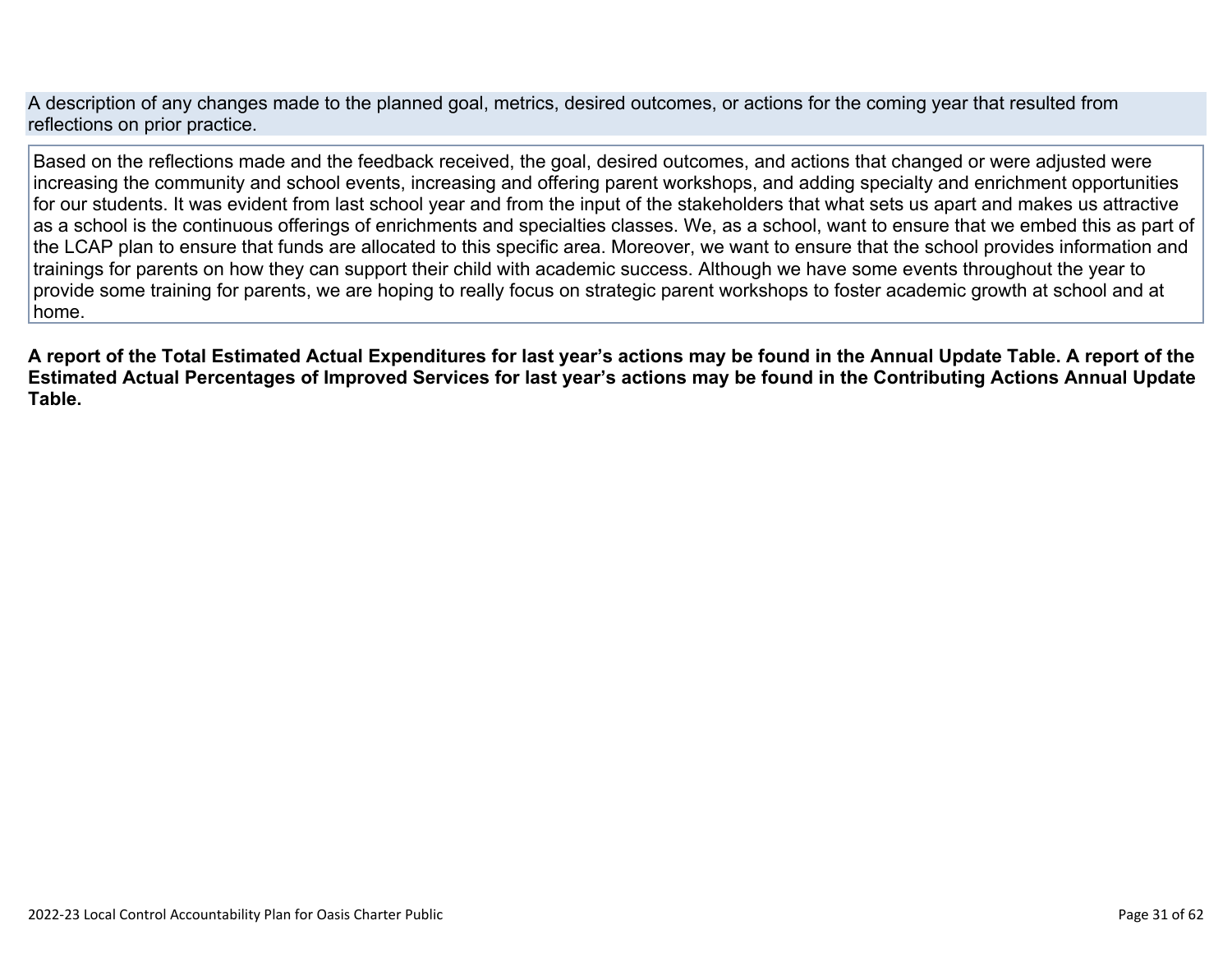A description of any changes made to the planned goal, metrics, desired outcomes, or actions for the coming year that resulted from reflections on prior practice.

Based on the reflections made and the feedback received, the goal, desired outcomes, and actions that changed or were adjusted were increasing the community and school events, increasing and offering parent workshops, and adding specialty and enrichment opportunities for our students. It was evident from last school year and from the input of the stakeholders that what sets us apart and makes us attractive as a school is the continuous offerings of enrichments and specialties classes. We, as a school, want to ensure that we embed this as part of the LCAP plan to ensure that funds are allocated to this specific area. Moreover, we want to ensure that the school provides information and trainings for parents on how they can support their child with academic success. Although we have some events throughout the year to provide some training for parents, we are hoping to really focus on strategic parent workshops to foster academic growth at school and at home.

**A report of the Total Estimated Actual Expenditures for last year's actions may be found in the Annual Update Table. A report of the Estimated Actual Percentages of Improved Services for last year's actions may be found in the Contributing Actions Annual Update Table.**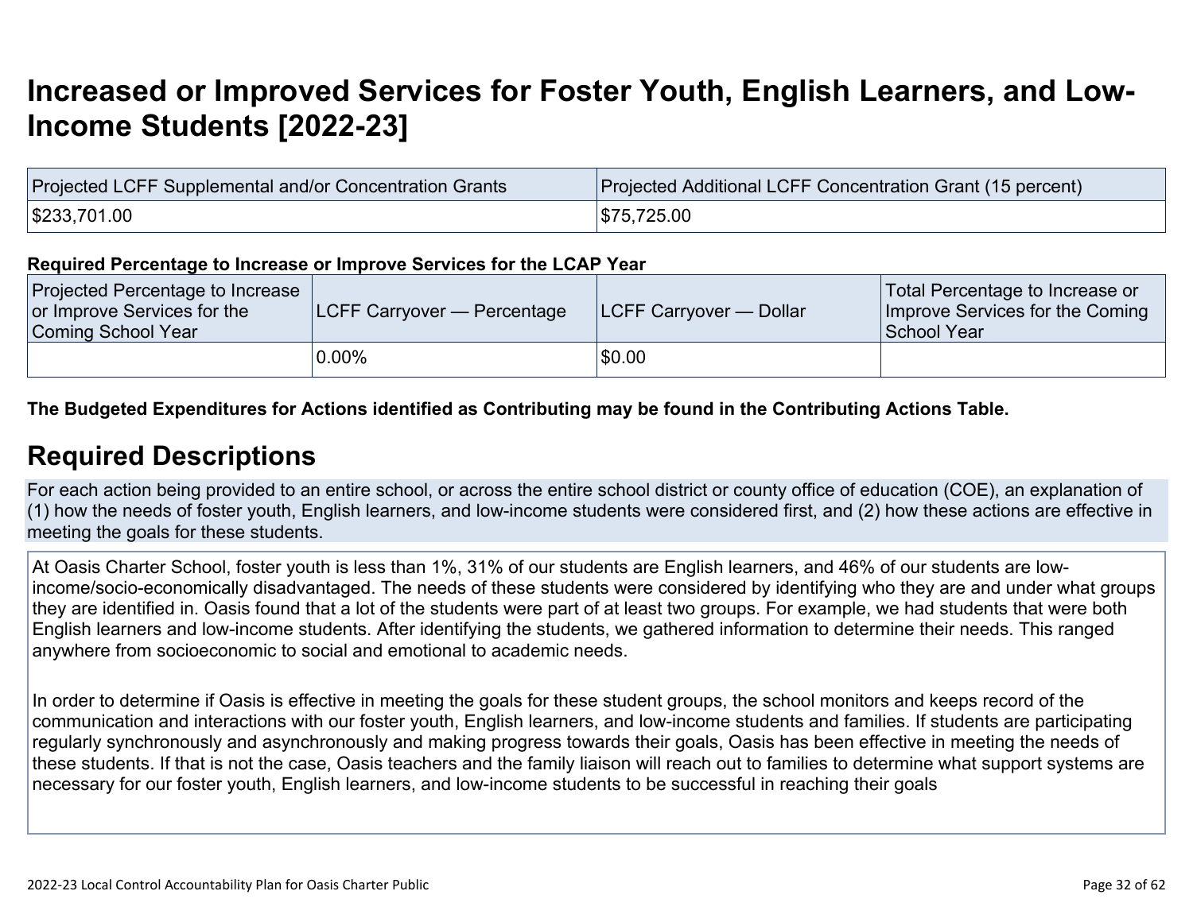# Increased or Improved Services for Foster Youth, English Learners, and Low-Income Students [2022-23]

| Projected LCFF Supplemental and/or Concentration Grants | Projected Additional LCFF Concentration Grant (15 percent) |
| --- | --- |
| $233,701.00 | $75,725.00 |

**Required Percentage to Increase or Improve Services for the LCAP Year**

| Projected Percentage to Increase or Improve Services for the Coming School Year | LCFF Carryover — Percentage | LCFF Carryover — Dollar | Total Percentage to Increase or Improve Services for the Coming School Year |
| --- | --- | --- | --- |
| | 0.00% | $0.00 | |

**The Budgeted Expenditures for Actions identified as Contributing may be found in the Contributing Actions Table.**

## Required Descriptions

For each action being provided to an entire school, or across the entire school district or county office of education (COE), an explanation of (1) how the needs of foster youth, English learners, and low-income students were considered first, and (2) how these actions are effective in meeting the goals for these students.

At Oasis Charter School, foster youth is less than 1%, 31% of our students are English learners, and 46% of our students are low-income/socio-economically disadvantaged. The needs of these students were considered by identifying who they are and under what groups they are identified in. Oasis found that a lot of the students were part of at least two groups. For example, we had students that were both English learners and low-income students. After identifying the students, we gathered information to determine their needs. This ranged anywhere from socioeconomic to social and emotional to academic needs.

In order to determine if Oasis is effective in meeting the goals for these student groups, the school monitors and keeps record of the communication and interactions with our foster youth, English learners, and low-income students and families. If students are participating regularly synchronously and asynchronously and making progress towards their goals, Oasis has been effective in meeting the needs of these students. If that is not the case, Oasis teachers and the family liaison will reach out to families to determine what support systems are necessary for our foster youth, English learners, and low-income students to be successful in reaching their goals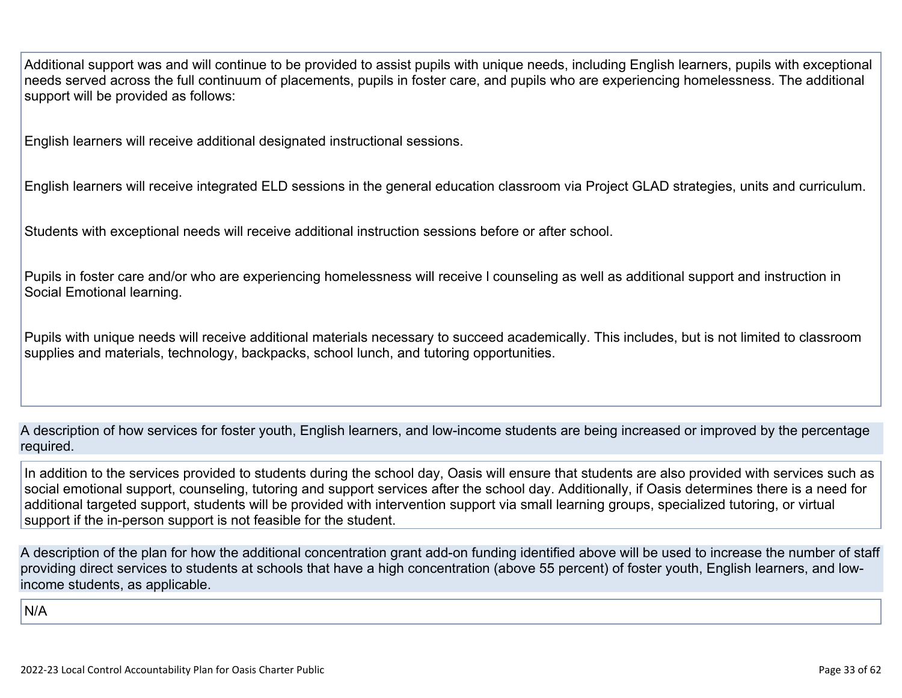Additional support was and will continue to be provided to assist pupils with unique needs, including English learners, pupils with exceptional needs served across the full continuum of placements, pupils in foster care, and pupils who are experiencing homelessness. The additional support will be provided as follows:

English learners will receive additional designated instructional sessions.

English learners will receive integrated ELD sessions in the general education classroom via Project GLAD strategies, units and curriculum.

Students with exceptional needs will receive additional instruction sessions before or after school.

Pupils in foster care and/or who are experiencing homelessness will receive l counseling as well as additional support and instruction in Social Emotional learning.

Pupils with unique needs will receive additional materials necessary to succeed academically. This includes, but is not limited to classroom supplies and materials, technology, backpacks, school lunch, and tutoring opportunities.

**A description of how services for foster youth, English learners, and low-income students are being increased or improved by the percentage required.**

In addition to the services provided to students during the school day, Oasis will ensure that students are also provided with services such as social emotional support, counseling, tutoring and support services after the school day. Additionally, if Oasis determines there is a need for additional targeted support, students will be provided with intervention support via small learning groups, specialized tutoring, or virtual support if the in-person support is not feasible for the student.

**A description of the plan for how the additional concentration grant add-on funding identified above will be used to increase the number of staff providing direct services to students at schools that have a high concentration (above 55 percent) of foster youth, English learners, and low-income students, as applicable.**

N/A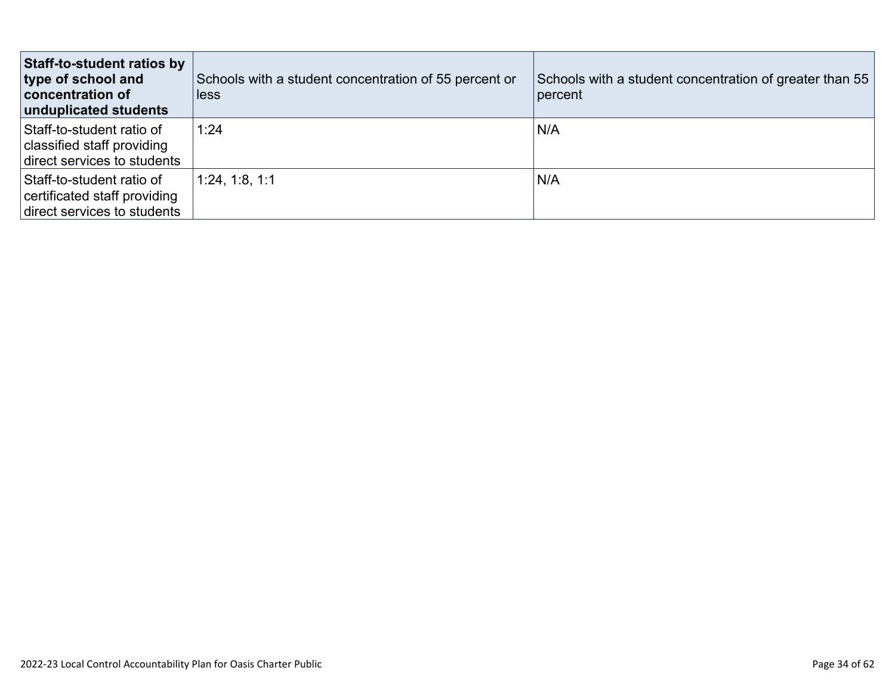| **Staff-to-student ratios by type of school and concentration of unduplicated students** | Schools with a student concentration of 55 percent or less | Schools with a student concentration of greater than 55 percent |
|---|---|---|
| Staff-to-student ratio of classified staff providing direct services to students | 1:24 | N/A |
| Staff-to-student ratio of certificated staff providing direct services to students | 1:24, 1:8, 1:1 | N/A |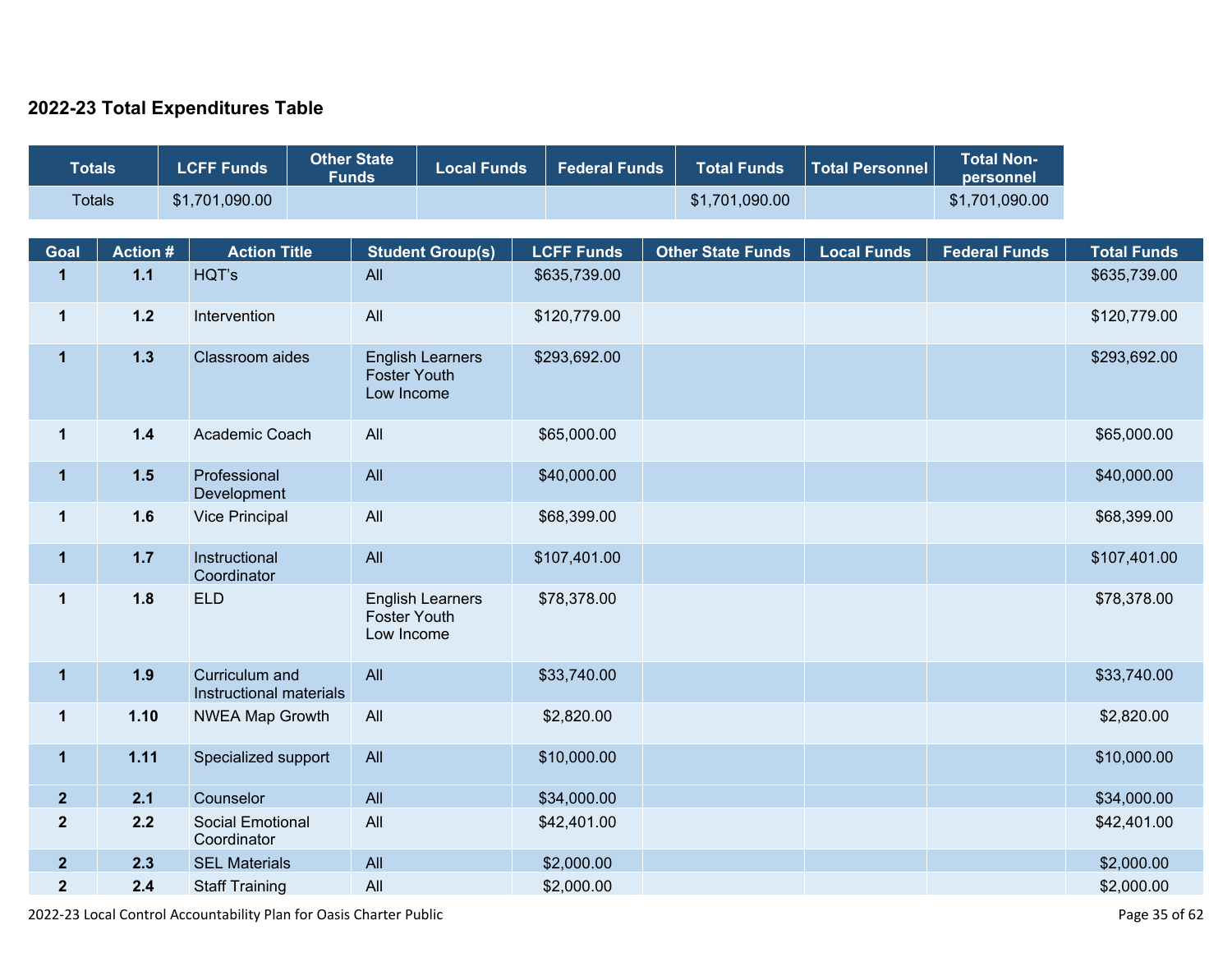## 2022-23 Total Expenditures Table

| Totals | LCFF Funds | Other State Funds | Local Funds | Federal Funds | Total Funds | Total Personnel | Total Non-personnel |
|---|---|---|---|---|---|---|---|
| Totals | $1,701,090.00 | | | | $1,701,090.00 | | $1,701,090.00 |

| Goal | Action # | Action Title | Student Group(s) | LCFF Funds | Other State Funds | Local Funds | Federal Funds | Total Funds |
|---|---|---|---|---|---|---|---|---|
| 1 | 1.1 | HQT's | All | $635,739.00 | | | | $635,739.00 |
| 1 | 1.2 | Intervention | All | $120,779.00 | | | | $120,779.00 |
| 1 | 1.3 | Classroom aides | English Learners<br>Foster Youth<br>Low Income | $293,692.00 | | | | $293,692.00 |
| 1 | 1.4 | Academic Coach | All | $65,000.00 | | | | $65,000.00 |
| 1 | 1.5 | Professional Development | All | $40,000.00 | | | | $40,000.00 |
| 1 | 1.6 | Vice Principal | All | $68,399.00 | | | | $68,399.00 |
| 1 | 1.7 | Instructional Coordinator | All | $107,401.00 | | | | $107,401.00 |
| 1 | 1.8 | ELD | English Learners<br>Foster Youth<br>Low Income | $78,378.00 | | | | $78,378.00 |
| 1 | 1.9 | Curriculum and Instructional materials | All | $33,740.00 | | | | $33,740.00 |
| 1 | 1.10 | NWEA Map Growth | All | $2,820.00 | | | | $2,820.00 |
| 1 | 1.11 | Specialized support | All | $10,000.00 | | | | $10,000.00 |
| 2 | 2.1 | Counselor | All | $34,000.00 | | | | $34,000.00 |
| 2 | 2.2 | Social Emotional Coordinator | All | $42,401.00 | | | | $42,401.00 |
| 2 | 2.3 | SEL Materials | All | $2,000.00 | | | | $2,000.00 |
| 2 | 2.4 | Staff Training | All | $2,000.00 | | | | $2,000.00 |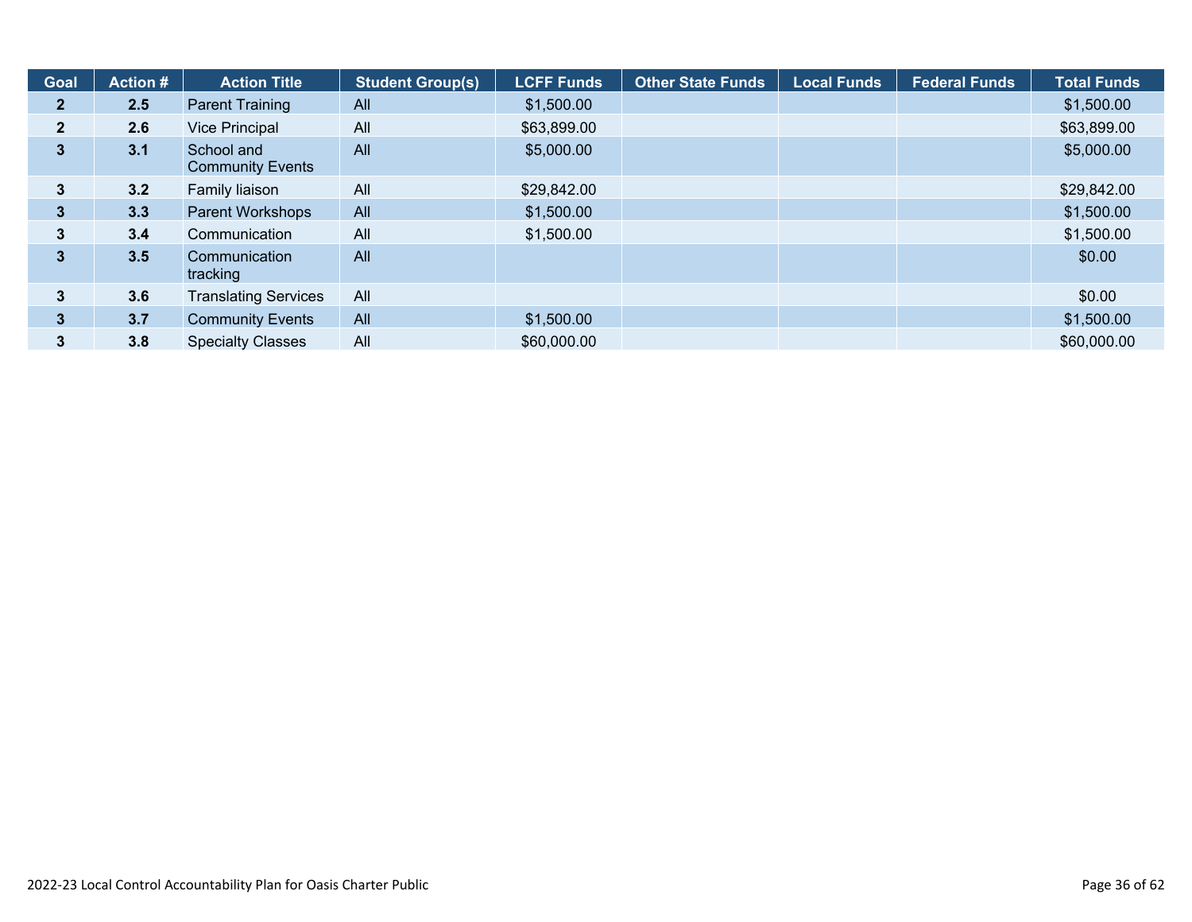| Goal | Action # | Action Title | Student Group(s) | LCFF Funds | Other State Funds | Local Funds | Federal Funds | Total Funds |
|---|---|---|---|---|---|---|---|---|
| 2 | 2.5 | Parent Training | All | $1,500.00 | | | | $1,500.00 |
| 2 | 2.6 | Vice Principal | All | $63,899.00 | | | | $63,899.00 |
| 3 | 3.1 | School and Community Events | All | $5,000.00 | | | | $5,000.00 |
| 3 | 3.2 | Family liaison | All | $29,842.00 | | | | $29,842.00 |
| 3 | 3.3 | Parent Workshops | All | $1,500.00 | | | | $1,500.00 |
| 3 | 3.4 | Communication | All | $1,500.00 | | | | $1,500.00 |
| 3 | 3.5 | Communication tracking | All | | | | | $0.00 |
| 3 | 3.6 | Translating Services | All | | | | | $0.00 |
| 3 | 3.7 | Community Events | All | $1,500.00 | | | | $1,500.00 |
| 3 | 3.8 | Specialty Classes | All | $60,000.00 | | | | $60,000.00 |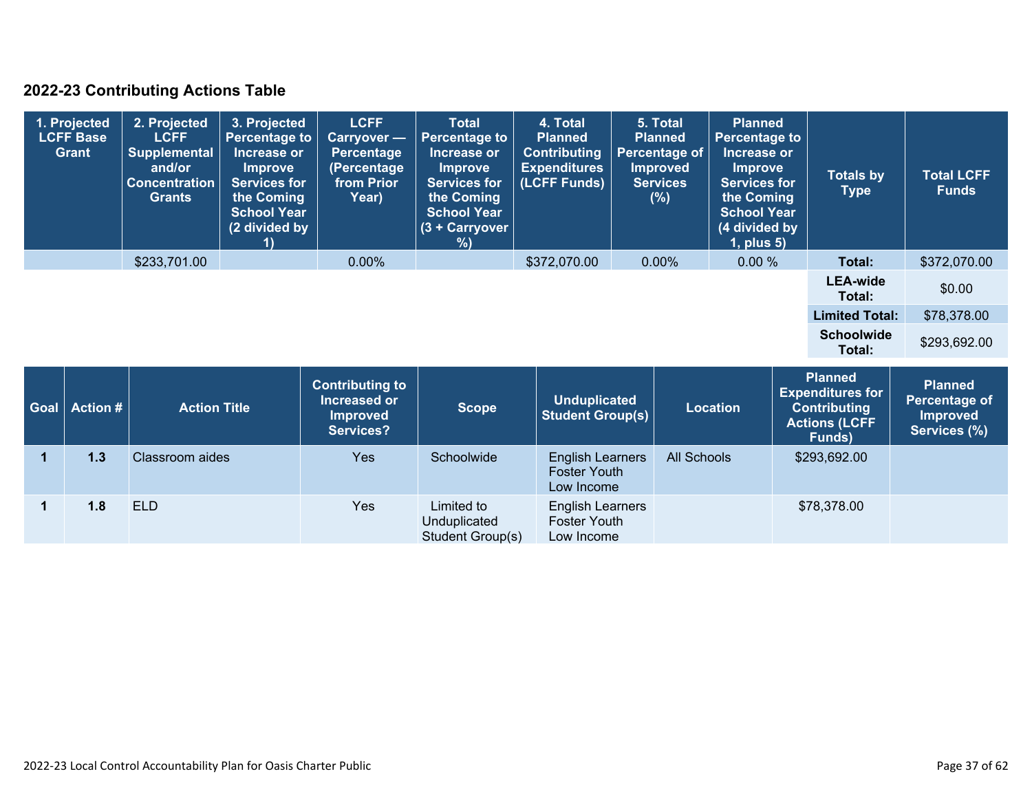## 2022-23 Contributing Actions Table

| 1. Projected LCFF Base Grant | 2. Projected LCFF Supplemental and/or Concentration Grants | 3. Projected Percentage to Increase or Improve Services for the Coming School Year (2 divided by 1) | LCFF Carryover — Percentage (Percentage from Prior Year) | Total Percentage to Increase or Improve Services for the Coming School Year (3 + Carryover %) | 4. Total Planned Contributing Expenditures (LCFF Funds) | 5. Total Planned Percentage of Improved Services (%) | Planned Percentage to Increase or Improve Services for the Coming School Year (4 divided by 1, plus 5) | Totals by Type | Total LCFF Funds |
|---|---|---|---|---|---|---|---|---|---|
| | $233,701.00 | | 0.00% | | $372,070.00 | 0.00% | 0.00 % | **Total:** | $372,070.00 |
| | | | | | | | | **LEA-wide Total:** | $0.00 |
| | | | | | | | | **Limited Total:** | $78,378.00 |
| | | | | | | | | **Schoolwide Total:** | $293,692.00 |

| Goal | Action # | Action Title | Contributing to Increased or Improved Services? | Scope | Unduplicated Student Group(s) | Location | Planned Expenditures for Contributing Actions (LCFF Funds) | Planned Percentage of Improved Services (%) |
|---|---|---|---|---|---|---|---|---|
| 1 | 1.3 | Classroom aides | Yes | Schoolwide | English Learners<br>Foster Youth<br>Low Income | All Schools | $293,692.00 | |
| 1 | 1.8 | ELD | Yes | Limited to Unduplicated Student Group(s) | English Learners<br>Foster Youth<br>Low Income | | $78,378.00 | |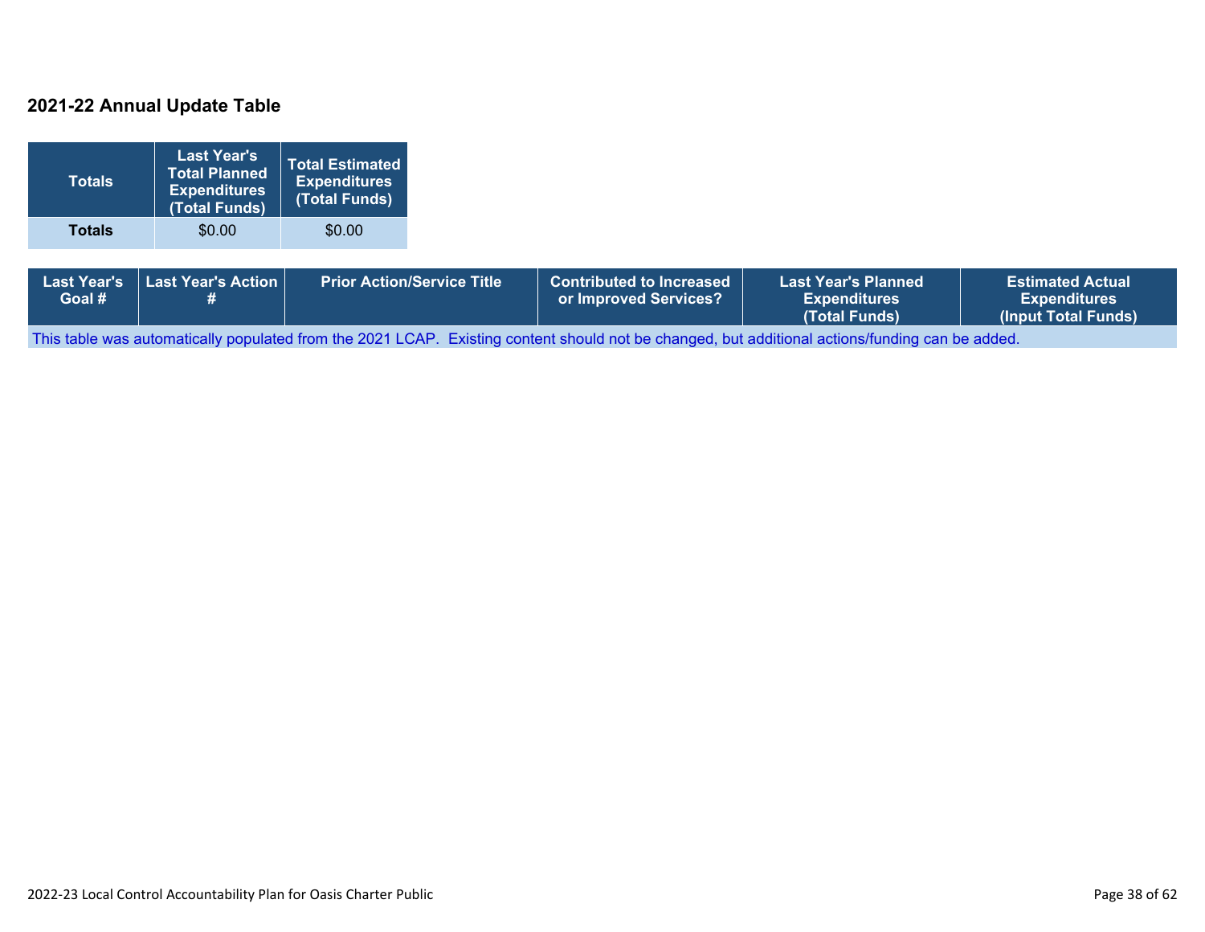## 2021-22 Annual Update Table

| Totals | Last Year's Total Planned Expenditures (Total Funds) | Total Estimated Expenditures (Total Funds) |
|---|---|---|
| **Totals** | $0.00 | $0.00 |

| Last Year's Goal # | Last Year's Action # | Prior Action/Service Title | Contributed to Increased or Improved Services? | Last Year's Planned Expenditures (Total Funds) | Estimated Actual Expenditures (Input Total Funds) |
|---|---|---|---|---|---|
| This table was automatically populated from the 2021 LCAP. Existing content should not be changed, but additional actions/funding can be added. | | | | | |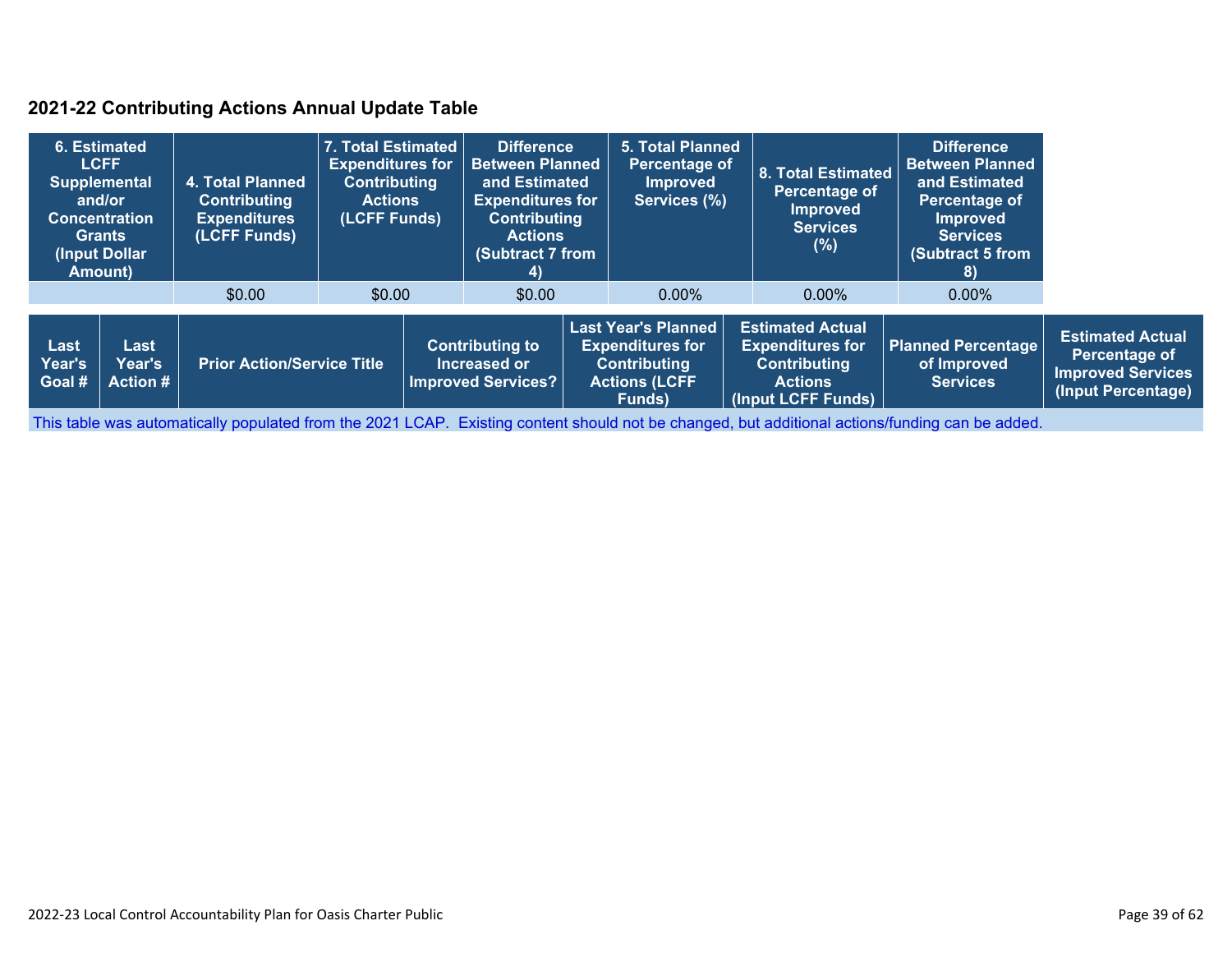## 2021-22 Contributing Actions Annual Update Table

| 6. Estimated LCFF Supplemental and/or Concentration Grants (Input Dollar Amount) | 4. Total Planned Contributing Expenditures (LCFF Funds) | 7. Total Estimated Expenditures for Contributing Actions (LCFF Funds) | Difference Between Planned and Estimated Expenditures for Contributing Actions (Subtract 7 from 4) | 5. Total Planned Percentage of Improved Services (%) | 8. Total Estimated Percentage of Improved Services (%) | Difference Between Planned and Estimated Percentage of Improved Services (Subtract 5 from 8) |
|---|---|---|---|---|---|---|
| | $0.00 | $0.00 | $0.00 | 0.00% | 0.00% | 0.00% |

| Last Year's Goal # | Last Year's Action # | Prior Action/Service Title | Contributing to Increased or Improved Services? | Last Year's Planned Expenditures for Contributing Actions (LCFF Funds) | Estimated Actual Expenditures for Contributing Actions (Input LCFF Funds) | Planned Percentage of Improved Services | Estimated Actual Percentage of Improved Services (Input Percentage) |
|---|---|---|---|---|---|---|---|
| This table was automatically populated from the 2021 LCAP. Existing content should not be changed, but additional actions/funding can be added. | | | | | | | |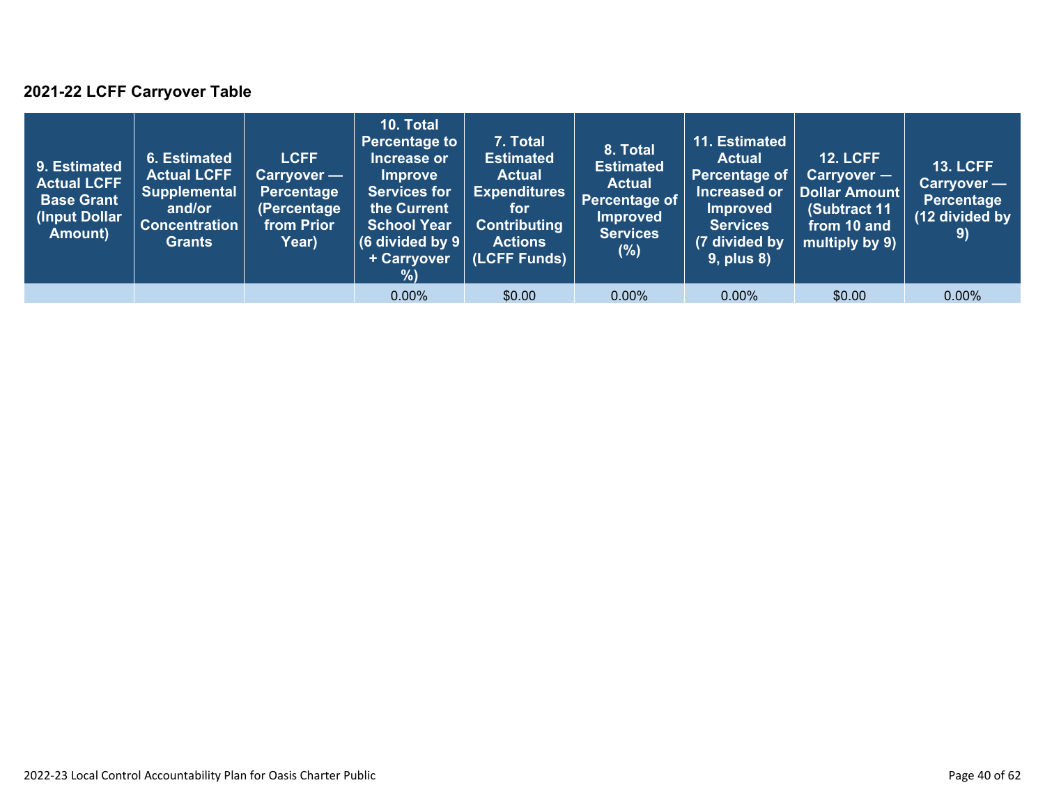## 2021-22 LCFF Carryover Table

| 9. Estimated Actual LCFF Base Grant (Input Dollar Amount) | 6. Estimated Actual LCFF Supplemental and/or Concentration Grants | LCFF Carryover — Percentage (Percentage from Prior Year) | 10. Total Percentage to Increase or Improve Services for the Current School Year (6 divided by 9 + Carryover %) | 7. Total Estimated Actual Expenditures for Contributing Actions (LCFF Funds) | 8. Total Estimated Actual Percentage of Improved Services (%) | 11. Estimated Actual Percentage of Increased or Improved Services (7 divided by 9, plus 8) | 12. LCFF Carryover — Dollar Amount (Subtract 11 from 10 and multiply by 9) | 13. LCFF Carryover — Percentage (12 divided by 9) |
|---|---|---|---|---|---|---|---|---|
| | | | 0.00% | $0.00 | 0.00% | 0.00% | $0.00 | 0.00% |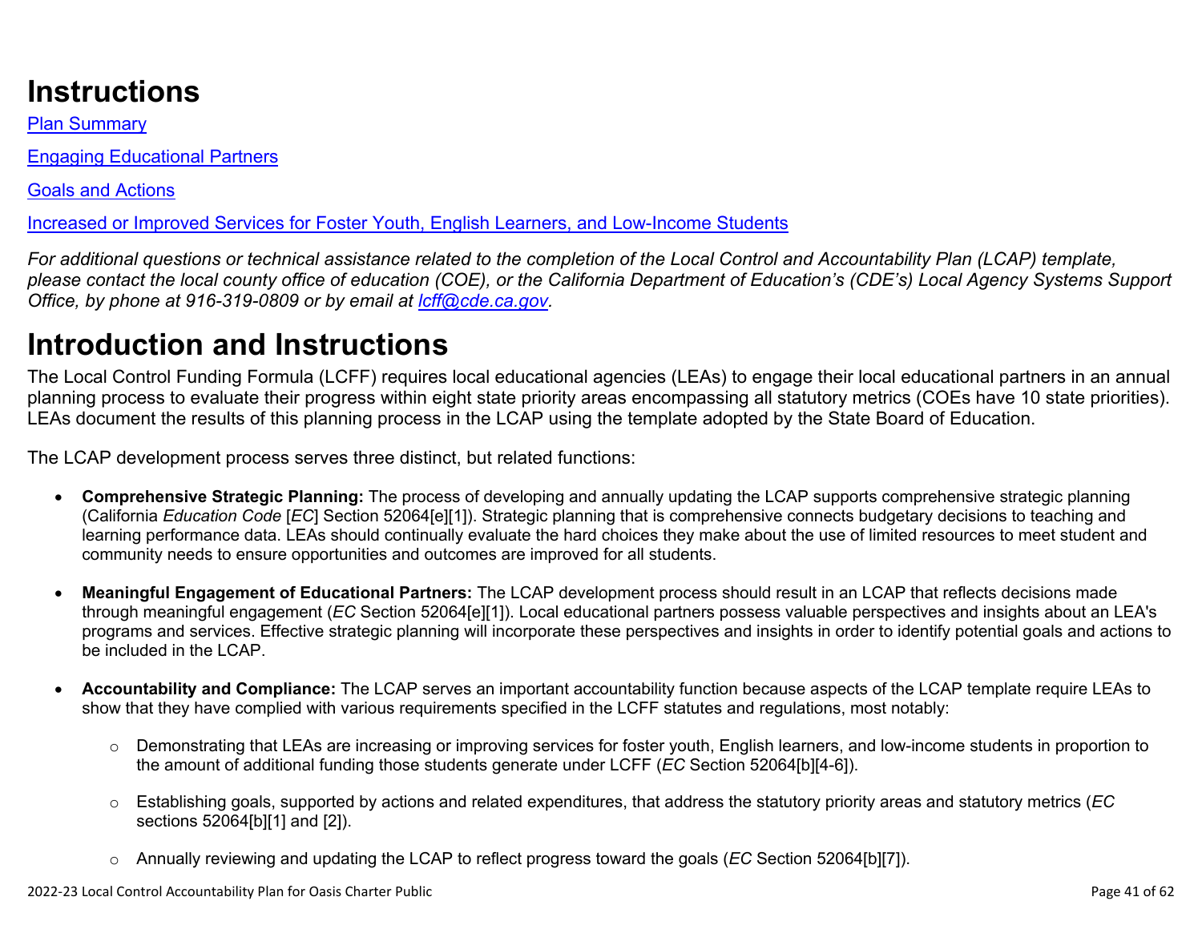# Instructions

[Plan Summary](#)

[Engaging Educational Partners](#)

[Goals and Actions](#)

[Increased or Improved Services for Foster Youth, English Learners, and Low-Income Students](#)

*For additional questions or technical assistance related to the completion of the Local Control and Accountability Plan (LCAP) template, please contact the local county office of education (COE), or the California Department of Education's (CDE's) Local Agency Systems Support Office, by phone at 916-319-0809 or by email at [lcff@cde.ca.gov](mailto:lcff@cde.ca.gov).*

# Introduction and Instructions

The Local Control Funding Formula (LCFF) requires local educational agencies (LEAs) to engage their local educational partners in an annual planning process to evaluate their progress within eight state priority areas encompassing all statutory metrics (COEs have 10 state priorities). LEAs document the results of this planning process in the LCAP using the template adopted by the State Board of Education.

The LCAP development process serves three distinct, but related functions:

- **Comprehensive Strategic Planning:** The process of developing and annually updating the LCAP supports comprehensive strategic planning (California *Education Code* [*EC*] Section 52064[e][1]). Strategic planning that is comprehensive connects budgetary decisions to teaching and learning performance data. LEAs should continually evaluate the hard choices they make about the use of limited resources to meet student and community needs to ensure opportunities and outcomes are improved for all students.

- **Meaningful Engagement of Educational Partners:** The LCAP development process should result in an LCAP that reflects decisions made through meaningful engagement (*EC* Section 52064[e][1]). Local educational partners possess valuable perspectives and insights about an LEA's programs and services. Effective strategic planning will incorporate these perspectives and insights in order to identify potential goals and actions to be included in the LCAP.

- **Accountability and Compliance:** The LCAP serves an important accountability function because aspects of the LCAP template require LEAs to show that they have complied with various requirements specified in the LCFF statutes and regulations, most notably:

  - Demonstrating that LEAs are increasing or improving services for foster youth, English learners, and low-income students in proportion to the amount of additional funding those students generate under LCFF (*EC* Section 52064[b][4-6]).

  - Establishing goals, supported by actions and related expenditures, that address the statutory priority areas and statutory metrics (*EC* sections 52064[b][1] and [2]).

  - Annually reviewing and updating the LCAP to reflect progress toward the goals (*EC* Section 52064[b][7]).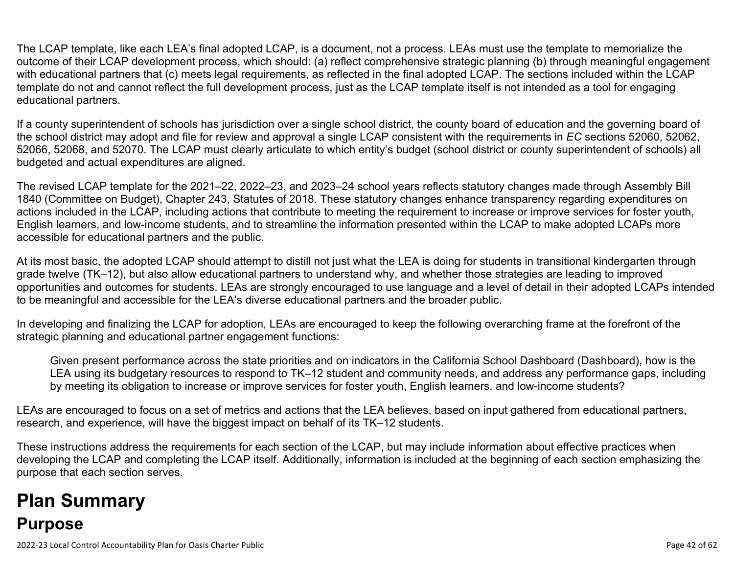The LCAP template, like each LEA's final adopted LCAP, is a document, not a process. LEAs must use the template to memorialize the outcome of their LCAP development process, which should: (a) reflect comprehensive strategic planning (b) through meaningful engagement with educational partners that (c) meets legal requirements, as reflected in the final adopted LCAP. The sections included within the LCAP template do not and cannot reflect the full development process, just as the LCAP template itself is not intended as a tool for engaging educational partners.

If a county superintendent of schools has jurisdiction over a single school district, the county board of education and the governing board of the school district may adopt and file for review and approval a single LCAP consistent with the requirements in *EC* sections 52060, 52062, 52066, 52068, and 52070. The LCAP must clearly articulate to which entity's budget (school district or county superintendent of schools) all budgeted and actual expenditures are aligned.

The revised LCAP template for the 2021–22, 2022–23, and 2023–24 school years reflects statutory changes made through Assembly Bill 1840 (Committee on Budget), Chapter 243, Statutes of 2018. These statutory changes enhance transparency regarding expenditures on actions included in the LCAP, including actions that contribute to meeting the requirement to increase or improve services for foster youth, English learners, and low-income students, and to streamline the information presented within the LCAP to make adopted LCAPs more accessible for educational partners and the public.

At its most basic, the adopted LCAP should attempt to distill not just what the LEA is doing for students in transitional kindergarten through grade twelve (TK–12), but also allow educational partners to understand why, and whether those strategies are leading to improved opportunities and outcomes for students. LEAs are strongly encouraged to use language and a level of detail in their adopted LCAPs intended to be meaningful and accessible for the LEA's diverse educational partners and the broader public.

In developing and finalizing the LCAP for adoption, LEAs are encouraged to keep the following overarching frame at the forefront of the strategic planning and educational partner engagement functions:

> Given present performance across the state priorities and on indicators in the California School Dashboard (Dashboard), how is the LEA using its budgetary resources to respond to TK–12 student and community needs, and address any performance gaps, including by meeting its obligation to increase or improve services for foster youth, English learners, and low-income students?

LEAs are encouraged to focus on a set of metrics and actions that the LEA believes, based on input gathered from educational partners, research, and experience, will have the biggest impact on behalf of its TK–12 students.

These instructions address the requirements for each section of the LCAP, but may include information about effective practices when developing the LCAP and completing the LCAP itself. Additionally, information is included at the beginning of each section emphasizing the purpose that each section serves.

# Plan Summary

## Purpose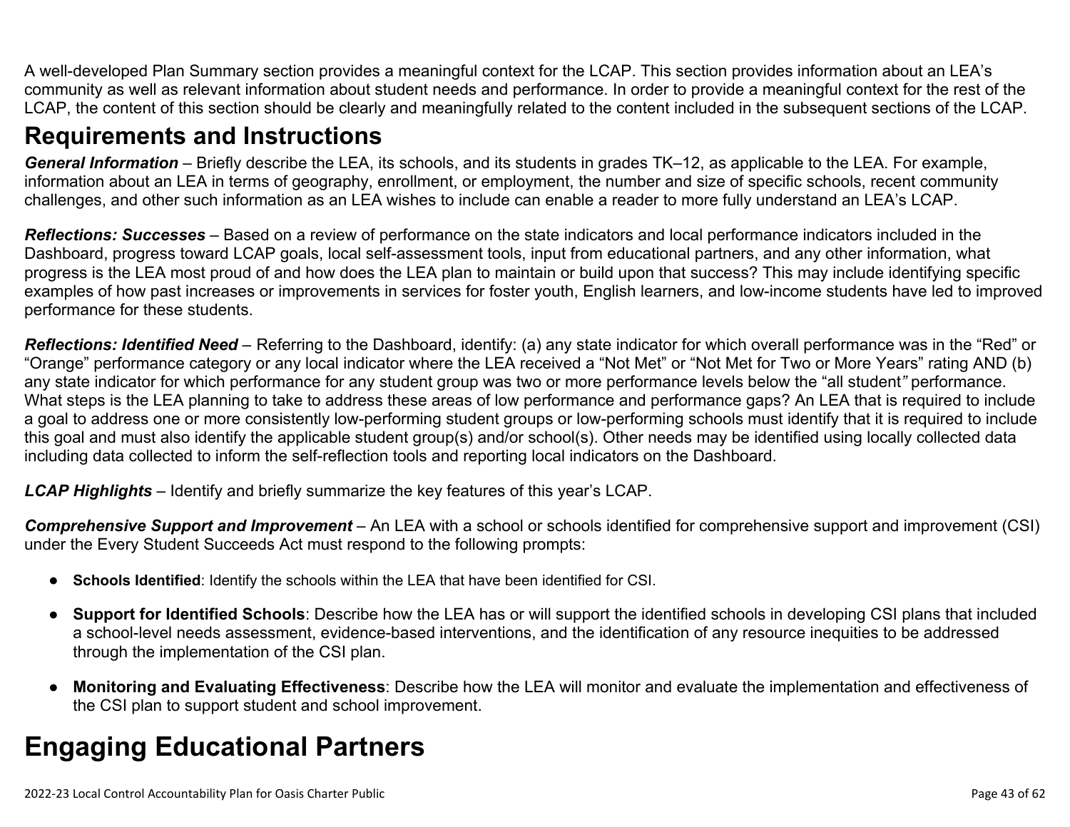A well-developed Plan Summary section provides a meaningful context for the LCAP. This section provides information about an LEA's community as well as relevant information about student needs and performance. In order to provide a meaningful context for the rest of the LCAP, the content of this section should be clearly and meaningfully related to the content included in the subsequent sections of the LCAP.

## Requirements and Instructions

***General Information*** – Briefly describe the LEA, its schools, and its students in grades TK–12, as applicable to the LEA. For example, information about an LEA in terms of geography, enrollment, or employment, the number and size of specific schools, recent community challenges, and other such information as an LEA wishes to include can enable a reader to more fully understand an LEA's LCAP.

***Reflections: Successes*** – Based on a review of performance on the state indicators and local performance indicators included in the Dashboard, progress toward LCAP goals, local self-assessment tools, input from educational partners, and any other information, what progress is the LEA most proud of and how does the LEA plan to maintain or build upon that success? This may include identifying specific examples of how past increases or improvements in services for foster youth, English learners, and low-income students have led to improved performance for these students.

***Reflections: Identified Need*** – Referring to the Dashboard, identify: (a) any state indicator for which overall performance was in the "Red" or "Orange" performance category or any local indicator where the LEA received a "Not Met" or "Not Met for Two or More Years" rating AND (b) any state indicator for which performance for any student group was two or more performance levels below the "all student*"* performance. What steps is the LEA planning to take to address these areas of low performance and performance gaps? An LEA that is required to include a goal to address one or more consistently low-performing student groups or low-performing schools must identify that it is required to include this goal and must also identify the applicable student group(s) and/or school(s). Other needs may be identified using locally collected data including data collected to inform the self-reflection tools and reporting local indicators on the Dashboard.

***LCAP Highlights*** – Identify and briefly summarize the key features of this year's LCAP.

***Comprehensive Support and Improvement*** – An LEA with a school or schools identified for comprehensive support and improvement (CSI) under the Every Student Succeeds Act must respond to the following prompts:

- **Schools Identified**: Identify the schools within the LEA that have been identified for CSI.
- **Support for Identified Schools**: Describe how the LEA has or will support the identified schools in developing CSI plans that included a school-level needs assessment, evidence-based interventions, and the identification of any resource inequities to be addressed through the implementation of the CSI plan.
- **Monitoring and Evaluating Effectiveness**: Describe how the LEA will monitor and evaluate the implementation and effectiveness of the CSI plan to support student and school improvement.

# Engaging Educational Partners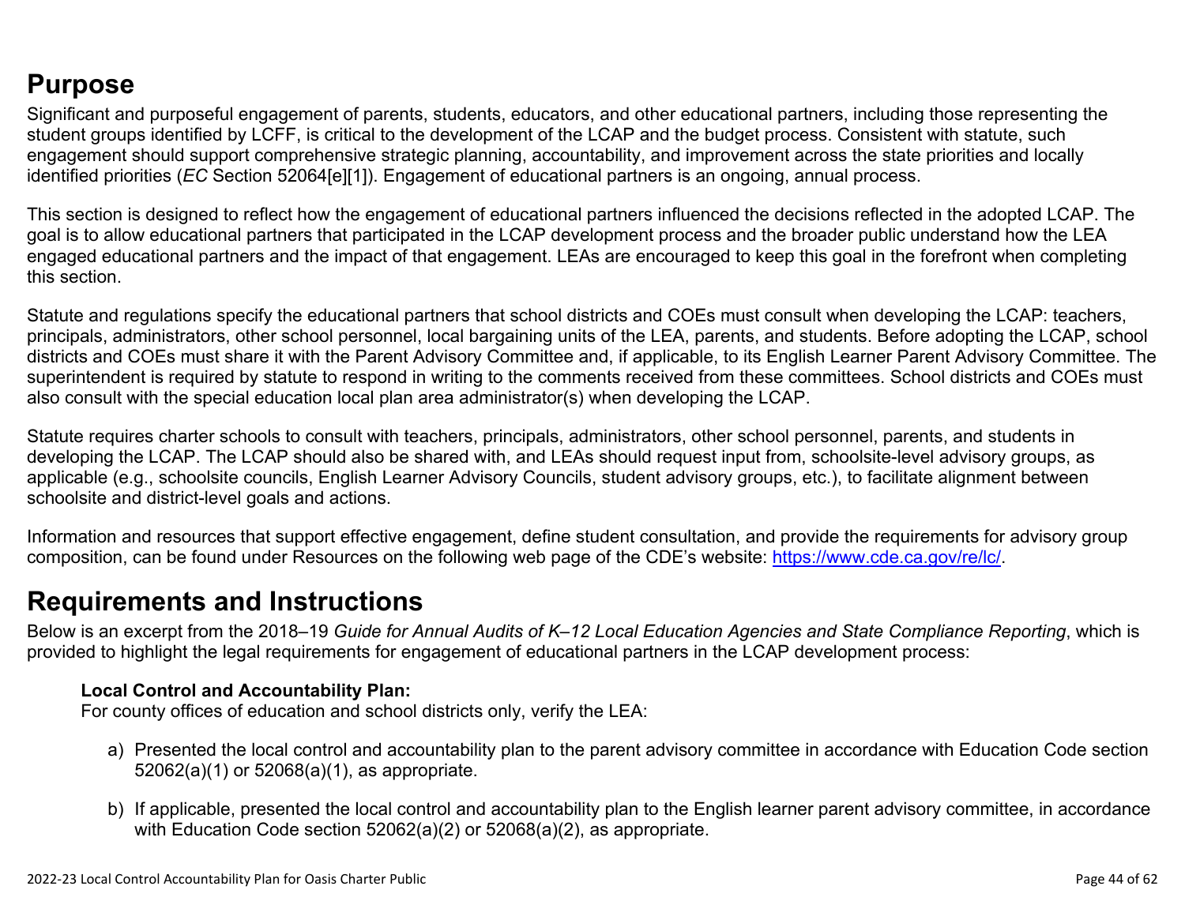## Purpose

Significant and purposeful engagement of parents, students, educators, and other educational partners, including those representing the student groups identified by LCFF, is critical to the development of the LCAP and the budget process. Consistent with statute, such engagement should support comprehensive strategic planning, accountability, and improvement across the state priorities and locally identified priorities (*EC* Section 52064[e][1]). Engagement of educational partners is an ongoing, annual process.

This section is designed to reflect how the engagement of educational partners influenced the decisions reflected in the adopted LCAP. The goal is to allow educational partners that participated in the LCAP development process and the broader public understand how the LEA engaged educational partners and the impact of that engagement. LEAs are encouraged to keep this goal in the forefront when completing this section.

Statute and regulations specify the educational partners that school districts and COEs must consult when developing the LCAP: teachers, principals, administrators, other school personnel, local bargaining units of the LEA, parents, and students. Before adopting the LCAP, school districts and COEs must share it with the Parent Advisory Committee and, if applicable, to its English Learner Parent Advisory Committee. The superintendent is required by statute to respond in writing to the comments received from these committees. School districts and COEs must also consult with the special education local plan area administrator(s) when developing the LCAP.

Statute requires charter schools to consult with teachers, principals, administrators, other school personnel, parents, and students in developing the LCAP. The LCAP should also be shared with, and LEAs should request input from, schoolsite-level advisory groups, as applicable (e.g., schoolsite councils, English Learner Advisory Councils, student advisory groups, etc.), to facilitate alignment between schoolsite and district-level goals and actions.

Information and resources that support effective engagement, define student consultation, and provide the requirements for advisory group composition, can be found under Resources on the following web page of the CDE's website: [https://www.cde.ca.gov/re/lc/](https://www.cde.ca.gov/re/lc/).

## Requirements and Instructions

Below is an excerpt from the 2018–19 *Guide for Annual Audits of K–12 Local Education Agencies and State Compliance Reporting*, which is provided to highlight the legal requirements for engagement of educational partners in the LCAP development process:

**Local Control and Accountability Plan:**
For county offices of education and school districts only, verify the LEA:

a) Presented the local control and accountability plan to the parent advisory committee in accordance with Education Code section 52062(a)(1) or 52068(a)(1), as appropriate.

b) If applicable, presented the local control and accountability plan to the English learner parent advisory committee, in accordance with Education Code section 52062(a)(2) or 52068(a)(2), as appropriate.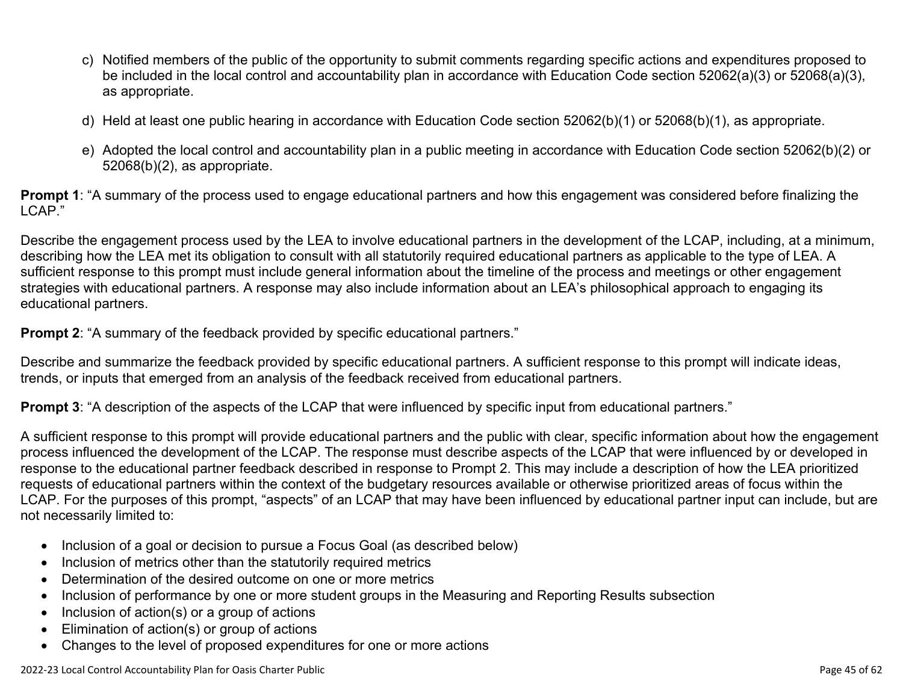c) Notified members of the public of the opportunity to submit comments regarding specific actions and expenditures proposed to be included in the local control and accountability plan in accordance with Education Code section 52062(a)(3) or 52068(a)(3), as appropriate.

d) Held at least one public hearing in accordance with Education Code section 52062(b)(1) or 52068(b)(1), as appropriate.

e) Adopted the local control and accountability plan in a public meeting in accordance with Education Code section 52062(b)(2) or 52068(b)(2), as appropriate.

**Prompt 1**: "A summary of the process used to engage educational partners and how this engagement was considered before finalizing the LCAP."

Describe the engagement process used by the LEA to involve educational partners in the development of the LCAP, including, at a minimum, describing how the LEA met its obligation to consult with all statutorily required educational partners as applicable to the type of LEA. A sufficient response to this prompt must include general information about the timeline of the process and meetings or other engagement strategies with educational partners. A response may also include information about an LEA's philosophical approach to engaging its educational partners.

**Prompt 2**: "A summary of the feedback provided by specific educational partners."

Describe and summarize the feedback provided by specific educational partners. A sufficient response to this prompt will indicate ideas, trends, or inputs that emerged from an analysis of the feedback received from educational partners.

**Prompt 3**: "A description of the aspects of the LCAP that were influenced by specific input from educational partners."

A sufficient response to this prompt will provide educational partners and the public with clear, specific information about how the engagement process influenced the development of the LCAP. The response must describe aspects of the LCAP that were influenced by or developed in response to the educational partner feedback described in response to Prompt 2. This may include a description of how the LEA prioritized requests of educational partners within the context of the budgetary resources available or otherwise prioritized areas of focus within the LCAP. For the purposes of this prompt, "aspects" of an LCAP that may have been influenced by educational partner input can include, but are not necessarily limited to:

- Inclusion of a goal or decision to pursue a Focus Goal (as described below)
- Inclusion of metrics other than the statutorily required metrics
- Determination of the desired outcome on one or more metrics
- Inclusion of performance by one or more student groups in the Measuring and Reporting Results subsection
- Inclusion of action(s) or a group of actions
- Elimination of action(s) or group of actions
- Changes to the level of proposed expenditures for one or more actions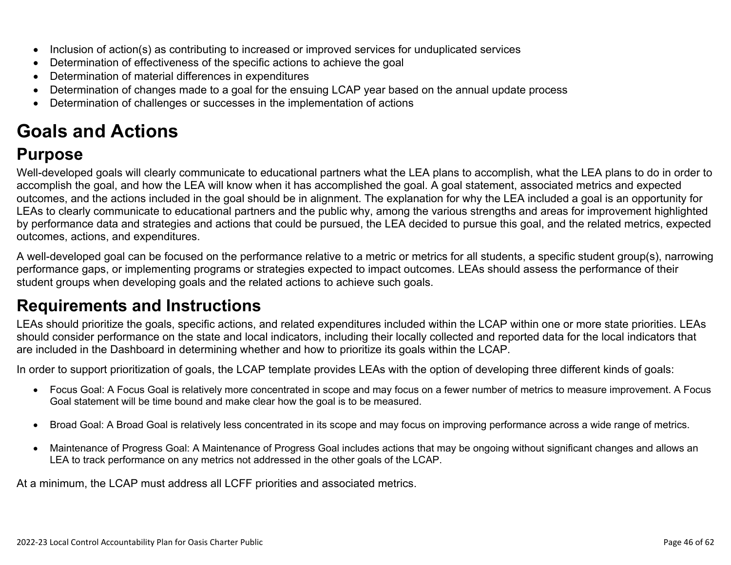- Inclusion of action(s) as contributing to increased or improved services for unduplicated services
- Determination of effectiveness of the specific actions to achieve the goal
- Determination of material differences in expenditures
- Determination of changes made to a goal for the ensuing LCAP year based on the annual update process
- Determination of challenges or successes in the implementation of actions

# Goals and Actions

## Purpose

Well-developed goals will clearly communicate to educational partners what the LEA plans to accomplish, what the LEA plans to do in order to accomplish the goal, and how the LEA will know when it has accomplished the goal. A goal statement, associated metrics and expected outcomes, and the actions included in the goal should be in alignment. The explanation for why the LEA included a goal is an opportunity for LEAs to clearly communicate to educational partners and the public why, among the various strengths and areas for improvement highlighted by performance data and strategies and actions that could be pursued, the LEA decided to pursue this goal, and the related metrics, expected outcomes, actions, and expenditures.

A well-developed goal can be focused on the performance relative to a metric or metrics for all students, a specific student group(s), narrowing performance gaps, or implementing programs or strategies expected to impact outcomes. LEAs should assess the performance of their student groups when developing goals and the related actions to achieve such goals.

## Requirements and Instructions

LEAs should prioritize the goals, specific actions, and related expenditures included within the LCAP within one or more state priorities. LEAs should consider performance on the state and local indicators, including their locally collected and reported data for the local indicators that are included in the Dashboard in determining whether and how to prioritize its goals within the LCAP.

In order to support prioritization of goals, the LCAP template provides LEAs with the option of developing three different kinds of goals:

- Focus Goal: A Focus Goal is relatively more concentrated in scope and may focus on a fewer number of metrics to measure improvement. A Focus Goal statement will be time bound and make clear how the goal is to be measured.

- Broad Goal: A Broad Goal is relatively less concentrated in its scope and may focus on improving performance across a wide range of metrics.

- Maintenance of Progress Goal: A Maintenance of Progress Goal includes actions that may be ongoing without significant changes and allows an LEA to track performance on any metrics not addressed in the other goals of the LCAP.

At a minimum, the LCAP must address all LCFF priorities and associated metrics.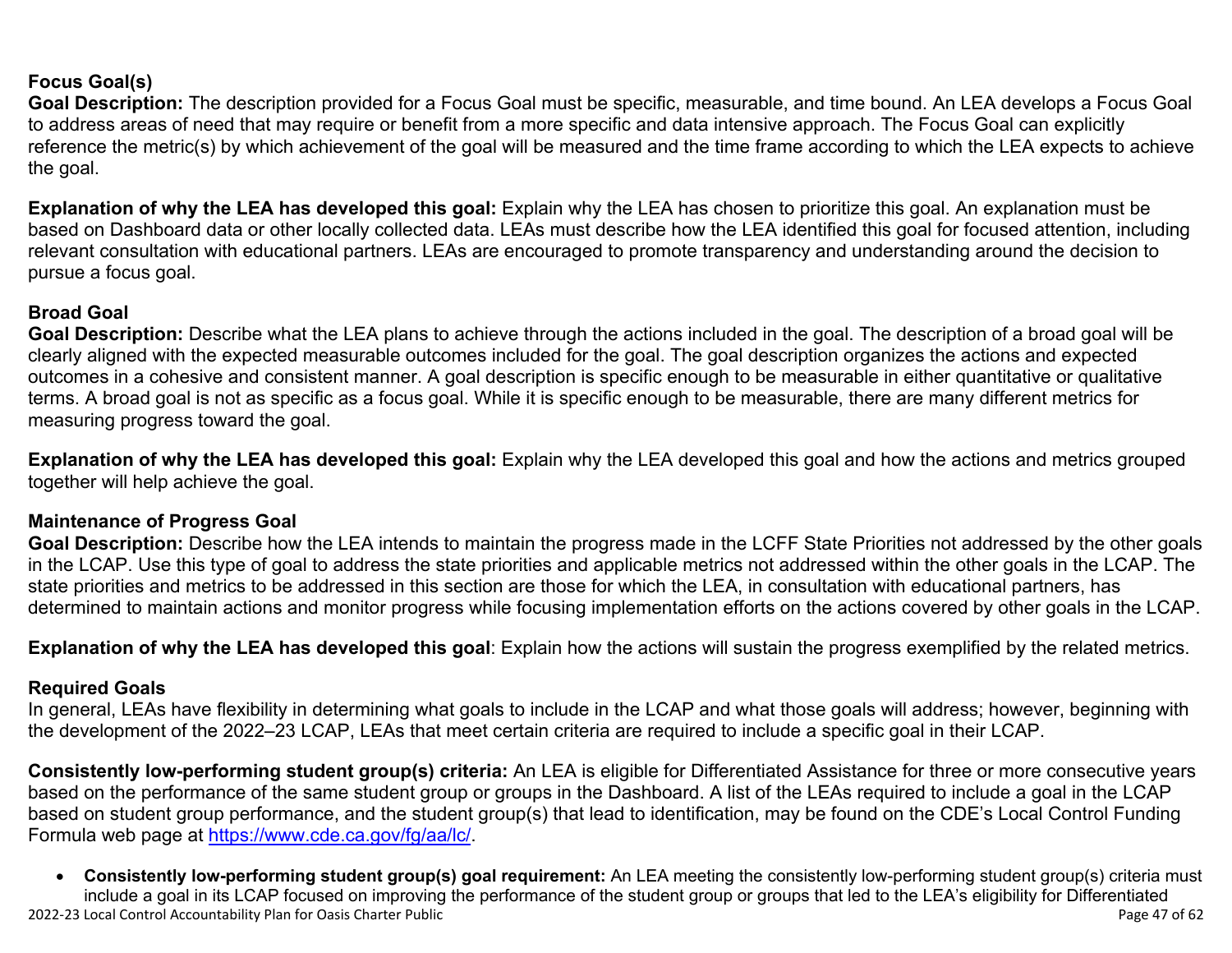### Focus Goal(s)

**Goal Description:** The description provided for a Focus Goal must be specific, measurable, and time bound. An LEA develops a Focus Goal to address areas of need that may require or benefit from a more specific and data intensive approach. The Focus Goal can explicitly reference the metric(s) by which achievement of the goal will be measured and the time frame according to which the LEA expects to achieve the goal.

**Explanation of why the LEA has developed this goal:** Explain why the LEA has chosen to prioritize this goal. An explanation must be based on Dashboard data or other locally collected data. LEAs must describe how the LEA identified this goal for focused attention, including relevant consultation with educational partners. LEAs are encouraged to promote transparency and understanding around the decision to pursue a focus goal.

### Broad Goal

**Goal Description:** Describe what the LEA plans to achieve through the actions included in the goal. The description of a broad goal will be clearly aligned with the expected measurable outcomes included for the goal. The goal description organizes the actions and expected outcomes in a cohesive and consistent manner. A goal description is specific enough to be measurable in either quantitative or qualitative terms. A broad goal is not as specific as a focus goal. While it is specific enough to be measurable, there are many different metrics for measuring progress toward the goal.

**Explanation of why the LEA has developed this goal:** Explain why the LEA developed this goal and how the actions and metrics grouped together will help achieve the goal.

### Maintenance of Progress Goal

**Goal Description:** Describe how the LEA intends to maintain the progress made in the LCFF State Priorities not addressed by the other goals in the LCAP. Use this type of goal to address the state priorities and applicable metrics not addressed within the other goals in the LCAP. The state priorities and metrics to be addressed in this section are those for which the LEA, in consultation with educational partners, has determined to maintain actions and monitor progress while focusing implementation efforts on the actions covered by other goals in the LCAP.

**Explanation of why the LEA has developed this goal**: Explain how the actions will sustain the progress exemplified by the related metrics.

### Required Goals

In general, LEAs have flexibility in determining what goals to include in the LCAP and what those goals will address; however, beginning with the development of the 2022–23 LCAP, LEAs that meet certain criteria are required to include a specific goal in their LCAP.

**Consistently low-performing student group(s) criteria:** An LEA is eligible for Differentiated Assistance for three or more consecutive years based on the performance of the same student group or groups in the Dashboard. A list of the LEAs required to include a goal in the LCAP based on student group performance, and the student group(s) that lead to identification, may be found on the CDE's Local Control Funding Formula web page at https://www.cde.ca.gov/fg/aa/lc/.

- **Consistently low-performing student group(s) goal requirement:** An LEA meeting the consistently low-performing student group(s) criteria must include a goal in its LCAP focused on improving the performance of the student group or groups that led to the LEA's eligibility for Differentiated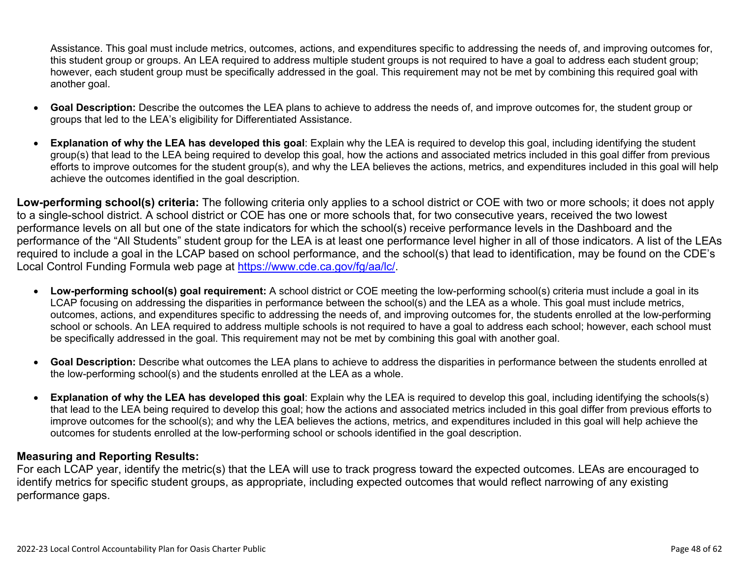Assistance. This goal must include metrics, outcomes, actions, and expenditures specific to addressing the needs of, and improving outcomes for, this student group or groups. An LEA required to address multiple student groups is not required to have a goal to address each student group; however, each student group must be specifically addressed in the goal. This requirement may not be met by combining this required goal with another goal.

- **Goal Description:** Describe the outcomes the LEA plans to achieve to address the needs of, and improve outcomes for, the student group or groups that led to the LEA's eligibility for Differentiated Assistance.
- **Explanation of why the LEA has developed this goal**: Explain why the LEA is required to develop this goal, including identifying the student group(s) that lead to the LEA being required to develop this goal, how the actions and associated metrics included in this goal differ from previous efforts to improve outcomes for the student group(s), and why the LEA believes the actions, metrics, and expenditures included in this goal will help achieve the outcomes identified in the goal description.

**Low-performing school(s) criteria:** The following criteria only applies to a school district or COE with two or more schools; it does not apply to a single-school district. A school district or COE has one or more schools that, for two consecutive years, received the two lowest performance levels on all but one of the state indicators for which the school(s) receive performance levels in the Dashboard and the performance of the "All Students" student group for the LEA is at least one performance level higher in all of those indicators. A list of the LEAs required to include a goal in the LCAP based on school performance, and the school(s) that lead to identification, may be found on the CDE's Local Control Funding Formula web page at https://www.cde.ca.gov/fg/aa/lc/.

- **Low-performing school(s) goal requirement:** A school district or COE meeting the low-performing school(s) criteria must include a goal in its LCAP focusing on addressing the disparities in performance between the school(s) and the LEA as a whole. This goal must include metrics, outcomes, actions, and expenditures specific to addressing the needs of, and improving outcomes for, the students enrolled at the low-performing school or schools. An LEA required to address multiple schools is not required to have a goal to address each school; however, each school must be specifically addressed in the goal. This requirement may not be met by combining this goal with another goal.
- **Goal Description:** Describe what outcomes the LEA plans to achieve to address the disparities in performance between the students enrolled at the low-performing school(s) and the students enrolled at the LEA as a whole.
- **Explanation of why the LEA has developed this goal**: Explain why the LEA is required to develop this goal, including identifying the schools(s) that lead to the LEA being required to develop this goal; how the actions and associated metrics included in this goal differ from previous efforts to improve outcomes for the school(s); and why the LEA believes the actions, metrics, and expenditures included in this goal will help achieve the outcomes for students enrolled at the low-performing school or schools identified in the goal description.

### Measuring and Reporting Results:

For each LCAP year, identify the metric(s) that the LEA will use to track progress toward the expected outcomes. LEAs are encouraged to identify metrics for specific student groups, as appropriate, including expected outcomes that would reflect narrowing of any existing performance gaps.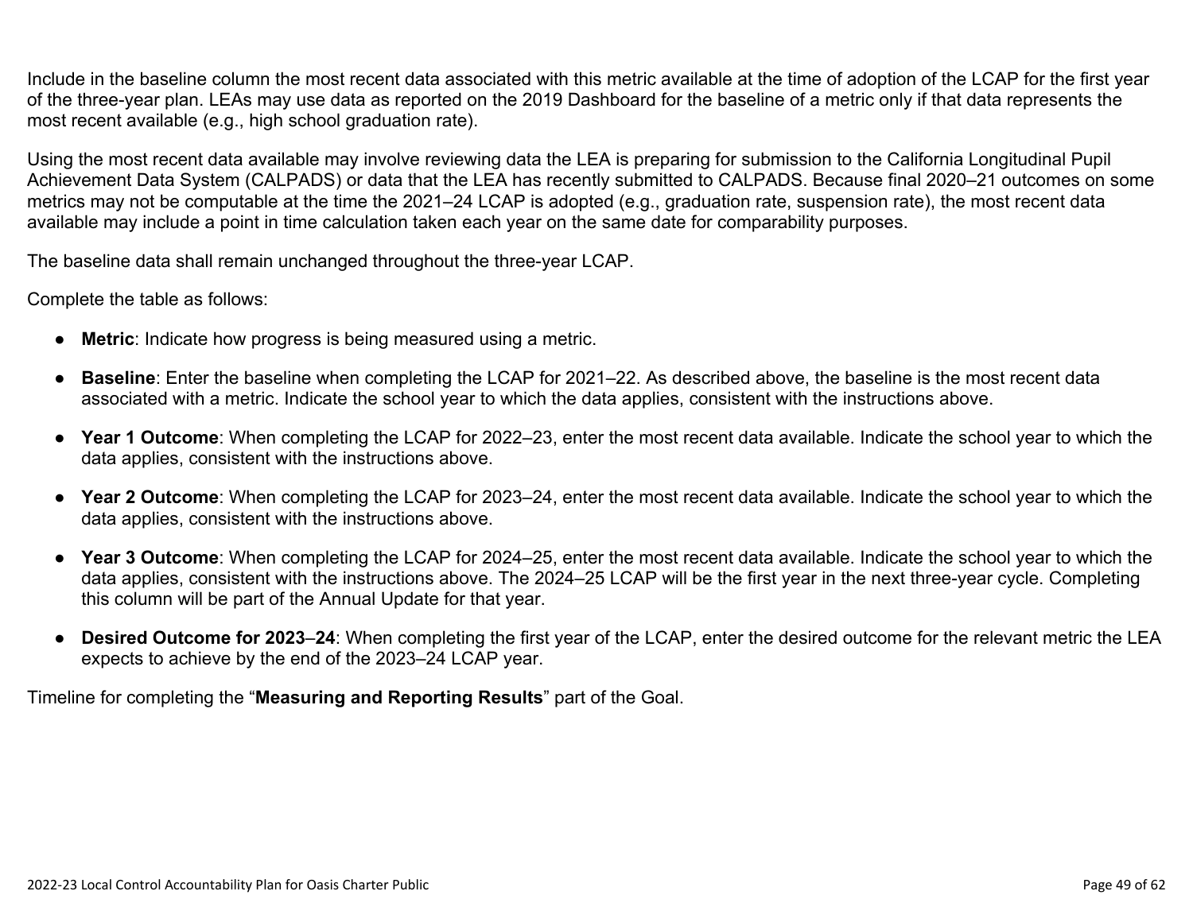Include in the baseline column the most recent data associated with this metric available at the time of adoption of the LCAP for the first year of the three-year plan. LEAs may use data as reported on the 2019 Dashboard for the baseline of a metric only if that data represents the most recent available (e.g., high school graduation rate).

Using the most recent data available may involve reviewing data the LEA is preparing for submission to the California Longitudinal Pupil Achievement Data System (CALPADS) or data that the LEA has recently submitted to CALPADS. Because final 2020–21 outcomes on some metrics may not be computable at the time the 2021–24 LCAP is adopted (e.g., graduation rate, suspension rate), the most recent data available may include a point in time calculation taken each year on the same date for comparability purposes.

The baseline data shall remain unchanged throughout the three-year LCAP.

Complete the table as follows:

- **Metric**: Indicate how progress is being measured using a metric.
- **Baseline**: Enter the baseline when completing the LCAP for 2021–22. As described above, the baseline is the most recent data associated with a metric. Indicate the school year to which the data applies, consistent with the instructions above.
- **Year 1 Outcome**: When completing the LCAP for 2022–23, enter the most recent data available. Indicate the school year to which the data applies, consistent with the instructions above.
- **Year 2 Outcome**: When completing the LCAP for 2023–24, enter the most recent data available. Indicate the school year to which the data applies, consistent with the instructions above.
- **Year 3 Outcome**: When completing the LCAP for 2024–25, enter the most recent data available. Indicate the school year to which the data applies, consistent with the instructions above. The 2024–25 LCAP will be the first year in the next three-year cycle. Completing this column will be part of the Annual Update for that year.
- **Desired Outcome for 2023–24**: When completing the first year of the LCAP, enter the desired outcome for the relevant metric the LEA expects to achieve by the end of the 2023–24 LCAP year.

Timeline for completing the "**Measuring and Reporting Results**" part of the Goal.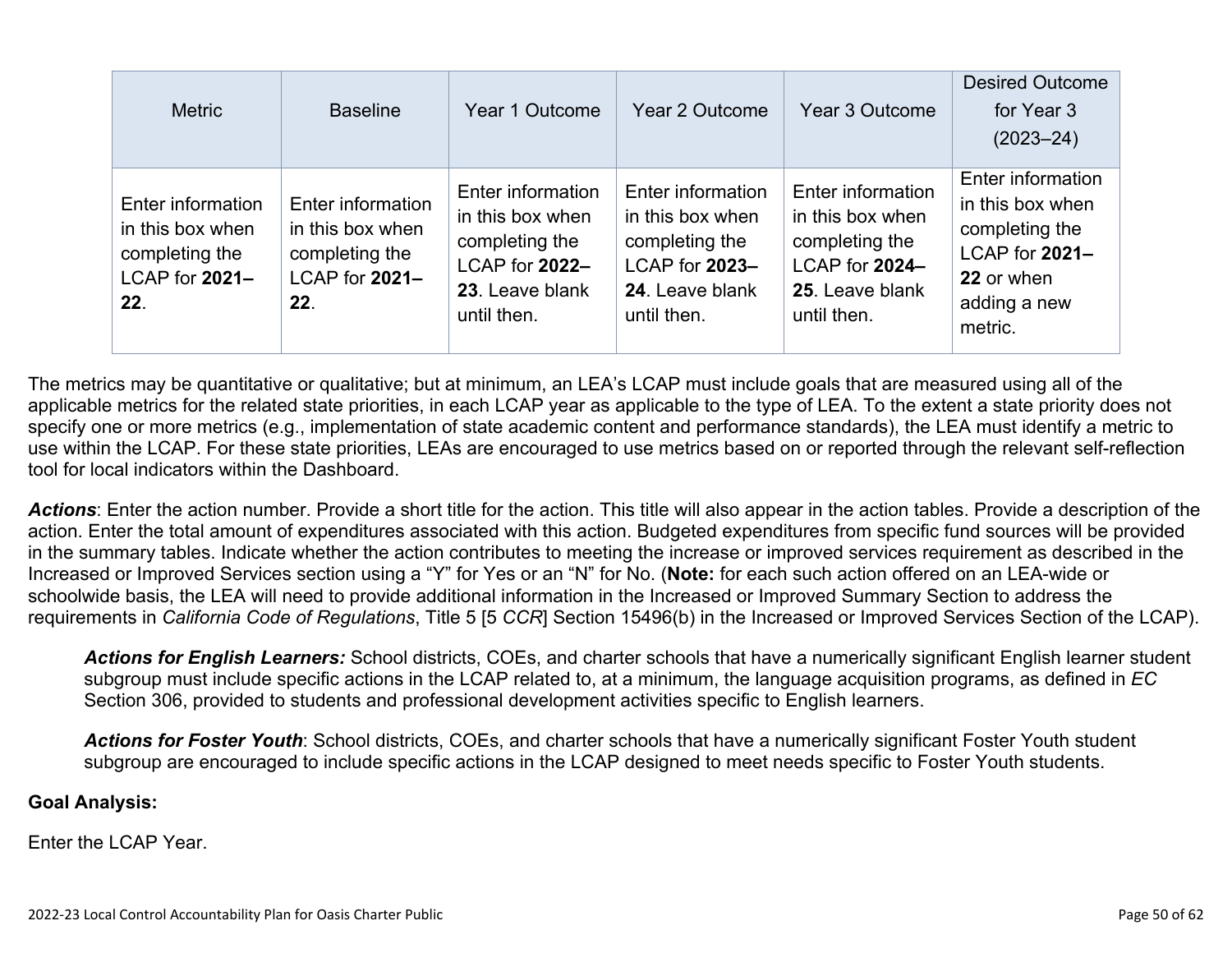| Metric | Baseline | Year 1 Outcome | Year 2 Outcome | Year 3 Outcome | Desired Outcome for Year 3 (2023–24) |
|---|---|---|---|---|---|
| Enter information in this box when completing the LCAP for **2021–22**. | Enter information in this box when completing the LCAP for **2021–22**. | Enter information in this box when completing the LCAP for **2022–23**. Leave blank until then. | Enter information in this box when completing the LCAP for **2023–24**. Leave blank until then. | Enter information in this box when completing the LCAP for **2024–25**. Leave blank until then. | Enter information in this box when completing the LCAP for **2021–22** or when adding a new metric. |

The metrics may be quantitative or qualitative; but at minimum, an LEA's LCAP must include goals that are measured using all of the applicable metrics for the related state priorities, in each LCAP year as applicable to the type of LEA. To the extent a state priority does not specify one or more metrics (e.g., implementation of state academic content and performance standards), the LEA must identify a metric to use within the LCAP. For these state priorities, LEAs are encouraged to use metrics based on or reported through the relevant self-reflection tool for local indicators within the Dashboard.

***Actions***: Enter the action number. Provide a short title for the action. This title will also appear in the action tables. Provide a description of the action. Enter the total amount of expenditures associated with this action. Budgeted expenditures from specific fund sources will be provided in the summary tables. Indicate whether the action contributes to meeting the increase or improved services requirement as described in the Increased or Improved Services section using a "Y" for Yes or an "N" for No. (**Note:** for each such action offered on an LEA-wide or schoolwide basis, the LEA will need to provide additional information in the Increased or Improved Summary Section to address the requirements in *California Code of Regulations*, Title 5 [5 *CCR*] Section 15496(b) in the Increased or Improved Services Section of the LCAP).

> ***Actions for English Learners:*** School districts, COEs, and charter schools that have a numerically significant English learner student subgroup must include specific actions in the LCAP related to, at a minimum, the language acquisition programs, as defined in *EC* Section 306, provided to students and professional development activities specific to English learners.
>
> ***Actions for Foster Youth***: School districts, COEs, and charter schools that have a numerically significant Foster Youth student subgroup are encouraged to include specific actions in the LCAP designed to meet needs specific to Foster Youth students.

**Goal Analysis:**

Enter the LCAP Year.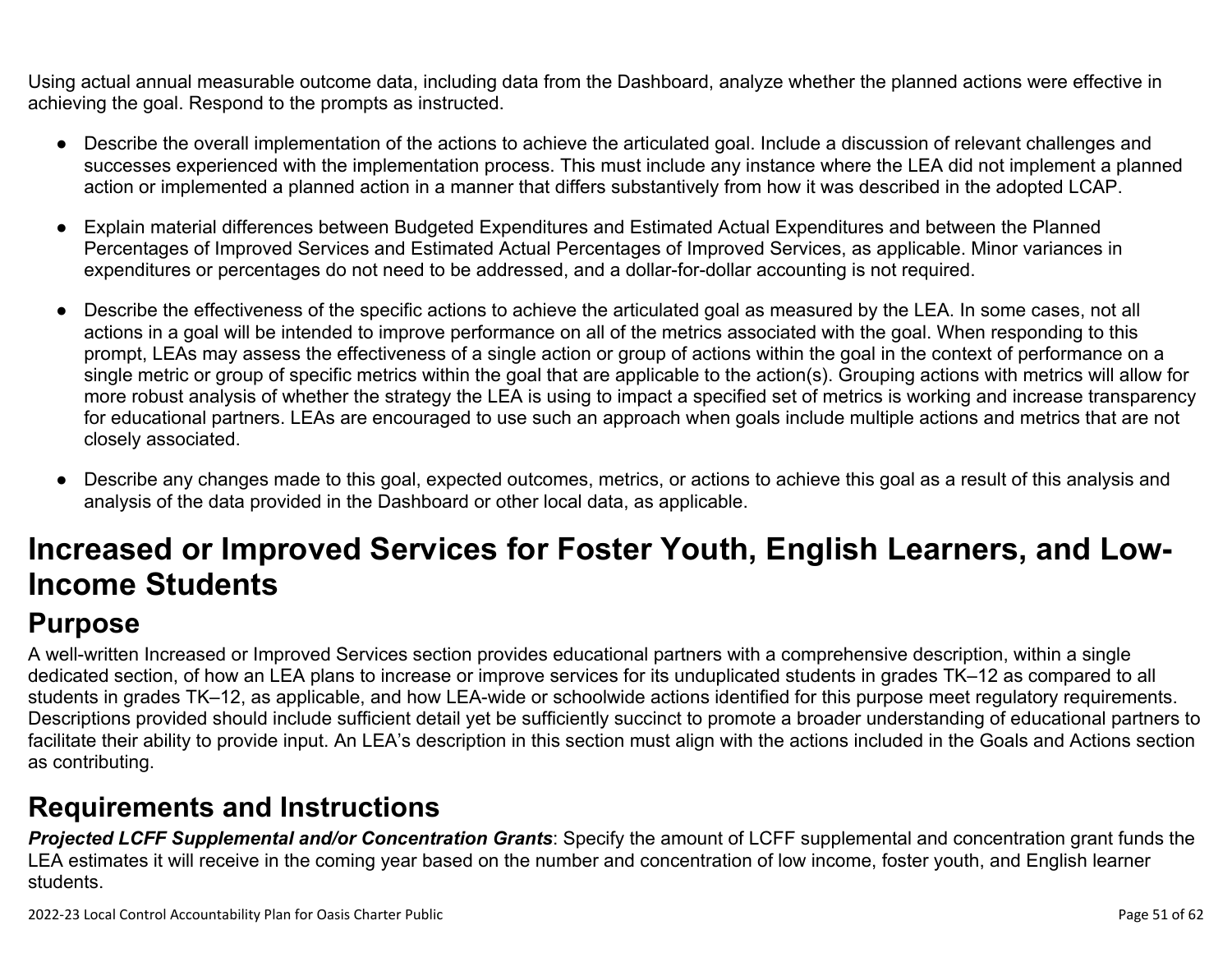Using actual annual measurable outcome data, including data from the Dashboard, analyze whether the planned actions were effective in achieving the goal. Respond to the prompts as instructed.

- Describe the overall implementation of the actions to achieve the articulated goal. Include a discussion of relevant challenges and successes experienced with the implementation process. This must include any instance where the LEA did not implement a planned action or implemented a planned action in a manner that differs substantively from how it was described in the adopted LCAP.
- Explain material differences between Budgeted Expenditures and Estimated Actual Expenditures and between the Planned Percentages of Improved Services and Estimated Actual Percentages of Improved Services, as applicable. Minor variances in expenditures or percentages do not need to be addressed, and a dollar-for-dollar accounting is not required.
- Describe the effectiveness of the specific actions to achieve the articulated goal as measured by the LEA. In some cases, not all actions in a goal will be intended to improve performance on all of the metrics associated with the goal. When responding to this prompt, LEAs may assess the effectiveness of a single action or group of actions within the goal in the context of performance on a single metric or group of specific metrics within the goal that are applicable to the action(s). Grouping actions with metrics will allow for more robust analysis of whether the strategy the LEA is using to impact a specified set of metrics is working and increase transparency for educational partners. LEAs are encouraged to use such an approach when goals include multiple actions and metrics that are not closely associated.
- Describe any changes made to this goal, expected outcomes, metrics, or actions to achieve this goal as a result of this analysis and analysis of the data provided in the Dashboard or other local data, as applicable.

# Increased or Improved Services for Foster Youth, English Learners, and Low-Income Students

## Purpose

A well-written Increased or Improved Services section provides educational partners with a comprehensive description, within a single dedicated section, of how an LEA plans to increase or improve services for its unduplicated students in grades TK–12 as compared to all students in grades TK–12, as applicable, and how LEA-wide or schoolwide actions identified for this purpose meet regulatory requirements. Descriptions provided should include sufficient detail yet be sufficiently succinct to promote a broader understanding of educational partners to facilitate their ability to provide input. An LEA's description in this section must align with the actions included in the Goals and Actions section as contributing.

## Requirements and Instructions

***Projected LCFF Supplemental and/or Concentration Grants***: Specify the amount of LCFF supplemental and concentration grant funds the LEA estimates it will receive in the coming year based on the number and concentration of low income, foster youth, and English learner students.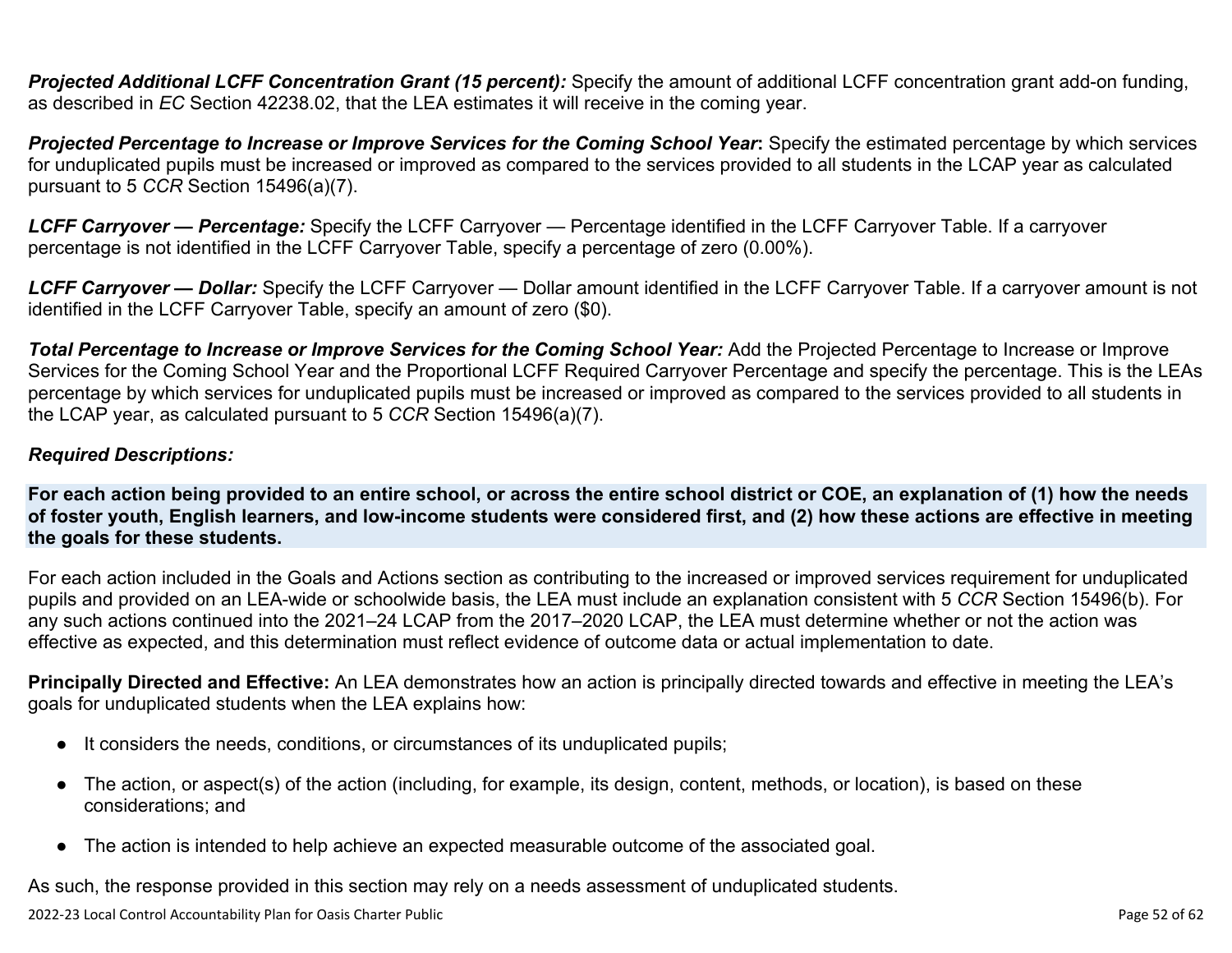***Projected Additional LCFF Concentration Grant (15 percent):*** Specify the amount of additional LCFF concentration grant add-on funding, as described in *EC* Section 42238.02, that the LEA estimates it will receive in the coming year.

***Projected Percentage to Increase or Improve Services for the Coming School Year*:** Specify the estimated percentage by which services for unduplicated pupils must be increased or improved as compared to the services provided to all students in the LCAP year as calculated pursuant to 5 *CCR* Section 15496(a)(7).

***LCFF Carryover — Percentage:*** Specify the LCFF Carryover — Percentage identified in the LCFF Carryover Table. If a carryover percentage is not identified in the LCFF Carryover Table, specify a percentage of zero (0.00%).

***LCFF Carryover — Dollar:*** Specify the LCFF Carryover — Dollar amount identified in the LCFF Carryover Table. If a carryover amount is not identified in the LCFF Carryover Table, specify an amount of zero ($0).

***Total Percentage to Increase or Improve Services for the Coming School Year:*** Add the Projected Percentage to Increase or Improve Services for the Coming School Year and the Proportional LCFF Required Carryover Percentage and specify the percentage. This is the LEAs percentage by which services for unduplicated pupils must be increased or improved as compared to the services provided to all students in the LCAP year, as calculated pursuant to 5 *CCR* Section 15496(a)(7).

***Required Descriptions:***

**For each action being provided to an entire school, or across the entire school district or COE, an explanation of (1) how the needs of foster youth, English learners, and low-income students were considered first, and (2) how these actions are effective in meeting the goals for these students.**

For each action included in the Goals and Actions section as contributing to the increased or improved services requirement for unduplicated pupils and provided on an LEA-wide or schoolwide basis, the LEA must include an explanation consistent with 5 *CCR* Section 15496(b). For any such actions continued into the 2021–24 LCAP from the 2017–2020 LCAP, the LEA must determine whether or not the action was effective as expected, and this determination must reflect evidence of outcome data or actual implementation to date.

**Principally Directed and Effective:** An LEA demonstrates how an action is principally directed towards and effective in meeting the LEA's goals for unduplicated students when the LEA explains how:

- It considers the needs, conditions, or circumstances of its unduplicated pupils;
- The action, or aspect(s) of the action (including, for example, its design, content, methods, or location), is based on these considerations; and
- The action is intended to help achieve an expected measurable outcome of the associated goal.

As such, the response provided in this section may rely on a needs assessment of unduplicated students.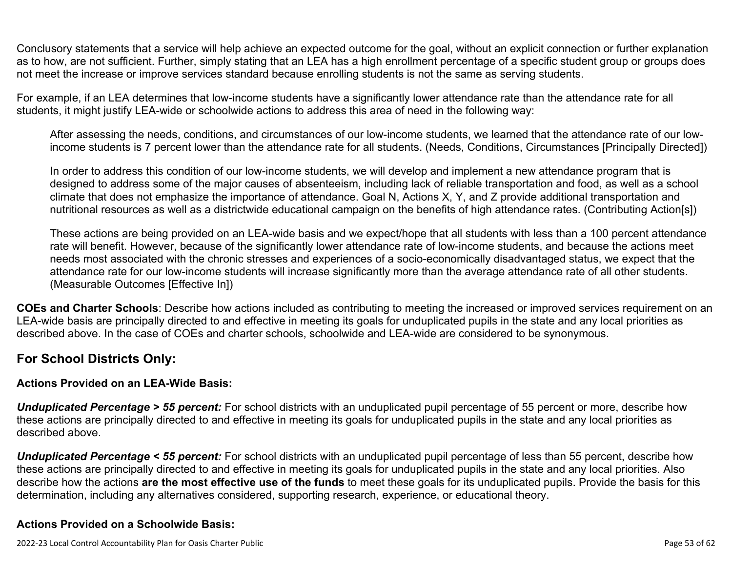Conclusory statements that a service will help achieve an expected outcome for the goal, without an explicit connection or further explanation as to how, are not sufficient. Further, simply stating that an LEA has a high enrollment percentage of a specific student group or groups does not meet the increase or improve services standard because enrolling students is not the same as serving students.

For example, if an LEA determines that low-income students have a significantly lower attendance rate than the attendance rate for all students, it might justify LEA-wide or schoolwide actions to address this area of need in the following way:

> After assessing the needs, conditions, and circumstances of our low-income students, we learned that the attendance rate of our low-income students is 7 percent lower than the attendance rate for all students. (Needs, Conditions, Circumstances [Principally Directed])
>
> In order to address this condition of our low-income students, we will develop and implement a new attendance program that is designed to address some of the major causes of absenteeism, including lack of reliable transportation and food, as well as a school climate that does not emphasize the importance of attendance. Goal N, Actions X, Y, and Z provide additional transportation and nutritional resources as well as a districtwide educational campaign on the benefits of high attendance rates. (Contributing Action[s])
>
> These actions are being provided on an LEA-wide basis and we expect/hope that all students with less than a 100 percent attendance rate will benefit. However, because of the significantly lower attendance rate of low-income students, and because the actions meet needs most associated with the chronic stresses and experiences of a socio-economically disadvantaged status, we expect that the attendance rate for our low-income students will increase significantly more than the average attendance rate of all other students. (Measurable Outcomes [Effective In])

**COEs and Charter Schools**: Describe how actions included as contributing to meeting the increased or improved services requirement on an LEA-wide basis are principally directed to and effective in meeting its goals for unduplicated pupils in the state and any local priorities as described above. In the case of COEs and charter schools, schoolwide and LEA-wide are considered to be synonymous.

## For School Districts Only:

### Actions Provided on an LEA-Wide Basis:

***Unduplicated Percentage > 55 percent:*** For school districts with an unduplicated pupil percentage of 55 percent or more, describe how these actions are principally directed to and effective in meeting its goals for unduplicated pupils in the state and any local priorities as described above.

***Unduplicated Percentage < 55 percent:*** For school districts with an unduplicated pupil percentage of less than 55 percent, describe how these actions are principally directed to and effective in meeting its goals for unduplicated pupils in the state and any local priorities. Also describe how the actions **are the most effective use of the funds** to meet these goals for its unduplicated pupils. Provide the basis for this determination, including any alternatives considered, supporting research, experience, or educational theory.

### Actions Provided on a Schoolwide Basis: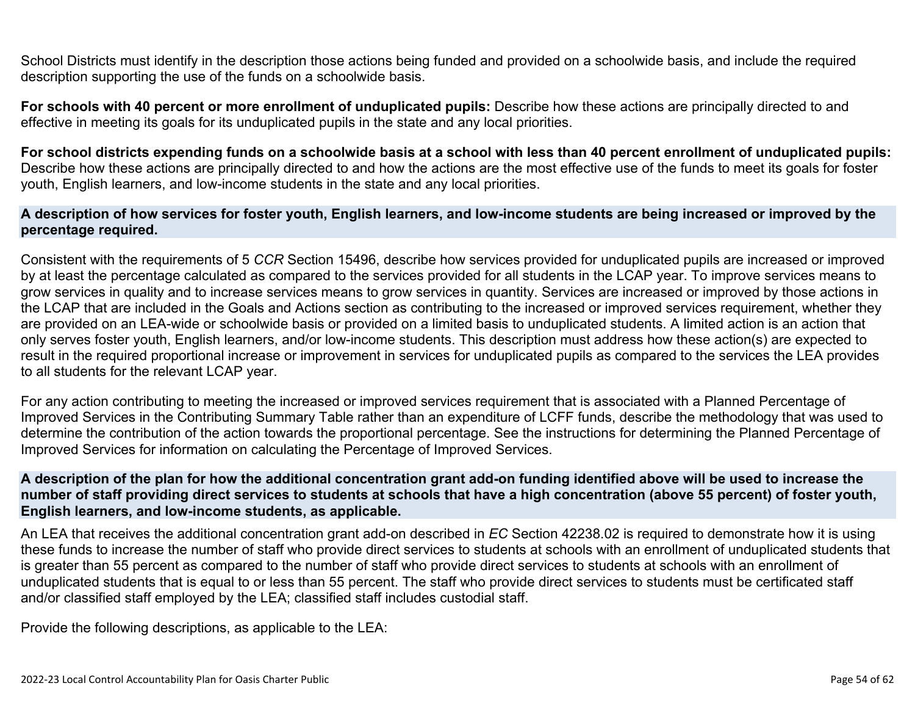School Districts must identify in the description those actions being funded and provided on a schoolwide basis, and include the required description supporting the use of the funds on a schoolwide basis.

**For schools with 40 percent or more enrollment of unduplicated pupils:** Describe how these actions are principally directed to and effective in meeting its goals for its unduplicated pupils in the state and any local priorities.

**For school districts expending funds on a schoolwide basis at a school with less than 40 percent enrollment of unduplicated pupils:** Describe how these actions are principally directed to and how the actions are the most effective use of the funds to meet its goals for foster youth, English learners, and low-income students in the state and any local priorities.

### A description of how services for foster youth, English learners, and low-income students are being increased or improved by the percentage required.

Consistent with the requirements of 5 *CCR* Section 15496, describe how services provided for unduplicated pupils are increased or improved by at least the percentage calculated as compared to the services provided for all students in the LCAP year. To improve services means to grow services in quality and to increase services means to grow services in quantity. Services are increased or improved by those actions in the LCAP that are included in the Goals and Actions section as contributing to the increased or improved services requirement, whether they are provided on an LEA-wide or schoolwide basis or provided on a limited basis to unduplicated students. A limited action is an action that only serves foster youth, English learners, and/or low-income students. This description must address how these action(s) are expected to result in the required proportional increase or improvement in services for unduplicated pupils as compared to the services the LEA provides to all students for the relevant LCAP year.

For any action contributing to meeting the increased or improved services requirement that is associated with a Planned Percentage of Improved Services in the Contributing Summary Table rather than an expenditure of LCFF funds, describe the methodology that was used to determine the contribution of the action towards the proportional percentage. See the instructions for determining the Planned Percentage of Improved Services for information on calculating the Percentage of Improved Services.

### A description of the plan for how the additional concentration grant add-on funding identified above will be used to increase the number of staff providing direct services to students at schools that have a high concentration (above 55 percent) of foster youth, English learners, and low-income students, as applicable.

An LEA that receives the additional concentration grant add-on described in *EC* Section 42238.02 is required to demonstrate how it is using these funds to increase the number of staff who provide direct services to students at schools with an enrollment of unduplicated students that is greater than 55 percent as compared to the number of staff who provide direct services to students at schools with an enrollment of unduplicated students that is equal to or less than 55 percent. The staff who provide direct services to students must be certificated staff and/or classified staff employed by the LEA; classified staff includes custodial staff.

Provide the following descriptions, as applicable to the LEA: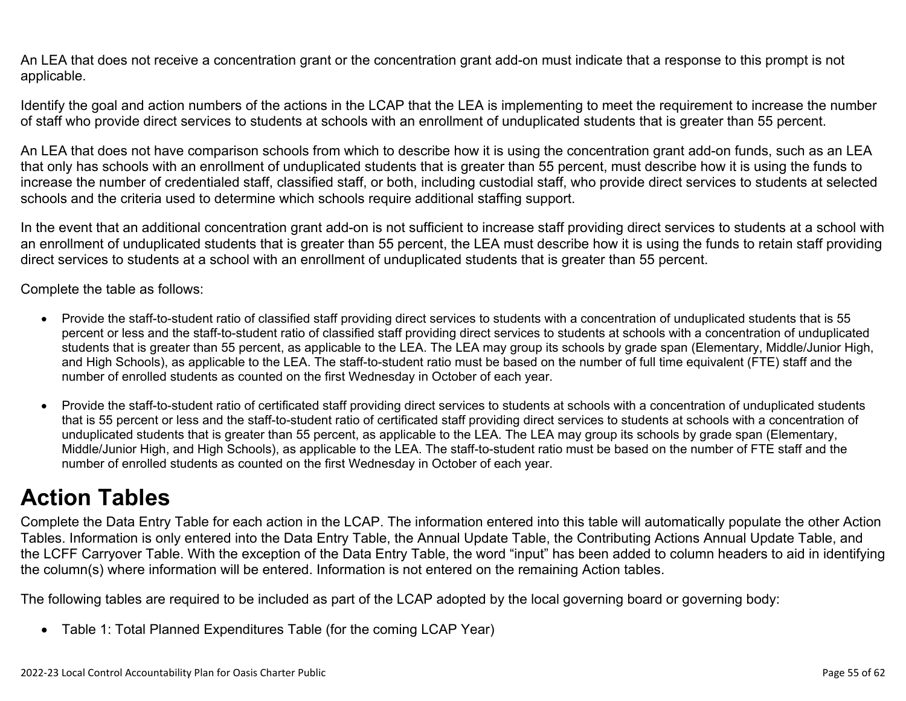An LEA that does not receive a concentration grant or the concentration grant add-on must indicate that a response to this prompt is not applicable.

Identify the goal and action numbers of the actions in the LCAP that the LEA is implementing to meet the requirement to increase the number of staff who provide direct services to students at schools with an enrollment of unduplicated students that is greater than 55 percent.

An LEA that does not have comparison schools from which to describe how it is using the concentration grant add-on funds, such as an LEA that only has schools with an enrollment of unduplicated students that is greater than 55 percent, must describe how it is using the funds to increase the number of credentialed staff, classified staff, or both, including custodial staff, who provide direct services to students at selected schools and the criteria used to determine which schools require additional staffing support.

In the event that an additional concentration grant add-on is not sufficient to increase staff providing direct services to students at a school with an enrollment of unduplicated students that is greater than 55 percent, the LEA must describe how it is using the funds to retain staff providing direct services to students at a school with an enrollment of unduplicated students that is greater than 55 percent.

Complete the table as follows:

- Provide the staff-to-student ratio of classified staff providing direct services to students with a concentration of unduplicated students that is 55 percent or less and the staff-to-student ratio of classified staff providing direct services to students at schools with a concentration of unduplicated students that is greater than 55 percent, as applicable to the LEA. The LEA may group its schools by grade span (Elementary, Middle/Junior High, and High Schools), as applicable to the LEA. The staff-to-student ratio must be based on the number of full time equivalent (FTE) staff and the number of enrolled students as counted on the first Wednesday in October of each year.
- Provide the staff-to-student ratio of certificated staff providing direct services to students at schools with a concentration of unduplicated students that is 55 percent or less and the staff-to-student ratio of certificated staff providing direct services to students at schools with a concentration of unduplicated students that is greater than 55 percent, as applicable to the LEA. The LEA may group its schools by grade span (Elementary, Middle/Junior High, and High Schools), as applicable to the LEA. The staff-to-student ratio must be based on the number of FTE staff and the number of enrolled students as counted on the first Wednesday in October of each year.

# Action Tables

Complete the Data Entry Table for each action in the LCAP. The information entered into this table will automatically populate the other Action Tables. Information is only entered into the Data Entry Table, the Annual Update Table, the Contributing Actions Annual Update Table, and the LCFF Carryover Table. With the exception of the Data Entry Table, the word "input" has been added to column headers to aid in identifying the column(s) where information will be entered. Information is not entered on the remaining Action tables.

The following tables are required to be included as part of the LCAP adopted by the local governing board or governing body:

- Table 1: Total Planned Expenditures Table (for the coming LCAP Year)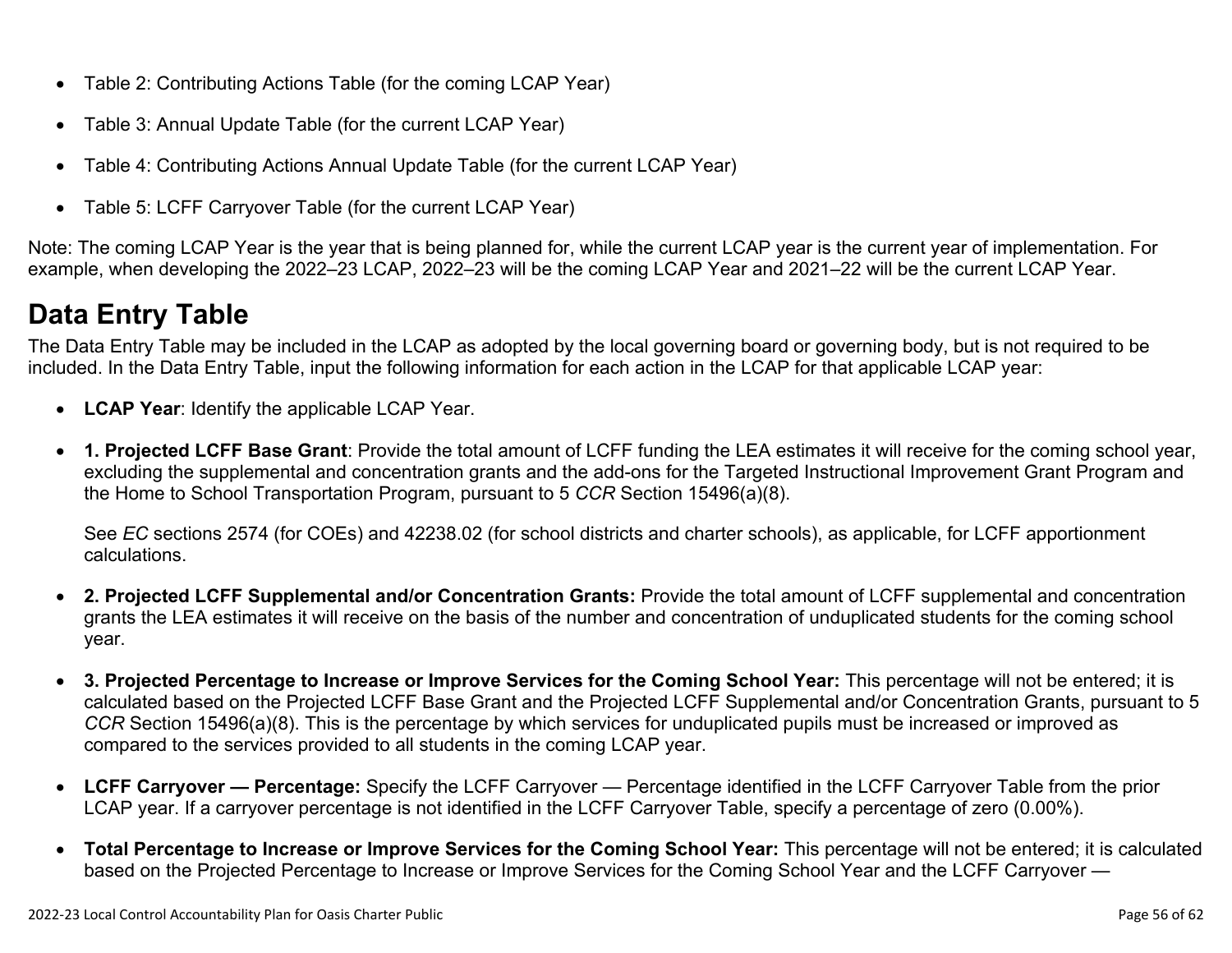- Table 2: Contributing Actions Table (for the coming LCAP Year)
- Table 3: Annual Update Table (for the current LCAP Year)
- Table 4: Contributing Actions Annual Update Table (for the current LCAP Year)
- Table 5: LCFF Carryover Table (for the current LCAP Year)

Note: The coming LCAP Year is the year that is being planned for, while the current LCAP year is the current year of implementation. For example, when developing the 2022–23 LCAP, 2022–23 will be the coming LCAP Year and 2021–22 will be the current LCAP Year.

## Data Entry Table

The Data Entry Table may be included in the LCAP as adopted by the local governing board or governing body, but is not required to be included. In the Data Entry Table, input the following information for each action in the LCAP for that applicable LCAP year:

- **LCAP Year**: Identify the applicable LCAP Year.
- **1. Projected LCFF Base Grant**: Provide the total amount of LCFF funding the LEA estimates it will receive for the coming school year, excluding the supplemental and concentration grants and the add-ons for the Targeted Instructional Improvement Grant Program and the Home to School Transportation Program, pursuant to 5 *CCR* Section 15496(a)(8).

  See *EC* sections 2574 (for COEs) and 42238.02 (for school districts and charter schools), as applicable, for LCFF apportionment calculations.
- **2. Projected LCFF Supplemental and/or Concentration Grants:** Provide the total amount of LCFF supplemental and concentration grants the LEA estimates it will receive on the basis of the number and concentration of unduplicated students for the coming school year.
- **3. Projected Percentage to Increase or Improve Services for the Coming School Year:** This percentage will not be entered; it is calculated based on the Projected LCFF Base Grant and the Projected LCFF Supplemental and/or Concentration Grants, pursuant to 5 *CCR* Section 15496(a)(8). This is the percentage by which services for unduplicated pupils must be increased or improved as compared to the services provided to all students in the coming LCAP year.
- **LCFF Carryover — Percentage:** Specify the LCFF Carryover — Percentage identified in the LCFF Carryover Table from the prior LCAP year. If a carryover percentage is not identified in the LCFF Carryover Table, specify a percentage of zero (0.00%).
- **Total Percentage to Increase or Improve Services for the Coming School Year:** This percentage will not be entered; it is calculated based on the Projected Percentage to Increase or Improve Services for the Coming School Year and the LCFF Carryover —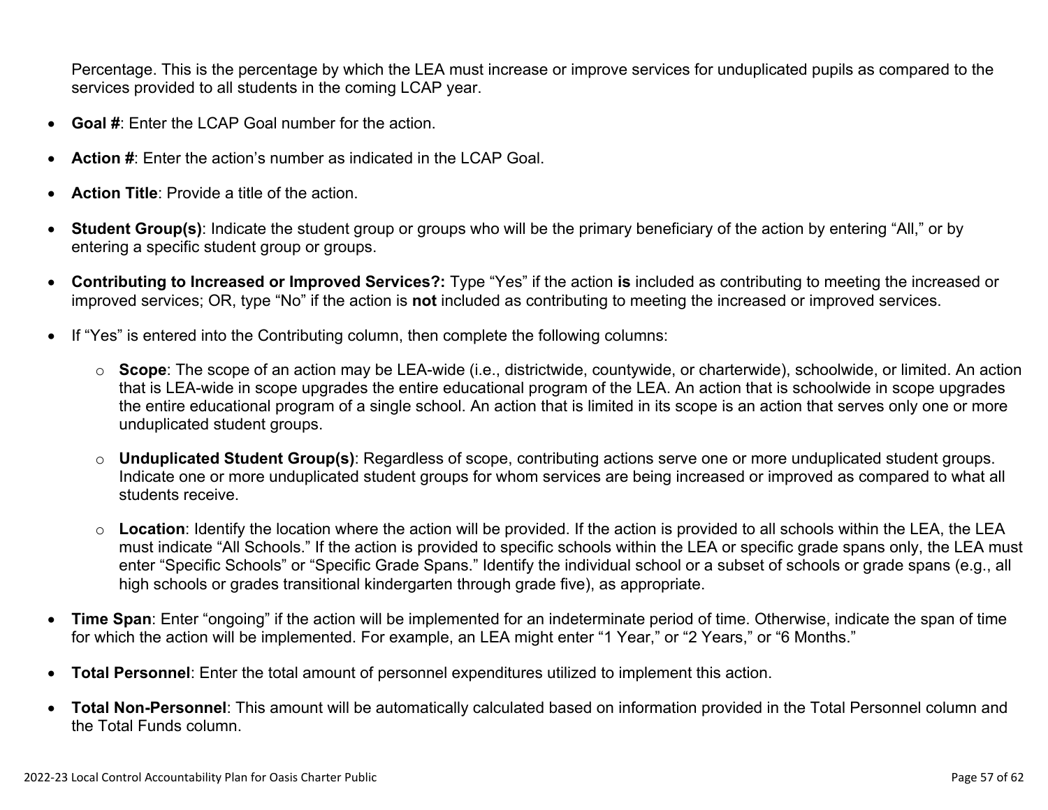Percentage. This is the percentage by which the LEA must increase or improve services for unduplicated pupils as compared to the services provided to all students in the coming LCAP year.

- **Goal #**: Enter the LCAP Goal number for the action.
- **Action #**: Enter the action's number as indicated in the LCAP Goal.
- **Action Title**: Provide a title of the action.
- **Student Group(s)**: Indicate the student group or groups who will be the primary beneficiary of the action by entering "All," or by entering a specific student group or groups.
- **Contributing to Increased or Improved Services?:** Type "Yes" if the action **is** included as contributing to meeting the increased or improved services; OR, type "No" if the action is **not** included as contributing to meeting the increased or improved services.
- If "Yes" is entered into the Contributing column, then complete the following columns:
    - **Scope**: The scope of an action may be LEA-wide (i.e., districtwide, countywide, or charterwide), schoolwide, or limited. An action that is LEA-wide in scope upgrades the entire educational program of the LEA. An action that is schoolwide in scope upgrades the entire educational program of a single school. An action that is limited in its scope is an action that serves only one or more unduplicated student groups.
    - **Unduplicated Student Group(s)**: Regardless of scope, contributing actions serve one or more unduplicated student groups. Indicate one or more unduplicated student groups for whom services are being increased or improved as compared to what all students receive.
    - **Location**: Identify the location where the action will be provided. If the action is provided to all schools within the LEA, the LEA must indicate "All Schools." If the action is provided to specific schools within the LEA or specific grade spans only, the LEA must enter "Specific Schools" or "Specific Grade Spans." Identify the individual school or a subset of schools or grade spans (e.g., all high schools or grades transitional kindergarten through grade five), as appropriate.
- **Time Span**: Enter "ongoing" if the action will be implemented for an indeterminate period of time. Otherwise, indicate the span of time for which the action will be implemented. For example, an LEA might enter "1 Year," or "2 Years," or "6 Months."
- **Total Personnel**: Enter the total amount of personnel expenditures utilized to implement this action.
- **Total Non-Personnel**: This amount will be automatically calculated based on information provided in the Total Personnel column and the Total Funds column.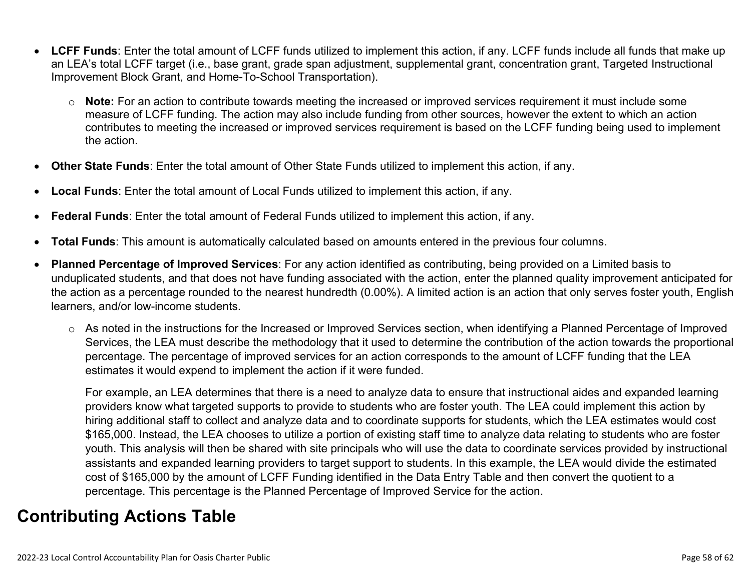- **LCFF Funds**: Enter the total amount of LCFF funds utilized to implement this action, if any. LCFF funds include all funds that make up an LEA's total LCFF target (i.e., base grant, grade span adjustment, supplemental grant, concentration grant, Targeted Instructional Improvement Block Grant, and Home-To-School Transportation).
  - **Note:** For an action to contribute towards meeting the increased or improved services requirement it must include some measure of LCFF funding. The action may also include funding from other sources, however the extent to which an action contributes to meeting the increased or improved services requirement is based on the LCFF funding being used to implement the action.
- **Other State Funds**: Enter the total amount of Other State Funds utilized to implement this action, if any.
- **Local Funds**: Enter the total amount of Local Funds utilized to implement this action, if any.
- **Federal Funds**: Enter the total amount of Federal Funds utilized to implement this action, if any.
- **Total Funds**: This amount is automatically calculated based on amounts entered in the previous four columns.
- **Planned Percentage of Improved Services**: For any action identified as contributing, being provided on a Limited basis to unduplicated students, and that does not have funding associated with the action, enter the planned quality improvement anticipated for the action as a percentage rounded to the nearest hundredth (0.00%). A limited action is an action that only serves foster youth, English learners, and/or low-income students.
  - As noted in the instructions for the Increased or Improved Services section, when identifying a Planned Percentage of Improved Services, the LEA must describe the methodology that it used to determine the contribution of the action towards the proportional percentage. The percentage of improved services for an action corresponds to the amount of LCFF funding that the LEA estimates it would expend to implement the action if it were funded.

    For example, an LEA determines that there is a need to analyze data to ensure that instructional aides and expanded learning providers know what targeted supports to provide to students who are foster youth. The LEA could implement this action by hiring additional staff to collect and analyze data and to coordinate supports for students, which the LEA estimates would cost $165,000. Instead, the LEA chooses to utilize a portion of existing staff time to analyze data relating to students who are foster youth. This analysis will then be shared with site principals who will use the data to coordinate services provided by instructional assistants and expanded learning providers to target support to students. In this example, the LEA would divide the estimated cost of $165,000 by the amount of LCFF Funding identified in the Data Entry Table and then convert the quotient to a percentage. This percentage is the Planned Percentage of Improved Service for the action.

# Contributing Actions Table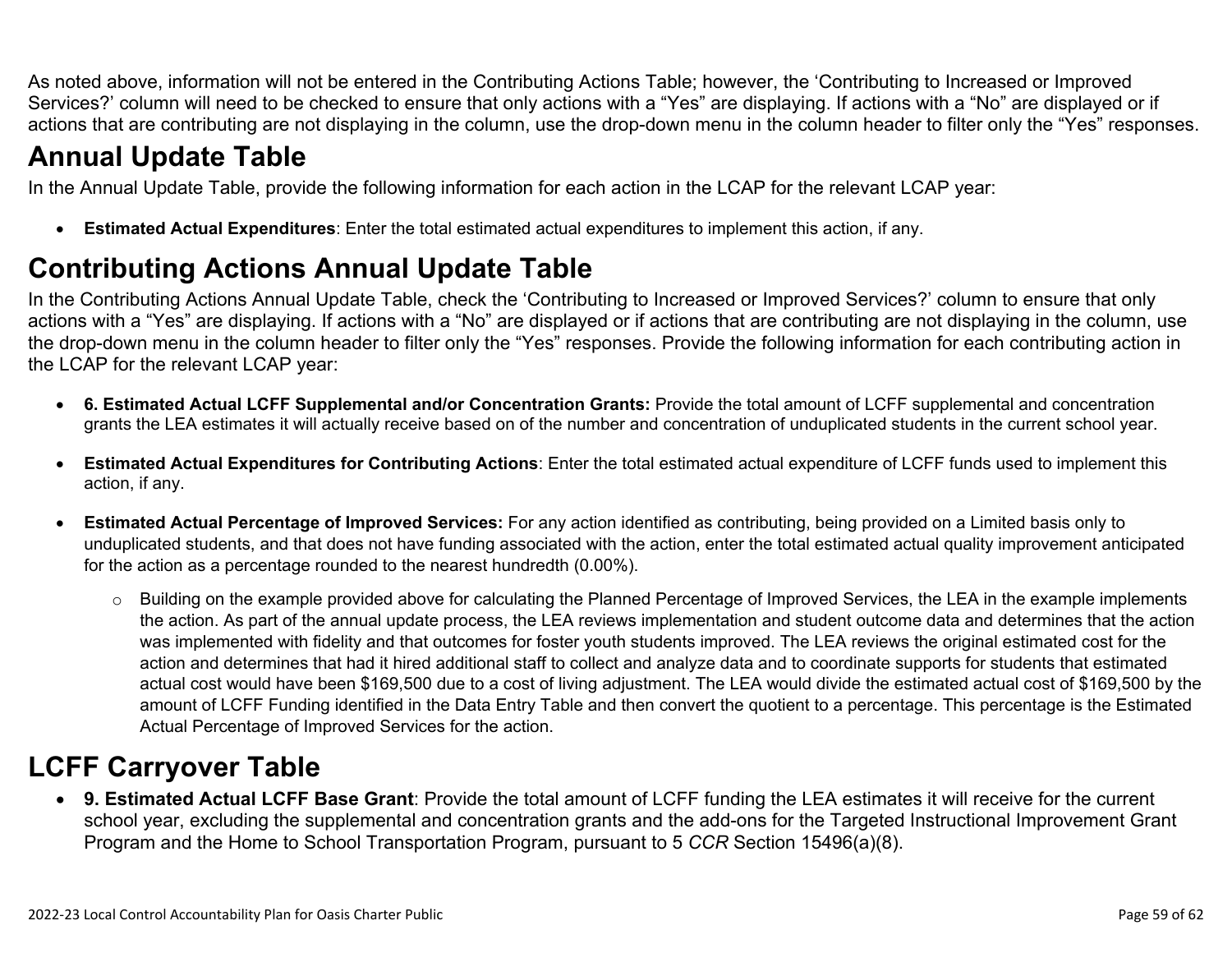As noted above, information will not be entered in the Contributing Actions Table; however, the 'Contributing to Increased or Improved Services?' column will need to be checked to ensure that only actions with a "Yes" are displaying. If actions with a "No" are displayed or if actions that are contributing are not displaying in the column, use the drop-down menu in the column header to filter only the "Yes" responses.

# Annual Update Table

In the Annual Update Table, provide the following information for each action in the LCAP for the relevant LCAP year:

- **Estimated Actual Expenditures**: Enter the total estimated actual expenditures to implement this action, if any.

# Contributing Actions Annual Update Table

In the Contributing Actions Annual Update Table, check the 'Contributing to Increased or Improved Services?' column to ensure that only actions with a "Yes" are displaying. If actions with a "No" are displayed or if actions that are contributing are not displaying in the column, use the drop-down menu in the column header to filter only the "Yes" responses. Provide the following information for each contributing action in the LCAP for the relevant LCAP year:

- **6. Estimated Actual LCFF Supplemental and/or Concentration Grants:** Provide the total amount of LCFF supplemental and concentration grants the LEA estimates it will actually receive based on of the number and concentration of unduplicated students in the current school year.
- **Estimated Actual Expenditures for Contributing Actions**: Enter the total estimated actual expenditure of LCFF funds used to implement this action, if any.
- **Estimated Actual Percentage of Improved Services:** For any action identified as contributing, being provided on a Limited basis only to unduplicated students, and that does not have funding associated with the action, enter the total estimated actual quality improvement anticipated for the action as a percentage rounded to the nearest hundredth (0.00%).
  - Building on the example provided above for calculating the Planned Percentage of Improved Services, the LEA in the example implements the action. As part of the annual update process, the LEA reviews implementation and student outcome data and determines that the action was implemented with fidelity and that outcomes for foster youth students improved. The LEA reviews the original estimated cost for the action and determines that had it hired additional staff to collect and analyze data and to coordinate supports for students that estimated actual cost would have been $169,500 due to a cost of living adjustment. The LEA would divide the estimated actual cost of $169,500 by the amount of LCFF Funding identified in the Data Entry Table and then convert the quotient to a percentage. This percentage is the Estimated Actual Percentage of Improved Services for the action.

# LCFF Carryover Table

- **9. Estimated Actual LCFF Base Grant**: Provide the total amount of LCFF funding the LEA estimates it will receive for the current school year, excluding the supplemental and concentration grants and the add-ons for the Targeted Instructional Improvement Grant Program and the Home to School Transportation Program, pursuant to 5 *CCR* Section 15496(a)(8).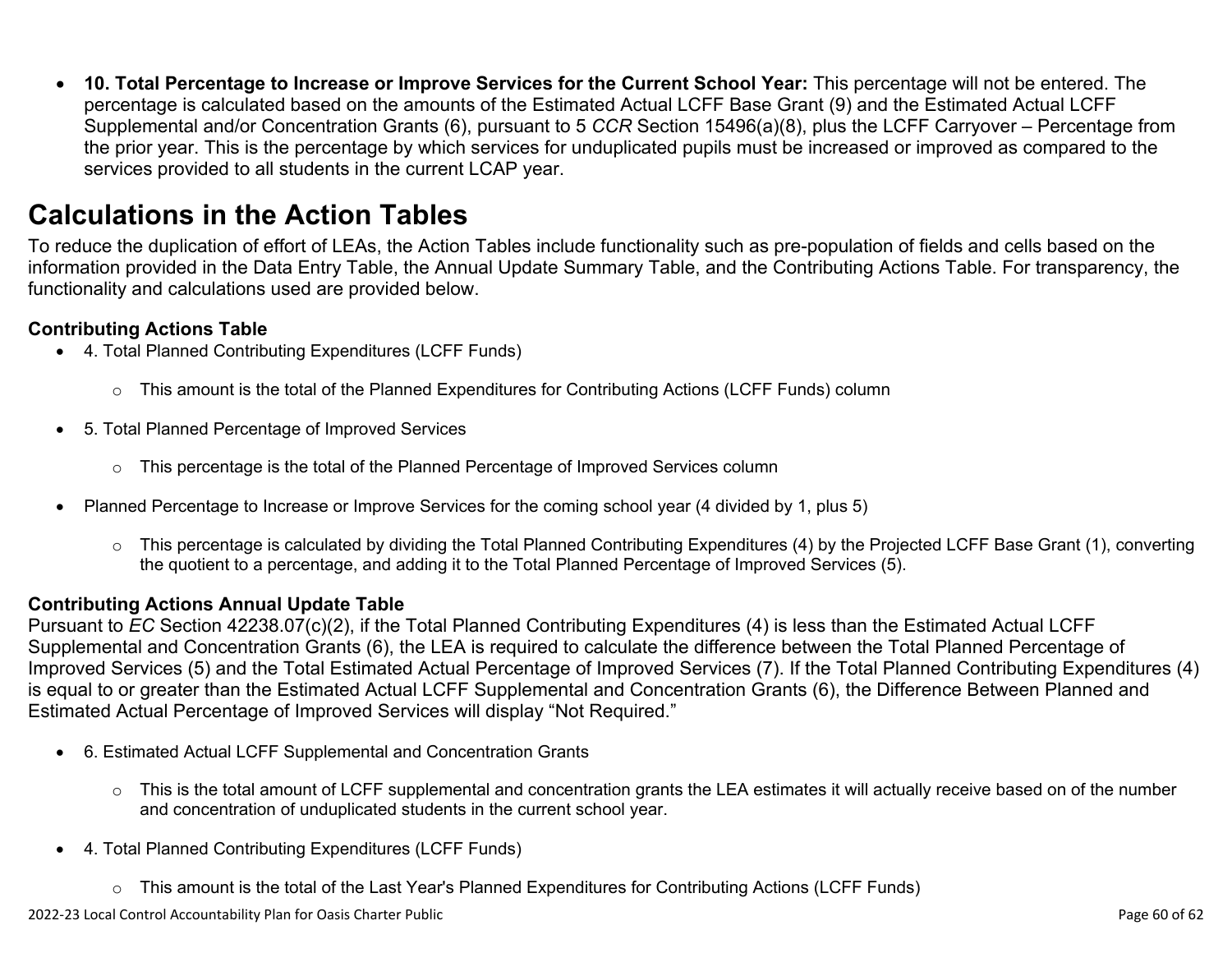- **10. Total Percentage to Increase or Improve Services for the Current School Year:** This percentage will not be entered. The percentage is calculated based on the amounts of the Estimated Actual LCFF Base Grant (9) and the Estimated Actual LCFF Supplemental and/or Concentration Grants (6), pursuant to 5 *CCR* Section 15496(a)(8), plus the LCFF Carryover – Percentage from the prior year. This is the percentage by which services for unduplicated pupils must be increased or improved as compared to the services provided to all students in the current LCAP year.

# Calculations in the Action Tables

To reduce the duplication of effort of LEAs, the Action Tables include functionality such as pre-population of fields and cells based on the information provided in the Data Entry Table, the Annual Update Summary Table, and the Contributing Actions Table. For transparency, the functionality and calculations used are provided below.

### Contributing Actions Table

- 4. Total Planned Contributing Expenditures (LCFF Funds)
  - This amount is the total of the Planned Expenditures for Contributing Actions (LCFF Funds) column
- 5. Total Planned Percentage of Improved Services
  - This percentage is the total of the Planned Percentage of Improved Services column
- Planned Percentage to Increase or Improve Services for the coming school year (4 divided by 1, plus 5)
  - This percentage is calculated by dividing the Total Planned Contributing Expenditures (4) by the Projected LCFF Base Grant (1), converting the quotient to a percentage, and adding it to the Total Planned Percentage of Improved Services (5).

### Contributing Actions Annual Update Table

Pursuant to *EC* Section 42238.07(c)(2), if the Total Planned Contributing Expenditures (4) is less than the Estimated Actual LCFF Supplemental and Concentration Grants (6), the LEA is required to calculate the difference between the Total Planned Percentage of Improved Services (5) and the Total Estimated Actual Percentage of Improved Services (7). If the Total Planned Contributing Expenditures (4) is equal to or greater than the Estimated Actual LCFF Supplemental and Concentration Grants (6), the Difference Between Planned and Estimated Actual Percentage of Improved Services will display "Not Required."

- 6. Estimated Actual LCFF Supplemental and Concentration Grants
  - This is the total amount of LCFF supplemental and concentration grants the LEA estimates it will actually receive based on of the number and concentration of unduplicated students in the current school year.
- 4. Total Planned Contributing Expenditures (LCFF Funds)
  - This amount is the total of the Last Year's Planned Expenditures for Contributing Actions (LCFF Funds)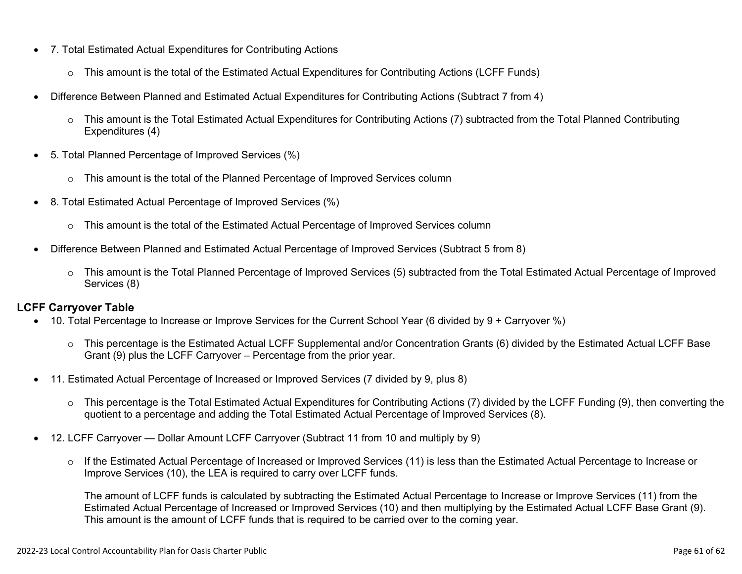- 7. Total Estimated Actual Expenditures for Contributing Actions
    - This amount is the total of the Estimated Actual Expenditures for Contributing Actions (LCFF Funds)
- Difference Between Planned and Estimated Actual Expenditures for Contributing Actions (Subtract 7 from 4)
    - This amount is the Total Estimated Actual Expenditures for Contributing Actions (7) subtracted from the Total Planned Contributing Expenditures (4)
- 5. Total Planned Percentage of Improved Services (%)
    - This amount is the total of the Planned Percentage of Improved Services column
- 8. Total Estimated Actual Percentage of Improved Services (%)
    - This amount is the total of the Estimated Actual Percentage of Improved Services column
- Difference Between Planned and Estimated Actual Percentage of Improved Services (Subtract 5 from 8)
    - This amount is the Total Planned Percentage of Improved Services (5) subtracted from the Total Estimated Actual Percentage of Improved Services (8)

**LCFF Carryover Table**

- 10. Total Percentage to Increase or Improve Services for the Current School Year (6 divided by 9 + Carryover %)
    - This percentage is the Estimated Actual LCFF Supplemental and/or Concentration Grants (6) divided by the Estimated Actual LCFF Base Grant (9) plus the LCFF Carryover – Percentage from the prior year.
- 11. Estimated Actual Percentage of Increased or Improved Services (7 divided by 9, plus 8)
    - This percentage is the Total Estimated Actual Expenditures for Contributing Actions (7) divided by the LCFF Funding (9), then converting the quotient to a percentage and adding the Total Estimated Actual Percentage of Improved Services (8).
- 12. LCFF Carryover — Dollar Amount LCFF Carryover (Subtract 11 from 10 and multiply by 9)
    - If the Estimated Actual Percentage of Increased or Improved Services (11) is less than the Estimated Actual Percentage to Increase or Improve Services (10), the LEA is required to carry over LCFF funds.

      The amount of LCFF funds is calculated by subtracting the Estimated Actual Percentage to Increase or Improve Services (11) from the Estimated Actual Percentage of Increased or Improved Services (10) and then multiplying by the Estimated Actual LCFF Base Grant (9). This amount is the amount of LCFF funds that is required to be carried over to the coming year.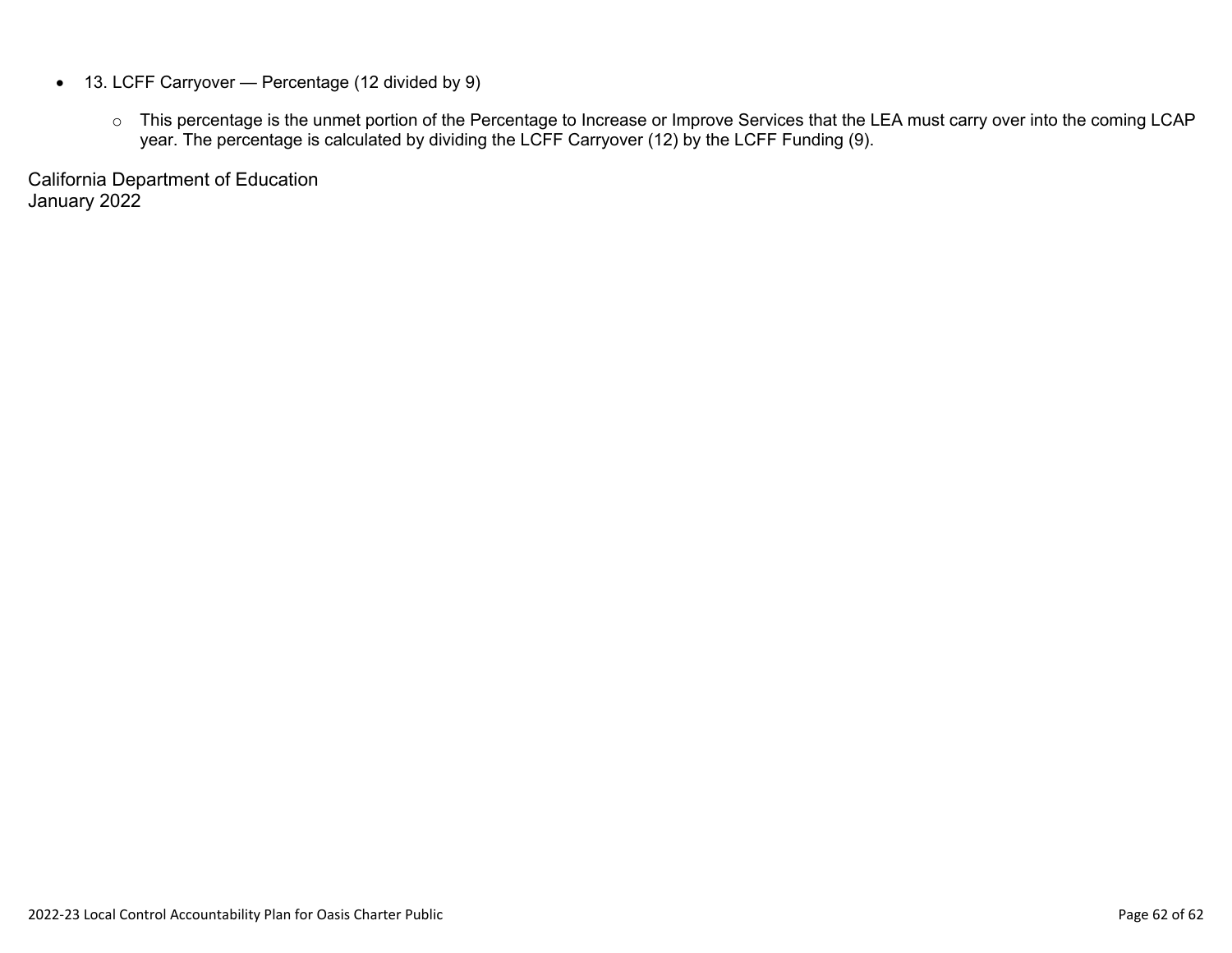- 13. LCFF Carryover — Percentage (12 divided by 9)
  - This percentage is the unmet portion of the Percentage to Increase or Improve Services that the LEA must carry over into the coming LCAP year. The percentage is calculated by dividing the LCFF Carryover (12) by the LCFF Funding (9).

California Department of Education
January 2022